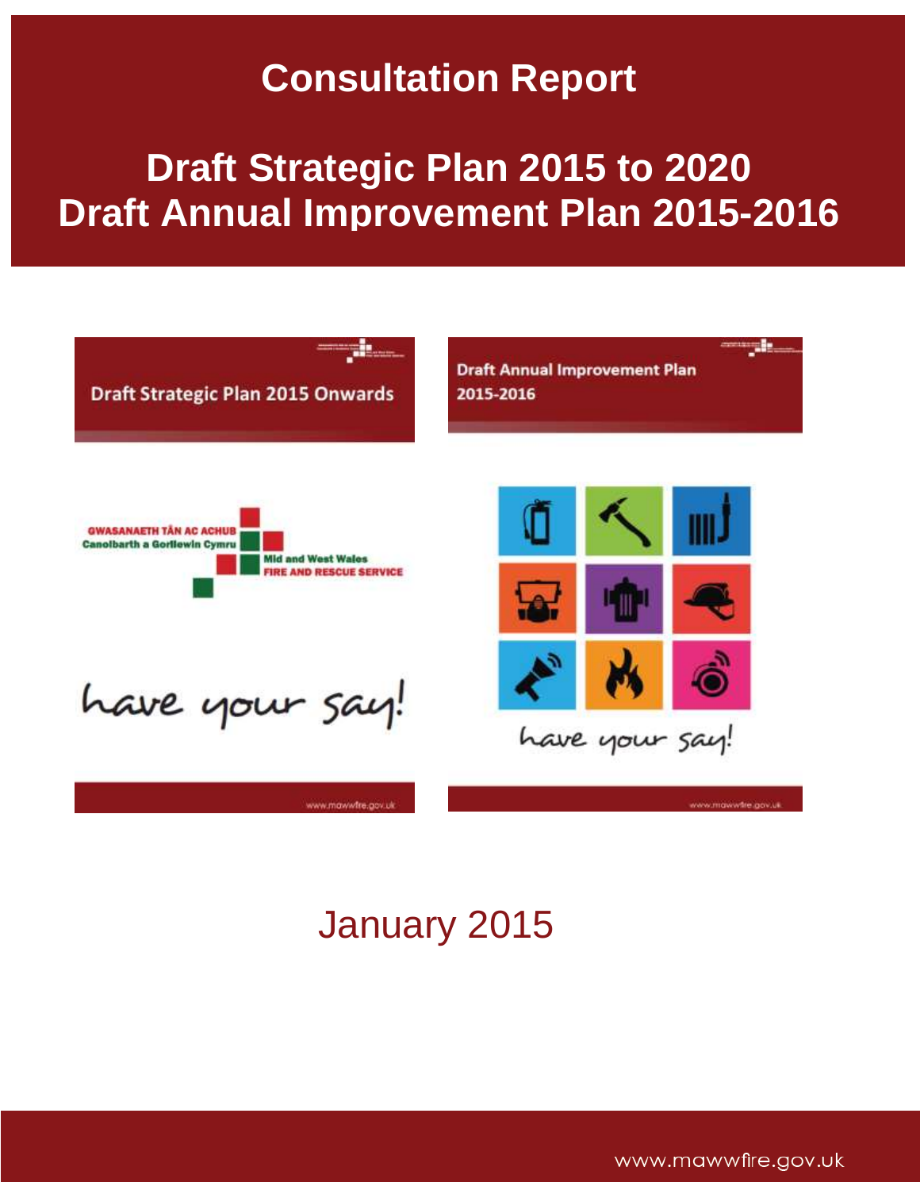# Consultation Report

## Draft Strategic Plan 2015 to 2020
## Draft Annual Improvement Plan 2015-2016

Draft Strategic Plan 2015 Onwards

GWASANAETH TÂN AC ACHUB Canolbarth a Gorllewin Cymru

Mid and West Wales FIRE AND RESCUE SERVICE

have your say!

www.mawwfire.gov.uk

Draft Annual Improvement Plan 2015-2016

have your say!

www.mawwfire.gov.uk

January 2015

www.mawwfire.gov.uk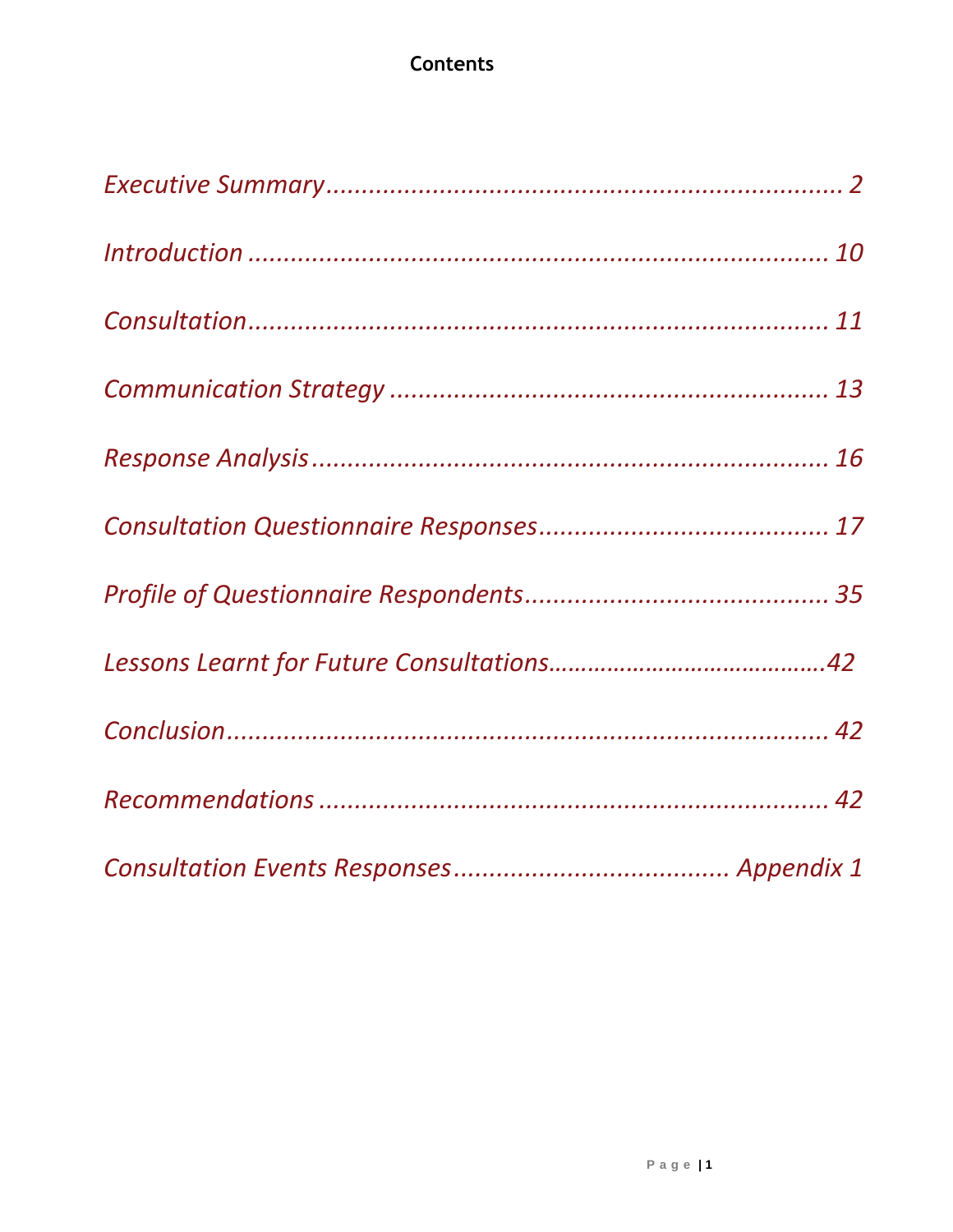# Contents

*Executive Summary......................................................................... 2*

*Introduction ..................................................................................... 10*

*Consultation...................................................................................... 11*

*Communication Strategy ............................................................... 13*

*Response Analysis........................................................................... 16*

*Consultation Questionnaire Responses......................................... 17*

*Profile of Questionnaire Respondents........................................... 35*

*Lessons Learnt for Future Consultations……………………………………..42*

*Conclusion......................................................................................... 42*

*Recommendations ........................................................................... 42*

*Consultation Events Responses....................................... Appendix 1*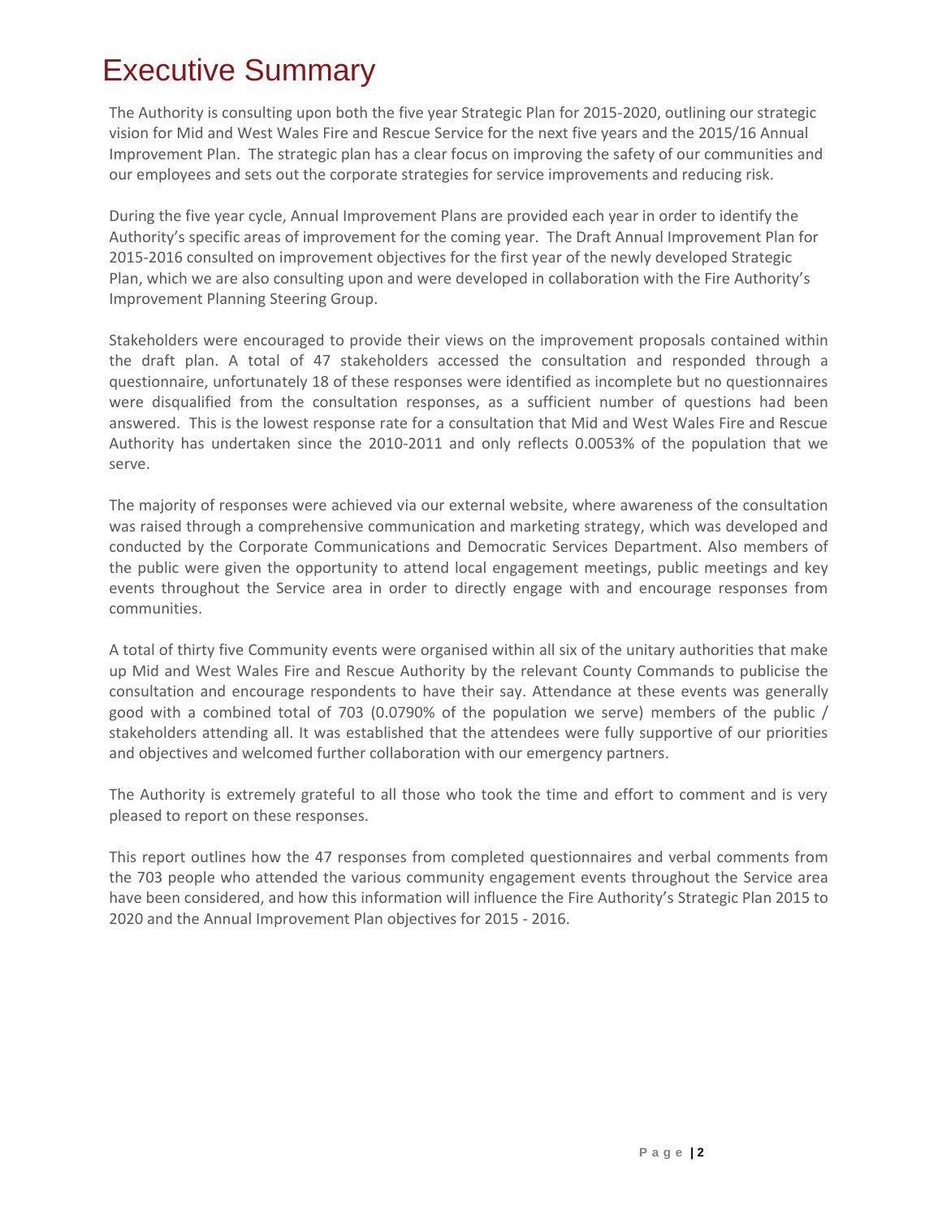# Executive Summary

The Authority is consulting upon both the five year Strategic Plan for 2015-2020, outlining our strategic vision for Mid and West Wales Fire and Rescue Service for the next five years and the 2015/16 Annual Improvement Plan. The strategic plan has a clear focus on improving the safety of our communities and our employees and sets out the corporate strategies for service improvements and reducing risk.

During the five year cycle, Annual Improvement Plans are provided each year in order to identify the Authority's specific areas of improvement for the coming year. The Draft Annual Improvement Plan for 2015-2016 consulted on improvement objectives for the first year of the newly developed Strategic Plan, which we are also consulting upon and were developed in collaboration with the Fire Authority's Improvement Planning Steering Group.

Stakeholders were encouraged to provide their views on the improvement proposals contained within the draft plan. A total of 47 stakeholders accessed the consultation and responded through a questionnaire, unfortunately 18 of these responses were identified as incomplete but no questionnaires were disqualified from the consultation responses, as a sufficient number of questions had been answered. This is the lowest response rate for a consultation that Mid and West Wales Fire and Rescue Authority has undertaken since the 2010-2011 and only reflects 0.0053% of the population that we serve.

The majority of responses were achieved via our external website, where awareness of the consultation was raised through a comprehensive communication and marketing strategy, which was developed and conducted by the Corporate Communications and Democratic Services Department. Also members of the public were given the opportunity to attend local engagement meetings, public meetings and key events throughout the Service area in order to directly engage with and encourage responses from communities.

A total of thirty five Community events were organised within all six of the unitary authorities that make up Mid and West Wales Fire and Rescue Authority by the relevant County Commands to publicise the consultation and encourage respondents to have their say. Attendance at these events was generally good with a combined total of 703 (0.0790% of the population we serve) members of the public / stakeholders attending all. It was established that the attendees were fully supportive of our priorities and objectives and welcomed further collaboration with our emergency partners.

The Authority is extremely grateful to all those who took the time and effort to comment and is very pleased to report on these responses.

This report outlines how the 47 responses from completed questionnaires and verbal comments from the 703 people who attended the various community engagement events throughout the Service area have been considered, and how this information will influence the Fire Authority's Strategic Plan 2015 to 2020 and the Annual Improvement Plan objectives for 2015 - 2016.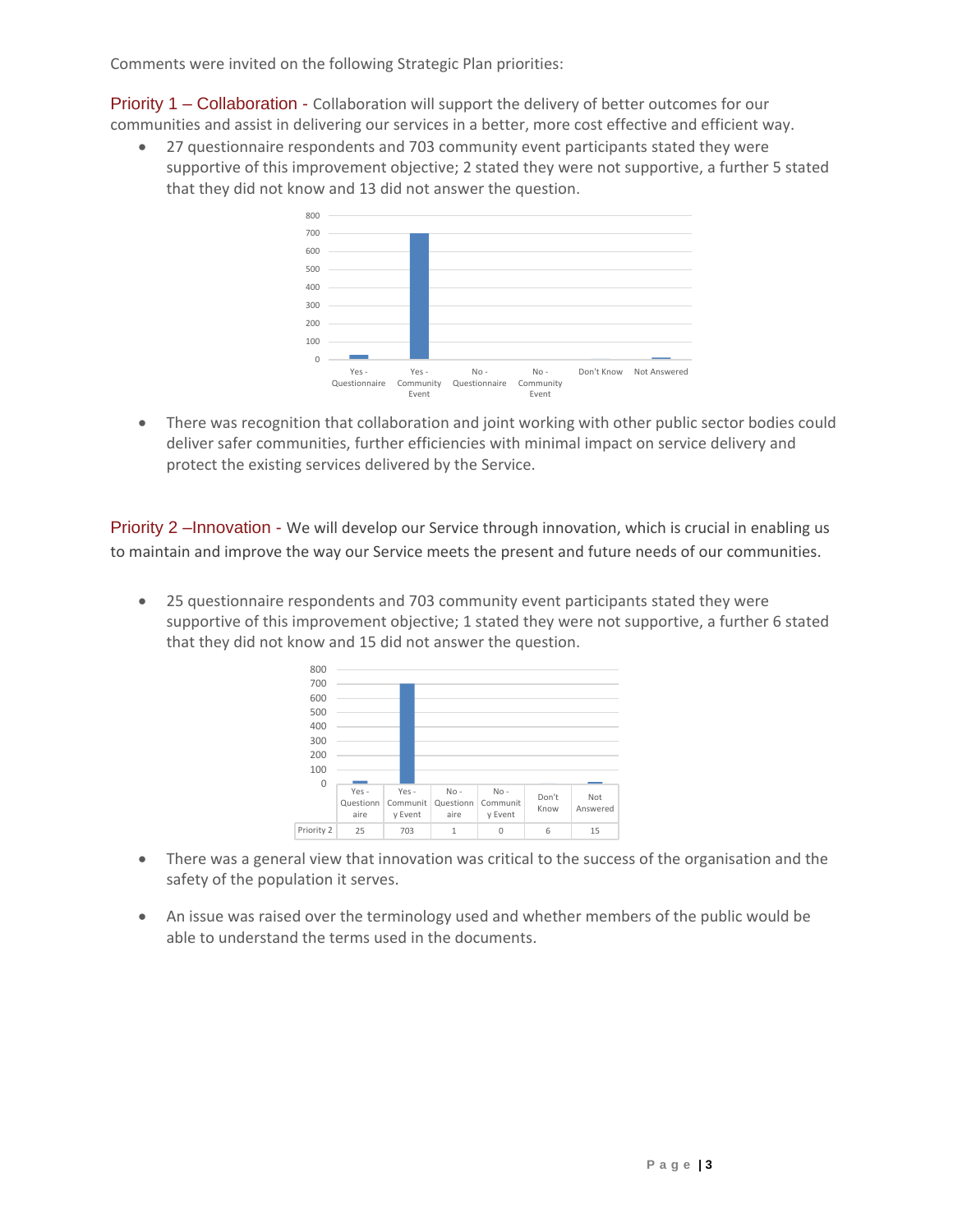Comments were invited on the following Strategic Plan priorities:

**Priority 1 – Collaboration** - Collaboration will support the delivery of better outcomes for our communities and assist in delivering our services in a better, more cost effective and efficient way.

- 27 questionnaire respondents and 703 community event participants stated they were supportive of this improvement objective; 2 stated they were not supportive, a further 5 stated that they did not know and 13 did not answer the question.

- There was recognition that collaboration and joint working with other public sector bodies could deliver safer communities, further efficiencies with minimal impact on service delivery and protect the existing services delivered by the Service.

**Priority 2 –Innovation** - We will develop our Service through innovation, which is crucial in enabling us to maintain and improve the way our Service meets the present and future needs of our communities.

- 25 questionnaire respondents and 703 community event participants stated they were supportive of this improvement objective; 1 stated they were not supportive, a further 6 stated that they did not know and 15 did not answer the question.

| | Yes - Questionnaire | Yes - Community Event | No - Questionnaire | No - Community Event | Don't Know | Not Answered |
|---|---|---|---|---|---|---|
| Priority 2 | 25 | 703 | 1 | 0 | 6 | 15 |

- There was a general view that innovation was critical to the success of the organisation and the safety of the population it serves.

- An issue was raised over the terminology used and whether members of the public would be able to understand the terms used in the documents.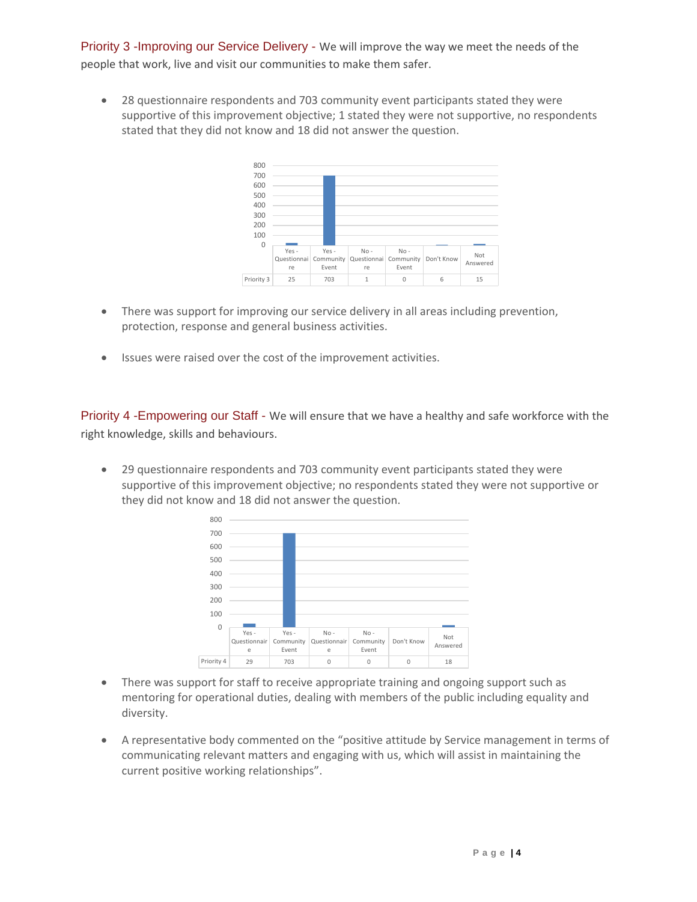Priority 3 -Improving our Service Delivery - We will improve the way we meet the needs of the people that work, live and visit our communities to make them safer.

- 28 questionnaire respondents and 703 community event participants stated they were supportive of this improvement objective; 1 stated they were not supportive, no respondents stated that they did not know and 18 did not answer the question.

| | Yes - Questionnaire | Yes - Community Event | No - Questionnaire | No - Community Event | Don't Know | Not Answered |
|---|---|---|---|---|---|---|
| Priority 3 | 25 | 703 | 1 | 0 | 6 | 15 |

- There was support for improving our service delivery in all areas including prevention, protection, response and general business activities.

- Issues were raised over the cost of the improvement activities.

Priority 4 -Empowering our Staff - We will ensure that we have a healthy and safe workforce with the right knowledge, skills and behaviours.

- 29 questionnaire respondents and 703 community event participants stated they were supportive of this improvement objective; no respondents stated they were not supportive or they did not know and 18 did not answer the question.

| | Yes - Questionnaire | Yes - Community Event | No - Questionnaire | No - Community Event | Don't Know | Not Answered |
|---|---|---|---|---|---|---|
| Priority 4 | 29 | 703 | 0 | 0 | 0 | 18 |

- There was support for staff to receive appropriate training and ongoing support such as mentoring for operational duties, dealing with members of the public including equality and diversity.

- A representative body commented on the "positive attitude by Service management in terms of communicating relevant matters and engaging with us, which will assist in maintaining the current positive working relationships".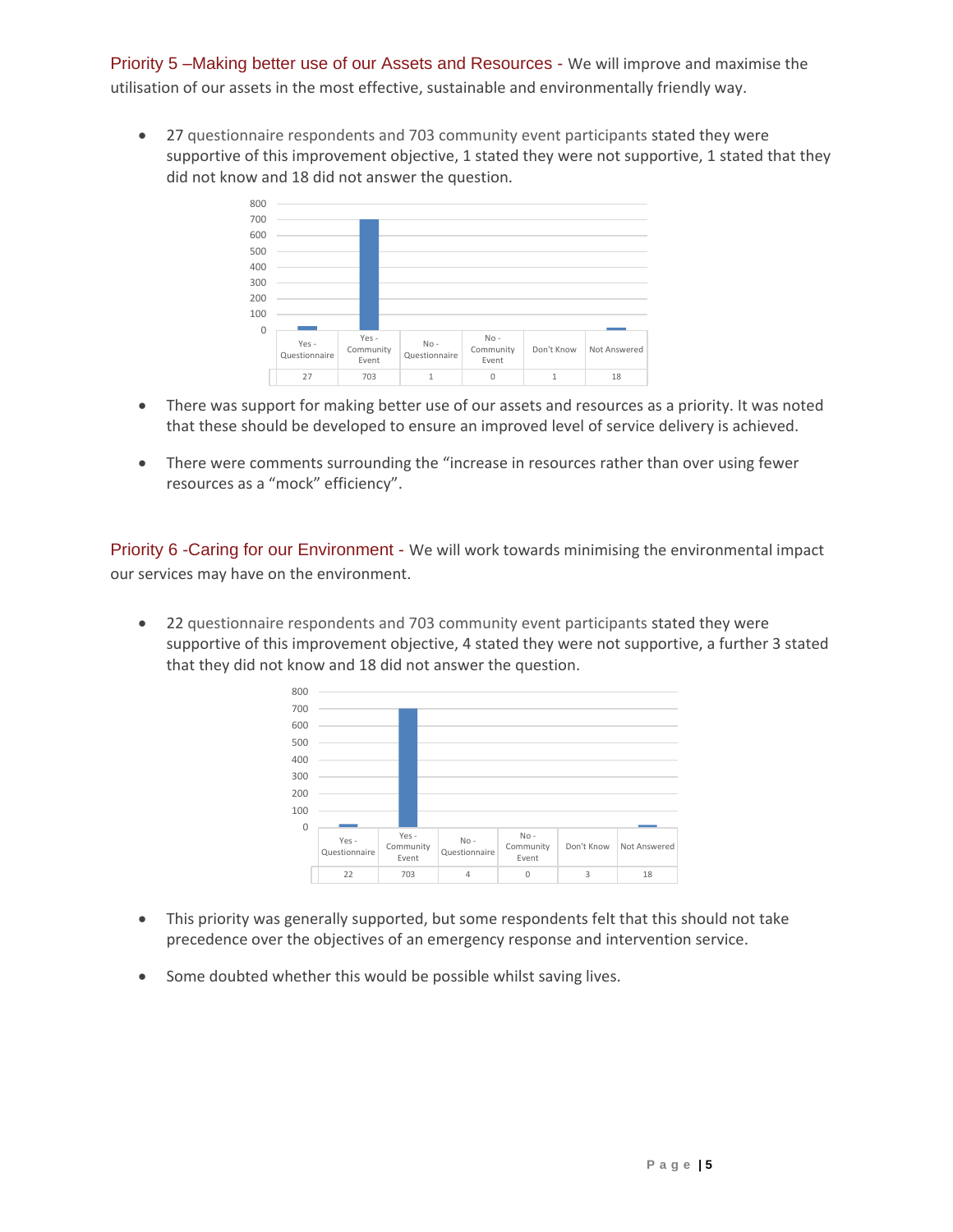Priority 5 –Making better use of our Assets and Resources - We will improve and maximise the utilisation of our assets in the most effective, sustainable and environmentally friendly way.

- 27 questionnaire respondents and 703 community event participants stated they were supportive of this improvement objective, 1 stated they were not supportive, 1 stated that they did not know and 18 did not answer the question.

| Yes - Questionnaire | Yes - Community Event | No - Questionnaire | No - Community Event | Don't Know | Not Answered |
|---|---|---|---|---|---|
| 27 | 703 | 1 | 0 | 1 | 18 |

- There was support for making better use of our assets and resources as a priority. It was noted that these should be developed to ensure an improved level of service delivery is achieved.

- There were comments surrounding the "increase in resources rather than over using fewer resources as a "mock" efficiency".

Priority 6 -Caring for our Environment - We will work towards minimising the environmental impact our services may have on the environment.

- 22 questionnaire respondents and 703 community event participants stated they were supportive of this improvement objective, 4 stated they were not supportive, a further 3 stated that they did not know and 18 did not answer the question.

| Yes - Questionnaire | Yes - Community Event | No - Questionnaire | No - Community Event | Don't Know | Not Answered |
|---|---|---|---|---|---|
| 22 | 703 | 4 | 0 | 3 | 18 |

- This priority was generally supported, but some respondents felt that this should not take precedence over the objectives of an emergency response and intervention service.

- Some doubted whether this would be possible whilst saving lives.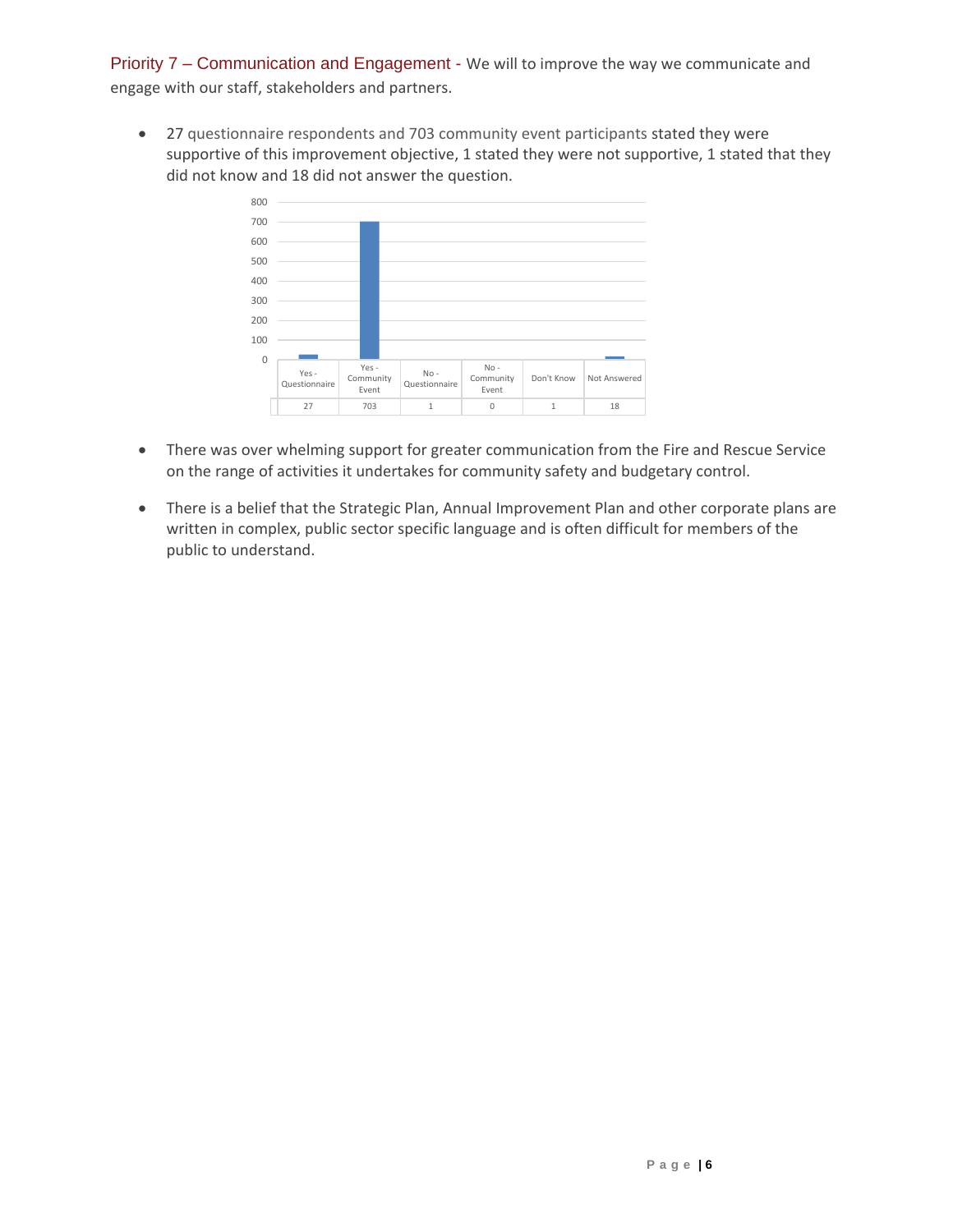Priority 7 – Communication and Engagement - We will to improve the way we communicate and engage with our staff, stakeholders and partners.

- 27 questionnaire respondents and 703 community event participants stated they were supportive of this improvement objective, 1 stated they were not supportive, 1 stated that they did not know and 18 did not answer the question.

| Yes - Questionnaire | Yes - Community Event | No - Questionnaire | No - Community Event | Don't Know | Not Answered |
|---|---|---|---|---|---|
| 27 | 703 | 1 | 0 | 1 | 18 |

- There was over whelming support for greater communication from the Fire and Rescue Service on the range of activities it undertakes for community safety and budgetary control.

- There is a belief that the Strategic Plan, Annual Improvement Plan and other corporate plans are written in complex, public sector specific language and is often difficult for members of the public to understand.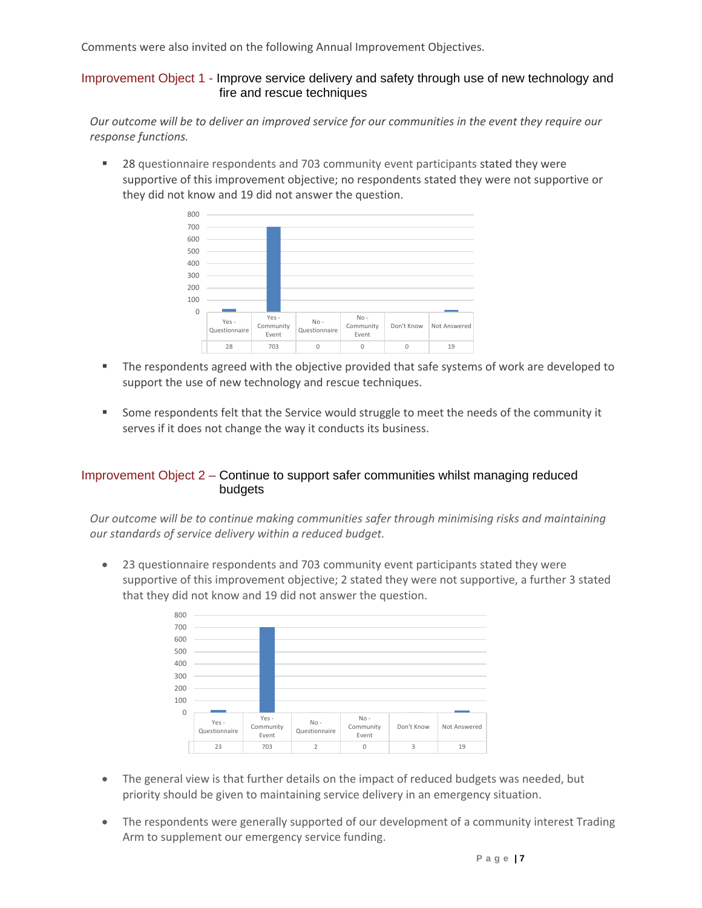Comments were also invited on the following Annual Improvement Objectives.

## Improvement Object 1 - Improve service delivery and safety through use of new technology and fire and rescue techniques

*Our outcome will be to deliver an improved service for our communities in the event they require our response functions.*

- 28 questionnaire respondents and 703 community event participants stated they were supportive of this improvement objective; no respondents stated they were not supportive or they did not know and 19 did not answer the question.

| Yes - Questionnaire | Yes - Community Event | No - Questionnaire | No - Community Event | Don't Know | Not Answered |
|---|---|---|---|---|---|
| 28 | 703 | 0 | 0 | 0 | 19 |

- The respondents agreed with the objective provided that safe systems of work are developed to support the use of new technology and rescue techniques.

- Some respondents felt that the Service would struggle to meet the needs of the community it serves if it does not change the way it conducts its business.

## Improvement Object 2 – Continue to support safer communities whilst managing reduced budgets

*Our outcome will be to continue making communities safer through minimising risks and maintaining our standards of service delivery within a reduced budget.*

- 23 questionnaire respondents and 703 community event participants stated they were supportive of this improvement objective; 2 stated they were not supportive, a further 3 stated that they did not know and 19 did not answer the question.

| Yes - Questionnaire | Yes - Community Event | No - Questionnaire | No - Community Event | Don't Know | Not Answered |
|---|---|---|---|---|---|
| 23 | 703 | 2 | 0 | 3 | 19 |

- The general view is that further details on the impact of reduced budgets was needed, but priority should be given to maintaining service delivery in an emergency situation.

- The respondents were generally supported of our development of a community interest Trading Arm to supplement our emergency service funding.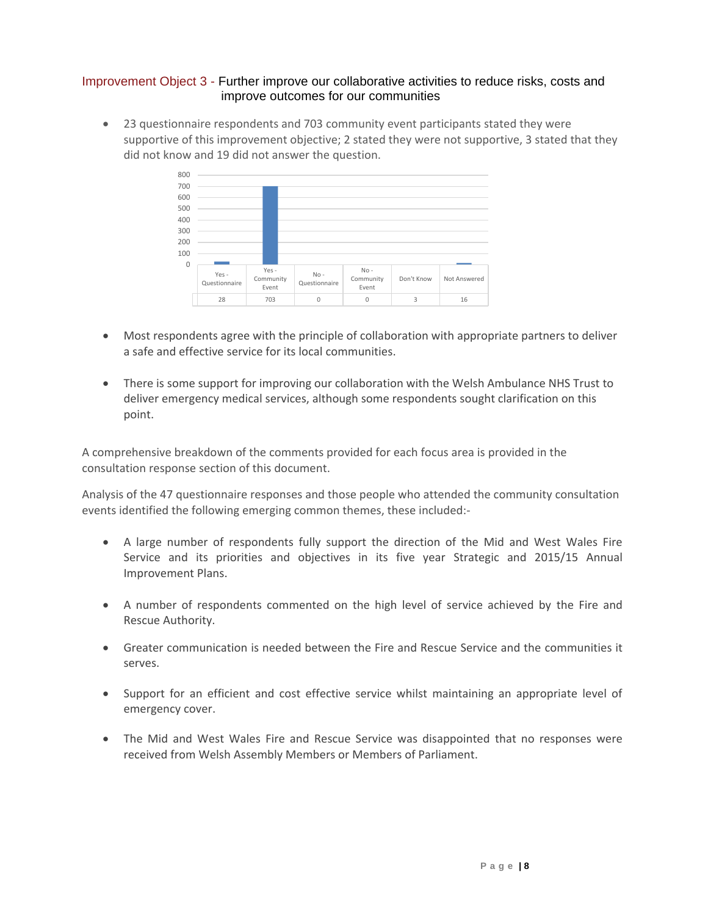### Improvement Object 3 - Further improve our collaborative activities to reduce risks, costs and improve outcomes for our communities

- 23 questionnaire respondents and 703 community event participants stated they were supportive of this improvement objective; 2 stated they were not supportive, 3 stated that they did not know and 19 did not answer the question.

| Yes - Questionnaire | Yes - Community Event | No - Questionnaire | No - Community Event | Don't Know | Not Answered |
|---|---|---|---|---|---|
| 28 | 703 | 0 | 0 | 3 | 16 |

- Most respondents agree with the principle of collaboration with appropriate partners to deliver a safe and effective service for its local communities.

- There is some support for improving our collaboration with the Welsh Ambulance NHS Trust to deliver emergency medical services, although some respondents sought clarification on this point.

A comprehensive breakdown of the comments provided for each focus area is provided in the consultation response section of this document.

Analysis of the 47 questionnaire responses and those people who attended the community consultation events identified the following emerging common themes, these included:-

- A large number of respondents fully support the direction of the Mid and West Wales Fire Service and its priorities and objectives in its five year Strategic and 2015/15 Annual Improvement Plans.

- A number of respondents commented on the high level of service achieved by the Fire and Rescue Authority.

- Greater communication is needed between the Fire and Rescue Service and the communities it serves.

- Support for an efficient and cost effective service whilst maintaining an appropriate level of emergency cover.

- The Mid and West Wales Fire and Rescue Service was disappointed that no responses were received from Welsh Assembly Members or Members of Parliament.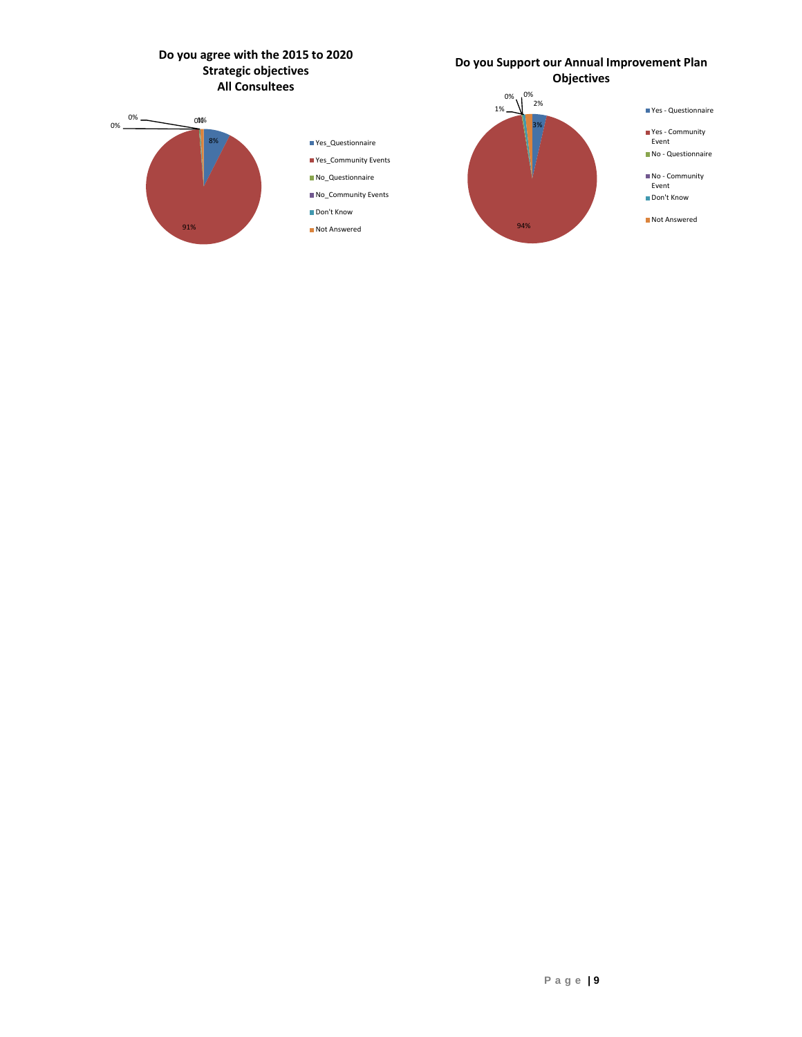**Do you agree with the 2015 to 2020 Strategic objectives All Consultees**

- Yes_Questionnaire: 8%
- Yes_Community Events: 91%
- No_Questionnaire: 0%
- No_Community Events: 0%
- Don't Know: 0%
- Not Answered: 1%

**Do you Support our Annual Improvement Plan Objectives**

- Yes - Questionnaire: 3%
- Yes - Community Event: 94%
- No - Questionnaire: 1%
- No - Community Event: 0%
- Don't Know: 0%
- Not Answered: 2%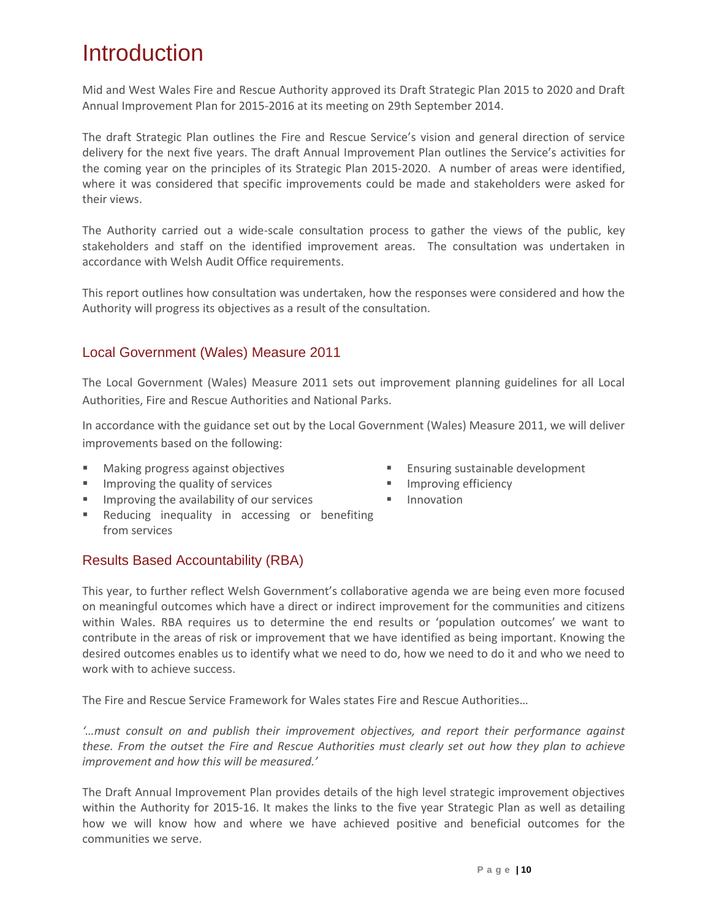# Introduction

Mid and West Wales Fire and Rescue Authority approved its Draft Strategic Plan 2015 to 2020 and Draft Annual Improvement Plan for 2015-2016 at its meeting on 29th September 2014.

The draft Strategic Plan outlines the Fire and Rescue Service's vision and general direction of service delivery for the next five years. The draft Annual Improvement Plan outlines the Service's activities for the coming year on the principles of its Strategic Plan 2015-2020. A number of areas were identified, where it was considered that specific improvements could be made and stakeholders were asked for their views.

The Authority carried out a wide-scale consultation process to gather the views of the public, key stakeholders and staff on the identified improvement areas. The consultation was undertaken in accordance with Welsh Audit Office requirements.

This report outlines how consultation was undertaken, how the responses were considered and how the Authority will progress its objectives as a result of the consultation.

## Local Government (Wales) Measure 2011

The Local Government (Wales) Measure 2011 sets out improvement planning guidelines for all Local Authorities, Fire and Rescue Authorities and National Parks.

In accordance with the guidance set out by the Local Government (Wales) Measure 2011, we will deliver improvements based on the following:

- Making progress against objectives
- Improving the quality of services
- Improving the availability of our services
- Reducing inequality in accessing or benefiting from services
- Ensuring sustainable development
- Improving efficiency
- Innovation

## Results Based Accountability (RBA)

This year, to further reflect Welsh Government's collaborative agenda we are being even more focused on meaningful outcomes which have a direct or indirect improvement for the communities and citizens within Wales. RBA requires us to determine the end results or 'population outcomes' we want to contribute in the areas of risk or improvement that we have identified as being important. Knowing the desired outcomes enables us to identify what we need to do, how we need to do it and who we need to work with to achieve success.

The Fire and Rescue Service Framework for Wales states Fire and Rescue Authorities…

*'…must consult on and publish their improvement objectives, and report their performance against these. From the outset the Fire and Rescue Authorities must clearly set out how they plan to achieve improvement and how this will be measured.'*

The Draft Annual Improvement Plan provides details of the high level strategic improvement objectives within the Authority for 2015-16. It makes the links to the five year Strategic Plan as well as detailing how we will know how and where we have achieved positive and beneficial outcomes for the communities we serve.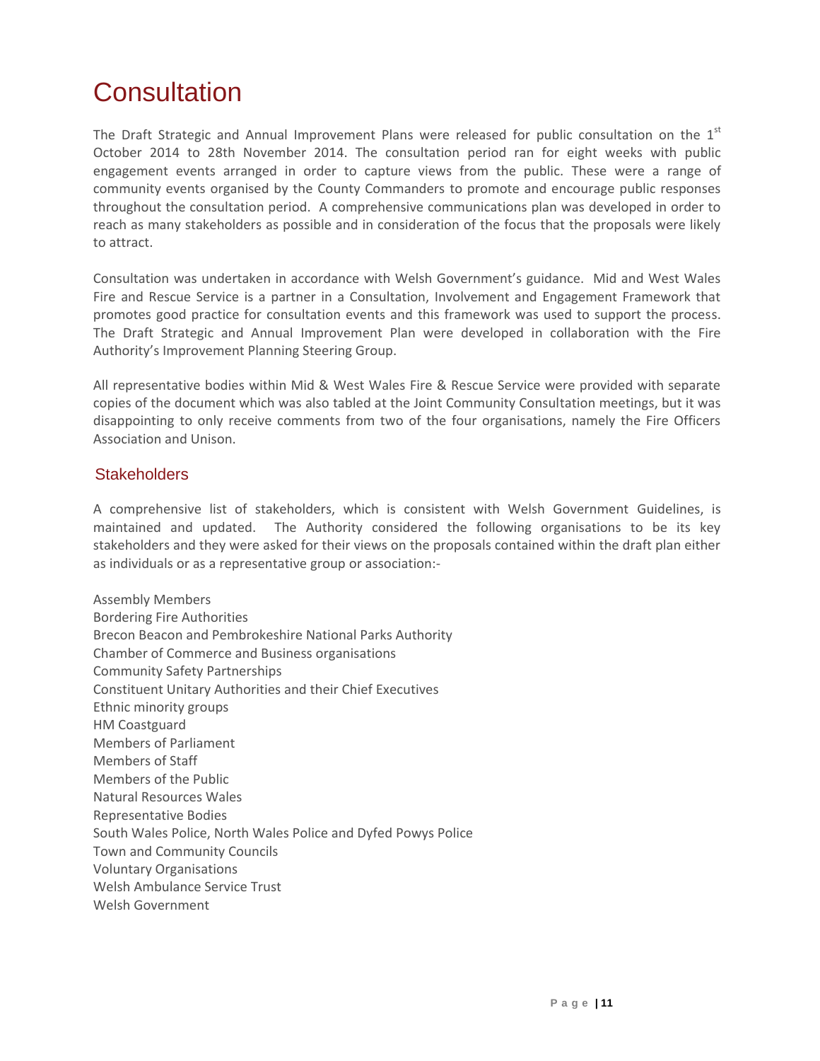# Consultation

The Draft Strategic and Annual Improvement Plans were released for public consultation on the 1st October 2014 to 28th November 2014. The consultation period ran for eight weeks with public engagement events arranged in order to capture views from the public. These were a range of community events organised by the County Commanders to promote and encourage public responses throughout the consultation period. A comprehensive communications plan was developed in order to reach as many stakeholders as possible and in consideration of the focus that the proposals were likely to attract.

Consultation was undertaken in accordance with Welsh Government's guidance. Mid and West Wales Fire and Rescue Service is a partner in a Consultation, Involvement and Engagement Framework that promotes good practice for consultation events and this framework was used to support the process. The Draft Strategic and Annual Improvement Plan were developed in collaboration with the Fire Authority's Improvement Planning Steering Group.

All representative bodies within Mid & West Wales Fire & Rescue Service were provided with separate copies of the document which was also tabled at the Joint Community Consultation meetings, but it was disappointing to only receive comments from two of the four organisations, namely the Fire Officers Association and Unison.

## Stakeholders

A comprehensive list of stakeholders, which is consistent with Welsh Government Guidelines, is maintained and updated. The Authority considered the following organisations to be its key stakeholders and they were asked for their views on the proposals contained within the draft plan either as individuals or as a representative group or association:-

Assembly Members
Bordering Fire Authorities
Brecon Beacon and Pembrokeshire National Parks Authority
Chamber of Commerce and Business organisations
Community Safety Partnerships
Constituent Unitary Authorities and their Chief Executives
Ethnic minority groups
HM Coastguard
Members of Parliament
Members of Staff
Members of the Public
Natural Resources Wales
Representative Bodies
South Wales Police, North Wales Police and Dyfed Powys Police
Town and Community Councils
Voluntary Organisations
Welsh Ambulance Service Trust
Welsh Government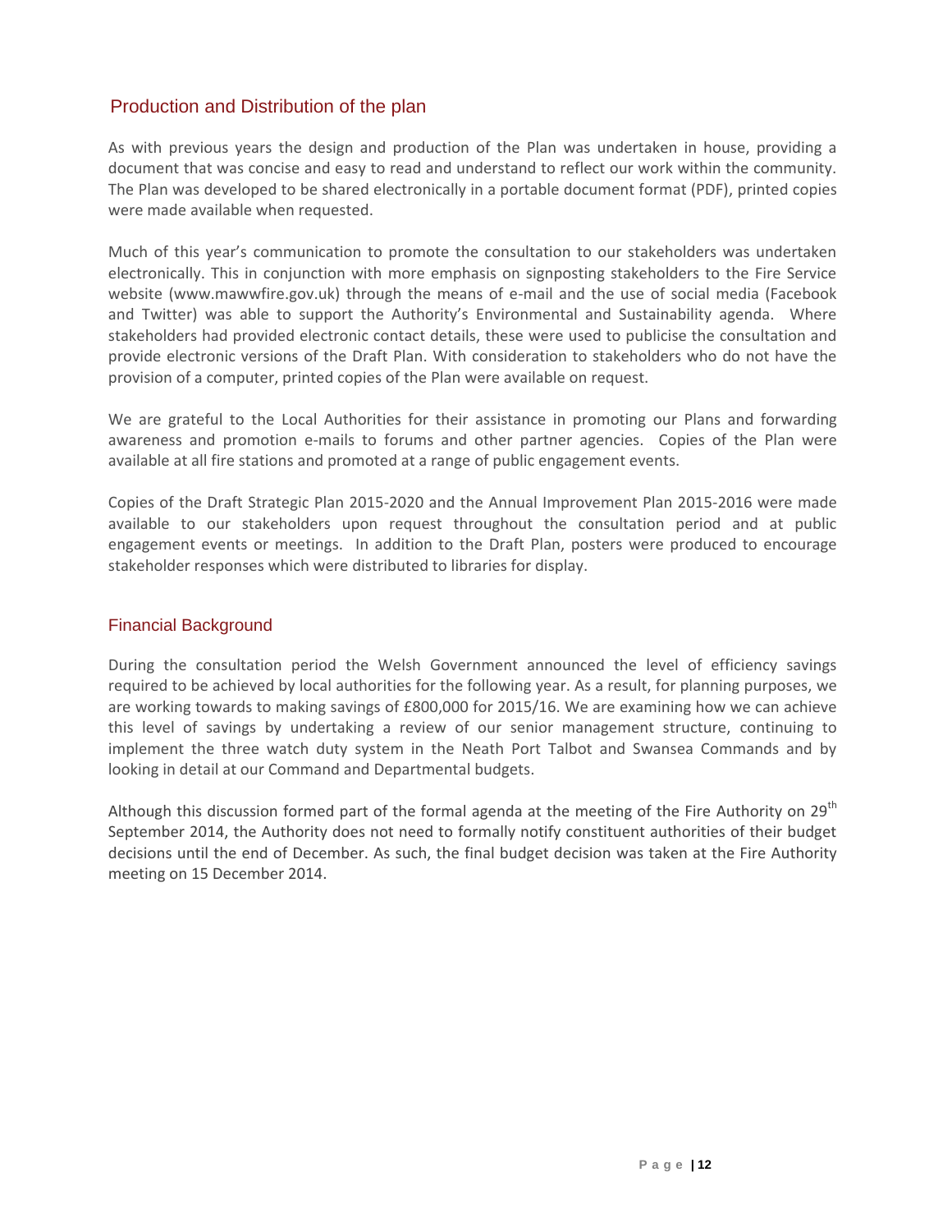## Production and Distribution of the plan

As with previous years the design and production of the Plan was undertaken in house, providing a document that was concise and easy to read and understand to reflect our work within the community. The Plan was developed to be shared electronically in a portable document format (PDF), printed copies were made available when requested.

Much of this year's communication to promote the consultation to our stakeholders was undertaken electronically. This in conjunction with more emphasis on signposting stakeholders to the Fire Service website (www.mawwfire.gov.uk) through the means of e-mail and the use of social media (Facebook and Twitter) was able to support the Authority's Environmental and Sustainability agenda. Where stakeholders had provided electronic contact details, these were used to publicise the consultation and provide electronic versions of the Draft Plan. With consideration to stakeholders who do not have the provision of a computer, printed copies of the Plan were available on request.

We are grateful to the Local Authorities for their assistance in promoting our Plans and forwarding awareness and promotion e-mails to forums and other partner agencies. Copies of the Plan were available at all fire stations and promoted at a range of public engagement events.

Copies of the Draft Strategic Plan 2015-2020 and the Annual Improvement Plan 2015-2016 were made available to our stakeholders upon request throughout the consultation period and at public engagement events or meetings. In addition to the Draft Plan, posters were produced to encourage stakeholder responses which were distributed to libraries for display.

## Financial Background

During the consultation period the Welsh Government announced the level of efficiency savings required to be achieved by local authorities for the following year. As a result, for planning purposes, we are working towards to making savings of £800,000 for 2015/16. We are examining how we can achieve this level of savings by undertaking a review of our senior management structure, continuing to implement the three watch duty system in the Neath Port Talbot and Swansea Commands and by looking in detail at our Command and Departmental budgets.

Although this discussion formed part of the formal agenda at the meeting of the Fire Authority on 29th September 2014, the Authority does not need to formally notify constituent authorities of their budget decisions until the end of December. As such, the final budget decision was taken at the Fire Authority meeting on 15 December 2014.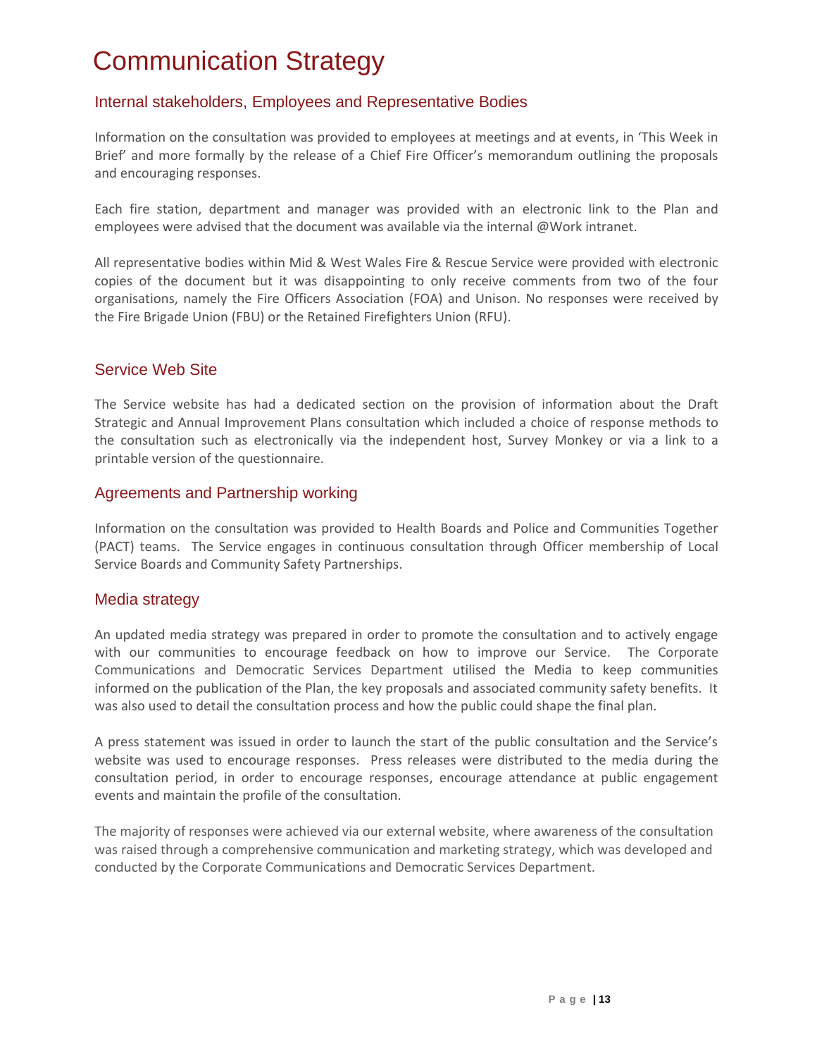# Communication Strategy

## Internal stakeholders, Employees and Representative Bodies

Information on the consultation was provided to employees at meetings and at events, in 'This Week in Brief' and more formally by the release of a Chief Fire Officer's memorandum outlining the proposals and encouraging responses.

Each fire station, department and manager was provided with an electronic link to the Plan and employees were advised that the document was available via the internal @Work intranet.

All representative bodies within Mid & West Wales Fire & Rescue Service were provided with electronic copies of the document but it was disappointing to only receive comments from two of the four organisations, namely the Fire Officers Association (FOA) and Unison. No responses were received by the Fire Brigade Union (FBU) or the Retained Firefighters Union (RFU).

## Service Web Site

The Service website has had a dedicated section on the provision of information about the Draft Strategic and Annual Improvement Plans consultation which included a choice of response methods to the consultation such as electronically via the independent host, Survey Monkey or via a link to a printable version of the questionnaire.

## Agreements and Partnership working

Information on the consultation was provided to Health Boards and Police and Communities Together (PACT) teams. The Service engages in continuous consultation through Officer membership of Local Service Boards and Community Safety Partnerships.

## Media strategy

An updated media strategy was prepared in order to promote the consultation and to actively engage with our communities to encourage feedback on how to improve our Service. The Corporate Communications and Democratic Services Department utilised the Media to keep communities informed on the publication of the Plan, the key proposals and associated community safety benefits. It was also used to detail the consultation process and how the public could shape the final plan.

A press statement was issued in order to launch the start of the public consultation and the Service's website was used to encourage responses. Press releases were distributed to the media during the consultation period, in order to encourage responses, encourage attendance at public engagement events and maintain the profile of the consultation.

The majority of responses were achieved via our external website, where awareness of the consultation was raised through a comprehensive communication and marketing strategy, which was developed and conducted by the Corporate Communications and Democratic Services Department.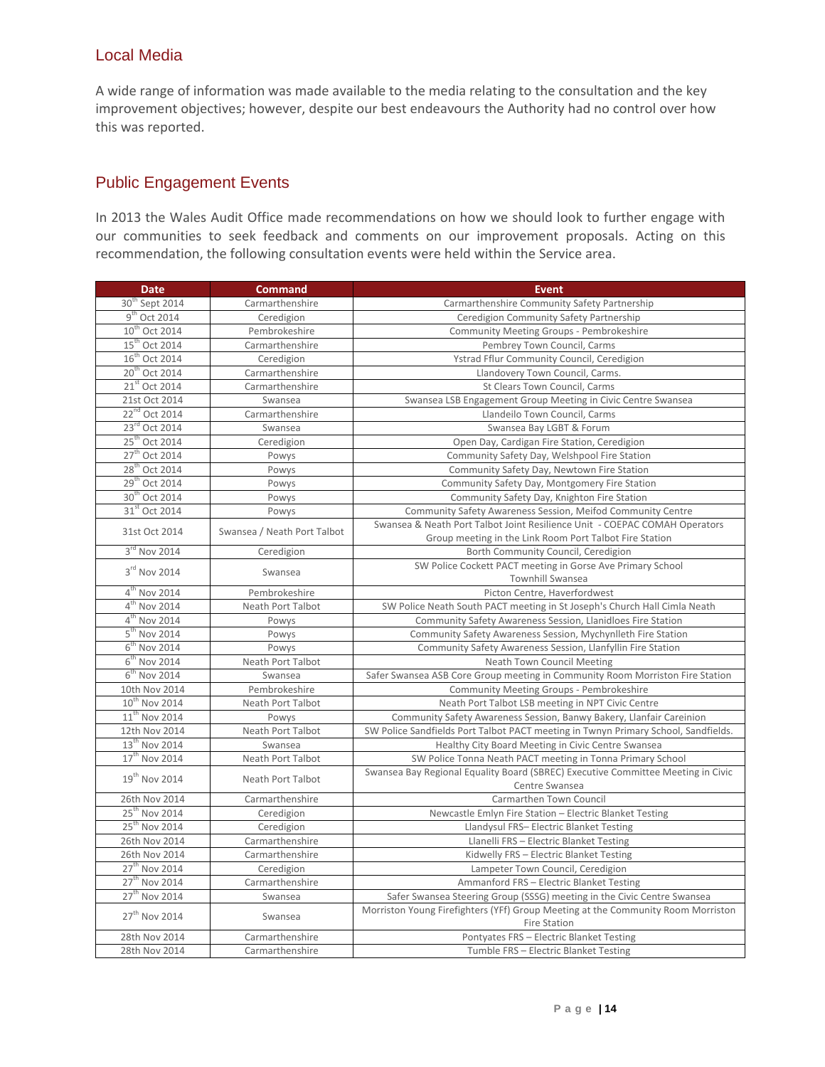## Local Media

A wide range of information was made available to the media relating to the consultation and the key improvement objectives; however, despite our best endeavours the Authority had no control over how this was reported.

## Public Engagement Events

In 2013 the Wales Audit Office made recommendations on how we should look to further engage with our communities to seek feedback and comments on our improvement proposals. Acting on this recommendation, the following consultation events were held within the Service area.

| Date | Command | Event |
|---|---|---|
| 30th Sept 2014 | Carmarthenshire | Carmarthenshire Community Safety Partnership |
| 9th Oct 2014 | Ceredigion | Ceredigion Community Safety Partnership |
| 10th Oct 2014 | Pembrokeshire | Community Meeting Groups - Pembrokeshire |
| 15th Oct 2014 | Carmarthenshire | Pembrey Town Council, Carms |
| 16th Oct 2014 | Ceredigion | Ystrad Fflur Community Council, Ceredigion |
| 20th Oct 2014 | Carmarthenshire | Llandovery Town Council, Carms. |
| 21st Oct 2014 | Carmarthenshire | St Clears Town Council, Carms |
| 21st Oct 2014 | Swansea | Swansea LSB Engagement Group Meeting in Civic Centre Swansea |
| 22nd Oct 2014 | Carmarthenshire | Llandeilo Town Council, Carms |
| 23rd Oct 2014 | Swansea | Swansea Bay LGBT & Forum |
| 25th Oct 2014 | Ceredigion | Open Day, Cardigan Fire Station, Ceredigion |
| 27th Oct 2014 | Powys | Community Safety Day, Welshpool Fire Station |
| 28th Oct 2014 | Powys | Community Safety Day, Newtown Fire Station |
| 29th Oct 2014 | Powys | Community Safety Day, Montgomery Fire Station |
| 30th Oct 2014 | Powys | Community Safety Day, Knighton Fire Station |
| 31st Oct 2014 | Powys | Community Safety Awareness Session, Meifod Community Centre |
| 31st Oct 2014 | Swansea / Neath Port Talbot | Swansea & Neath Port Talbot Joint Resilience Unit - COEPAC COMAH Operators Group meeting in the Link Room Port Talbot Fire Station |
| 3rd Nov 2014 | Ceredigion | Borth Community Council, Ceredigion |
| 3rd Nov 2014 | Swansea | SW Police Cockett PACT meeting in Gorse Ave Primary School Townhill Swansea |
| 4th Nov 2014 | Pembrokeshire | Picton Centre, Haverfordwest |
| 4th Nov 2014 | Neath Port Talbot | SW Police Neath South PACT meeting in St Joseph's Church Hall Cimla Neath |
| 4th Nov 2014 | Powys | Community Safety Awareness Session, Llanidloes Fire Station |
| 5th Nov 2014 | Powys | Community Safety Awareness Session, Mychynlleth Fire Station |
| 6th Nov 2014 | Powys | Community Safety Awareness Session, Llanfyllin Fire Station |
| 6th Nov 2014 | Neath Port Talbot | Neath Town Council Meeting |
| 6th Nov 2014 | Swansea | Safer Swansea ASB Core Group meeting in Community Room Morriston Fire Station |
| 10th Nov 2014 | Pembrokeshire | Community Meeting Groups - Pembrokeshire |
| 10th Nov 2014 | Neath Port Talbot | Neath Port Talbot LSB meeting in NPT Civic Centre |
| 11th Nov 2014 | Powys | Community Safety Awareness Session, Banwy Bakery, Llanfair Careinion |
| 12th Nov 2014 | Neath Port Talbot | SW Police Sandfields Port Talbot PACT meeting in Twnyn Primary School, Sandfields. |
| 13th Nov 2014 | Swansea | Healthy City Board Meeting in Civic Centre Swansea |
| 17th Nov 2014 | Neath Port Talbot | SW Police Tonna Neath PACT meeting in Tonna Primary School |
| 19th Nov 2014 | Neath Port Talbot | Swansea Bay Regional Equality Board (SBREC) Executive Committee Meeting in Civic Centre Swansea |
| 26th Nov 2014 | Carmarthenshire | Carmarthen Town Council |
| 25th Nov 2014 | Ceredigion | Newcastle Emlyn Fire Station – Electric Blanket Testing |
| 25th Nov 2014 | Ceredigion | Llandysul FRS– Electric Blanket Testing |
| 26th Nov 2014 | Carmarthenshire | Llanelli FRS – Electric Blanket Testing |
| 26th Nov 2014 | Carmarthenshire | Kidwelly FRS – Electric Blanket Testing |
| 27th Nov 2014 | Ceredigion | Lampeter Town Council, Ceredigion |
| 27th Nov 2014 | Carmarthenshire | Ammanford FRS – Electric Blanket Testing |
| 27th Nov 2014 | Swansea | Safer Swansea Steering Group (SSSG) meeting in the Civic Centre Swansea |
| 27th Nov 2014 | Swansea | Morriston Young Firefighters (YFf) Group Meeting at the Community Room Morriston Fire Station |
| 28th Nov 2014 | Carmarthenshire | Pontyates FRS – Electric Blanket Testing |
| 28th Nov 2014 | Carmarthenshire | Tumble FRS – Electric Blanket Testing |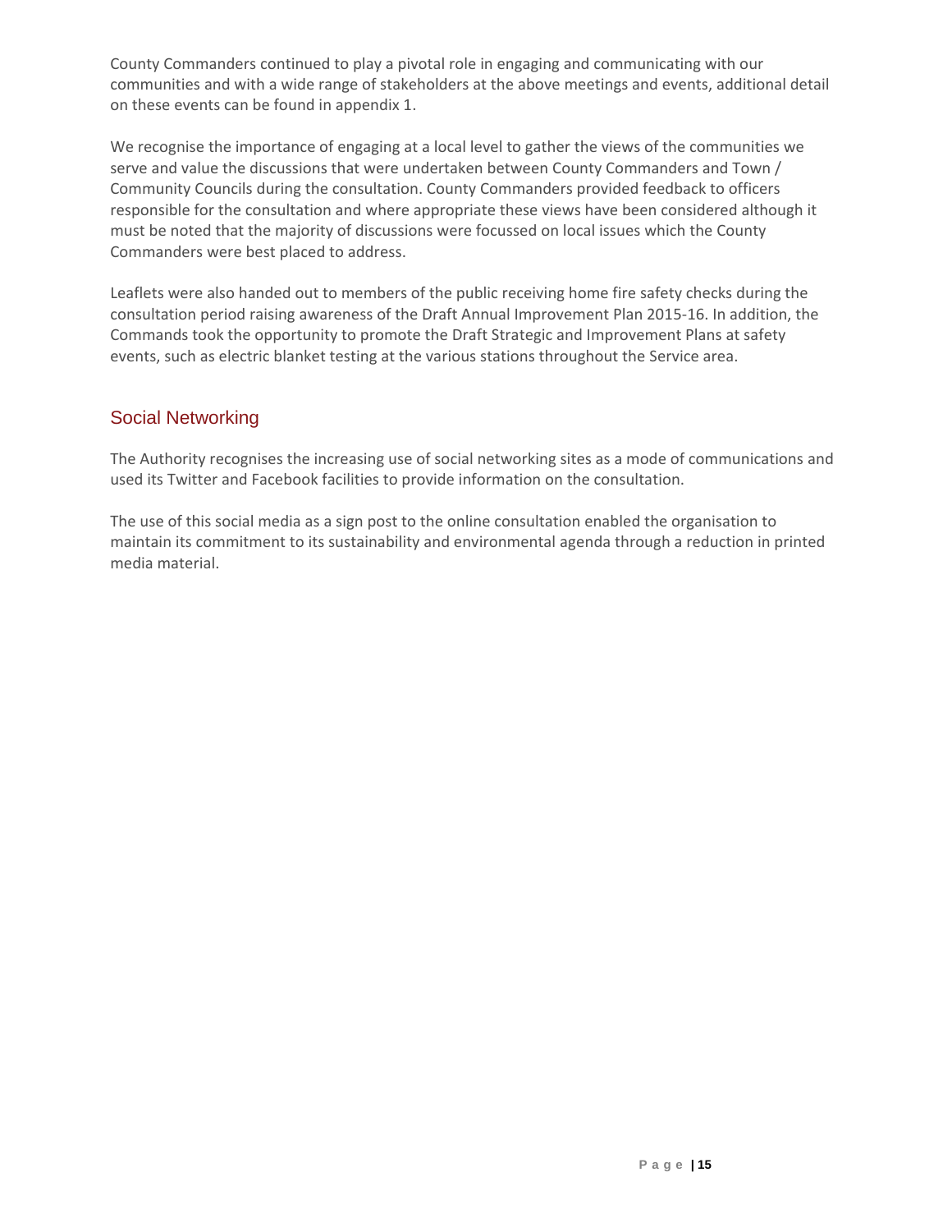County Commanders continued to play a pivotal role in engaging and communicating with our communities and with a wide range of stakeholders at the above meetings and events, additional detail on these events can be found in appendix 1.

We recognise the importance of engaging at a local level to gather the views of the communities we serve and value the discussions that were undertaken between County Commanders and Town / Community Councils during the consultation. County Commanders provided feedback to officers responsible for the consultation and where appropriate these views have been considered although it must be noted that the majority of discussions were focussed on local issues which the County Commanders were best placed to address.

Leaflets were also handed out to members of the public receiving home fire safety checks during the consultation period raising awareness of the Draft Annual Improvement Plan 2015-16. In addition, the Commands took the opportunity to promote the Draft Strategic and Improvement Plans at safety events, such as electric blanket testing at the various stations throughout the Service area.

## Social Networking

The Authority recognises the increasing use of social networking sites as a mode of communications and used its Twitter and Facebook facilities to provide information on the consultation.

The use of this social media as a sign post to the online consultation enabled the organisation to maintain its commitment to its sustainability and environmental agenda through a reduction in printed media material.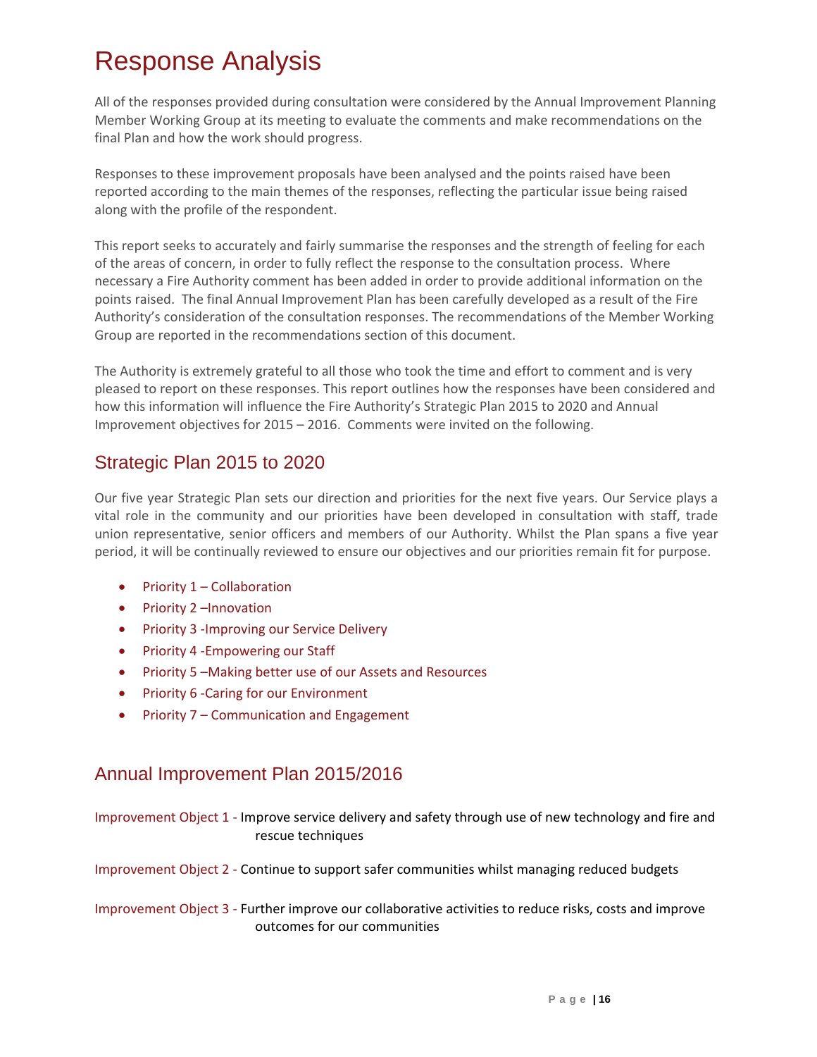# Response Analysis

All of the responses provided during consultation were considered by the Annual Improvement Planning Member Working Group at its meeting to evaluate the comments and make recommendations on the final Plan and how the work should progress.

Responses to these improvement proposals have been analysed and the points raised have been reported according to the main themes of the responses, reflecting the particular issue being raised along with the profile of the respondent.

This report seeks to accurately and fairly summarise the responses and the strength of feeling for each of the areas of concern, in order to fully reflect the response to the consultation process. Where necessary a Fire Authority comment has been added in order to provide additional information on the points raised. The final Annual Improvement Plan has been carefully developed as a result of the Fire Authority's consideration of the consultation responses. The recommendations of the Member Working Group are reported in the recommendations section of this document.

The Authority is extremely grateful to all those who took the time and effort to comment and is very pleased to report on these responses. This report outlines how the responses have been considered and how this information will influence the Fire Authority's Strategic Plan 2015 to 2020 and Annual Improvement objectives for 2015 – 2016. Comments were invited on the following.

## Strategic Plan 2015 to 2020

Our five year Strategic Plan sets our direction and priorities for the next five years. Our Service plays a vital role in the community and our priorities have been developed in consultation with staff, trade union representative, senior officers and members of our Authority. Whilst the Plan spans a five year period, it will be continually reviewed to ensure our objectives and our priorities remain fit for purpose.

- Priority 1 – Collaboration
- Priority 2 –Innovation
- Priority 3 -Improving our Service Delivery
- Priority 4 -Empowering our Staff
- Priority 5 –Making better use of our Assets and Resources
- Priority 6 -Caring for our Environment
- Priority 7 – Communication and Engagement

## Annual Improvement Plan 2015/2016

Improvement Object 1 - Improve service delivery and safety through use of new technology and fire and rescue techniques

Improvement Object 2 - Continue to support safer communities whilst managing reduced budgets

Improvement Object 3 - Further improve our collaborative activities to reduce risks, costs and improve outcomes for our communities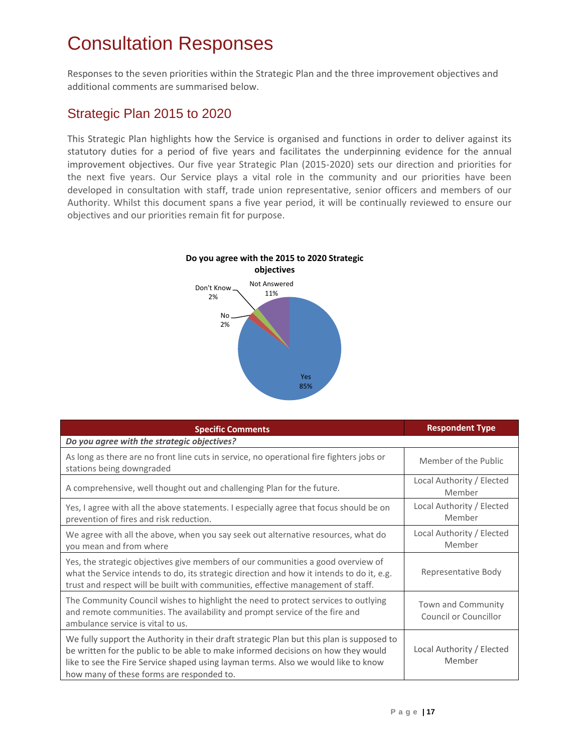# Consultation Responses

Responses to the seven priorities within the Strategic Plan and the three improvement objectives and additional comments are summarised below.

## Strategic Plan 2015 to 2020

This Strategic Plan highlights how the Service is organised and functions in order to deliver against its statutory duties for a period of five years and facilitates the underpinning evidence for the annual improvement objectives. Our five year Strategic Plan (2015-2020) sets our direction and priorities for the next five years. Our Service plays a vital role in the community and our priorities have been developed in consultation with staff, trade union representative, senior officers and members of our Authority. Whilst this document spans a five year period, it will be continually reviewed to ensure our objectives and our priorities remain fit for purpose.

**Do you agree with the 2015 to 2020 Strategic objectives**

| Response | Percentage |
|---|---|
| Yes | 85% |
| No | 2% |
| Don't Know | 2% |
| Not Answered | 11% |

| Specific Comments | Respondent Type |
|---|---|
| ***Do you agree with the strategic objectives?*** | |
| As long as there are no front line cuts in service, no operational fire fighters jobs or stations being downgraded | Member of the Public |
| A comprehensive, well thought out and challenging Plan for the future. | Local Authority / Elected Member |
| Yes, I agree with all the above statements. I especially agree that focus should be on prevention of fires and risk reduction. | Local Authority / Elected Member |
| We agree with all the above, when you say seek out alternative resources, what do you mean and from where | Local Authority / Elected Member |
| Yes, the strategic objectives give members of our communities a good overview of what the Service intends to do, its strategic direction and how it intends to do it, e.g. trust and respect will be built with communities, effective management of staff. | Representative Body |
| The Community Council wishes to highlight the need to protect services to outlying and remote communities. The availability and prompt service of the fire and ambulance service is vital to us. | Town and Community Council or Councillor |
| We fully support the Authority in their draft strategic Plan but this plan is supposed to be written for the public to be able to make informed decisions on how they would like to see the Fire Service shaped using layman terms. Also we would like to know how many of these forms are responded to. | Local Authority / Elected Member |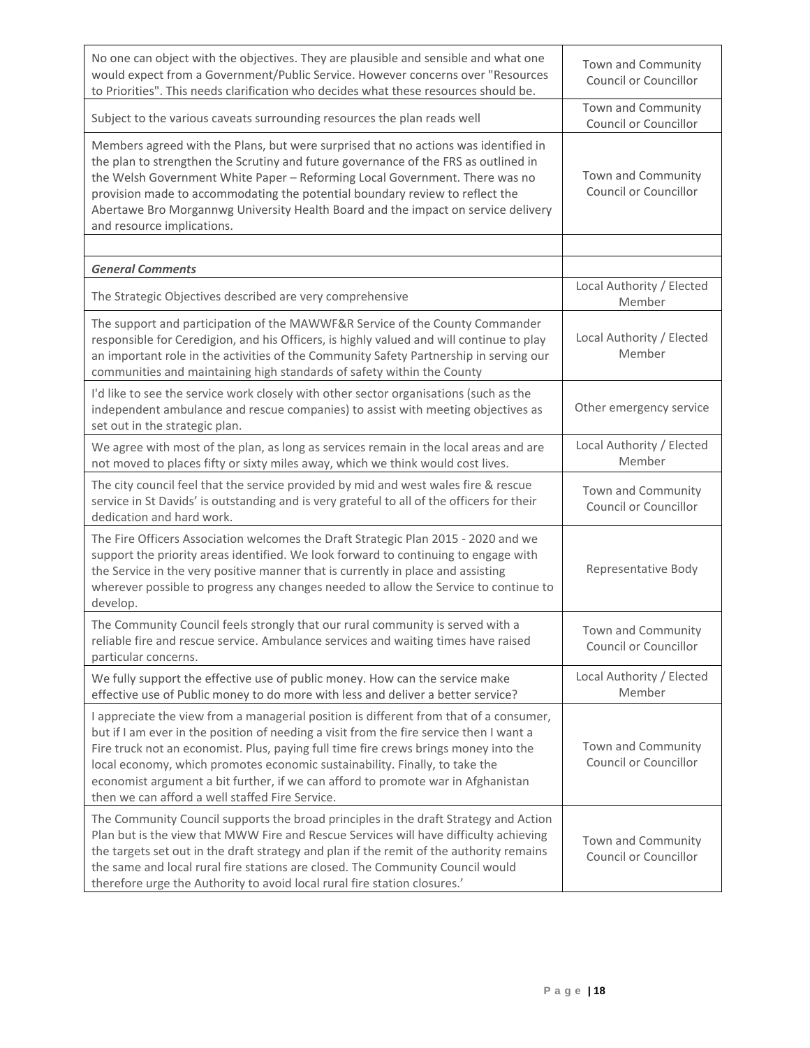| | |
|---|---|
| No one can object with the objectives. They are plausible and sensible and what one would expect from a Government/Public Service. However concerns over "Resources to Priorities". This needs clarification who decides what these resources should be. | Town and Community Council or Councillor |
| Subject to the various caveats surrounding resources the plan reads well | Town and Community Council or Councillor |
| Members agreed with the Plans, but were surprised that no actions was identified in the plan to strengthen the Scrutiny and future governance of the FRS as outlined in the Welsh Government White Paper – Reforming Local Government. There was no provision made to accommodating the potential boundary review to reflect the Abertawe Bro Morgannwg University Health Board and the impact on service delivery and resource implications. | Town and Community Council or Councillor |
| | |
| ***General Comments*** | |
| The Strategic Objectives described are very comprehensive | Local Authority / Elected Member |
| The support and participation of the MAWWF&R Service of the County Commander responsible for Ceredigion, and his Officers, is highly valued and will continue to play an important role in the activities of the Community Safety Partnership in serving our communities and maintaining high standards of safety within the County | Local Authority / Elected Member |
| I'd like to see the service work closely with other sector organisations (such as the independent ambulance and rescue companies) to assist with meeting objectives as set out in the strategic plan. | Other emergency service |
| We agree with most of the plan, as long as services remain in the local areas and are not moved to places fifty or sixty miles away, which we think would cost lives. | Local Authority / Elected Member |
| The city council feel that the service provided by mid and west wales fire & rescue service in St Davids' is outstanding and is very grateful to all of the officers for their dedication and hard work. | Town and Community Council or Councillor |
| The Fire Officers Association welcomes the Draft Strategic Plan 2015 - 2020 and we support the priority areas identified. We look forward to continuing to engage with the Service in the very positive manner that is currently in place and assisting wherever possible to progress any changes needed to allow the Service to continue to develop. | Representative Body |
| The Community Council feels strongly that our rural community is served with a reliable fire and rescue service. Ambulance services and waiting times have raised particular concerns. | Town and Community Council or Councillor |
| We fully support the effective use of public money. How can the service make effective use of Public money to do more with less and deliver a better service? | Local Authority / Elected Member |
| I appreciate the view from a managerial position is different from that of a consumer, but if I am ever in the position of needing a visit from the fire service then I want a Fire truck not an economist. Plus, paying full time fire crews brings money into the local economy, which promotes economic sustainability. Finally, to take the economist argument a bit further, if we can afford to promote war in Afghanistan then we can afford a well staffed Fire Service. | Town and Community Council or Councillor |
| The Community Council supports the broad principles in the draft Strategy and Action Plan but is the view that MWW Fire and Rescue Services will have difficulty achieving the targets set out in the draft strategy and plan if the remit of the authority remains the same and local rural fire stations are closed. The Community Council would therefore urge the Authority to avoid local rural fire station closures.' | Town and Community Council or Councillor |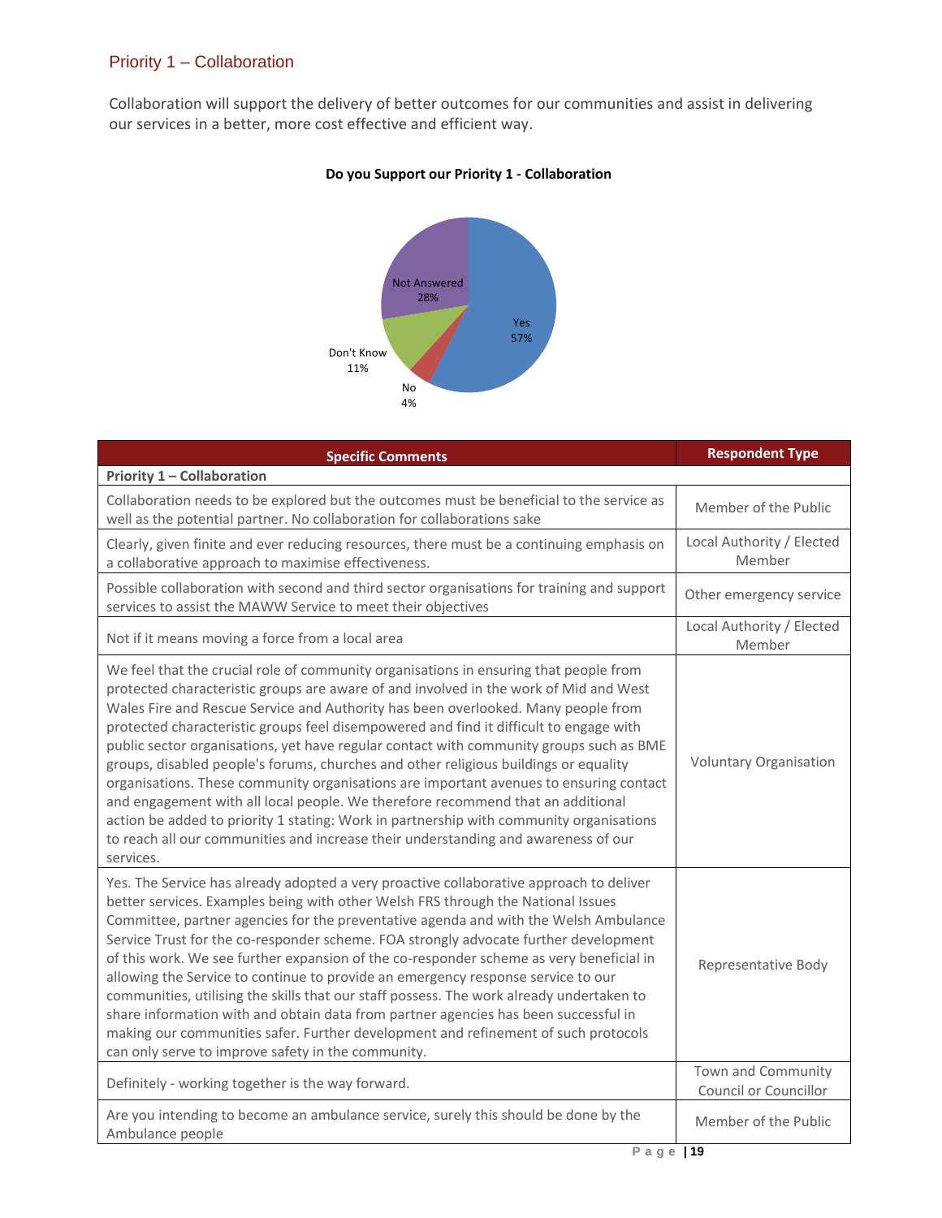## Priority 1 – Collaboration

Collaboration will support the delivery of better outcomes for our communities and assist in delivering our services in a better, more cost effective and efficient way.

**Do you Support our Priority 1 - Collaboration**

Yes 57%
No 4%
Don't Know 11%
Not Answered 28%

| Specific Comments | Respondent Type |
|---|---|
| **Priority 1 – Collaboration** | |
| Collaboration needs to be explored but the outcomes must be beneficial to the service as well as the potential partner. No collaboration for collaborations sake | Member of the Public |
| Clearly, given finite and ever reducing resources, there must be a continuing emphasis on a collaborative approach to maximise effectiveness. | Local Authority / Elected Member |
| Possible collaboration with second and third sector organisations for training and support services to assist the MAWW Service to meet their objectives | Other emergency service |
| Not if it means moving a force from a local area | Local Authority / Elected Member |
| We feel that the crucial role of community organisations in ensuring that people from protected characteristic groups are aware of and involved in the work of Mid and West Wales Fire and Rescue Service and Authority has been overlooked. Many people from protected characteristic groups feel disempowered and find it difficult to engage with public sector organisations, yet have regular contact with community groups such as BME groups, disabled people's forums, churches and other religious buildings or equality organisations. These community organisations are important avenues to ensuring contact and engagement with all local people. We therefore recommend that an additional action be added to priority 1 stating: Work in partnership with community organisations to reach all our communities and increase their understanding and awareness of our services. | Voluntary Organisation |
| Yes. The Service has already adopted a very proactive collaborative approach to deliver better services. Examples being with other Welsh FRS through the National Issues Committee, partner agencies for the preventative agenda and with the Welsh Ambulance Service Trust for the co-responder scheme. FOA strongly advocate further development of this work. We see further expansion of the co-responder scheme as very beneficial in allowing the Service to continue to provide an emergency response service to our communities, utilising the skills that our staff possess. The work already undertaken to share information with and obtain data from partner agencies has been successful in making our communities safer. Further development and refinement of such protocols can only serve to improve safety in the community. | Representative Body |
| Definitely - working together is the way forward. | Town and Community Council or Councillor |
| Are you intending to become an ambulance service, surely this should be done by the Ambulance people | Member of the Public |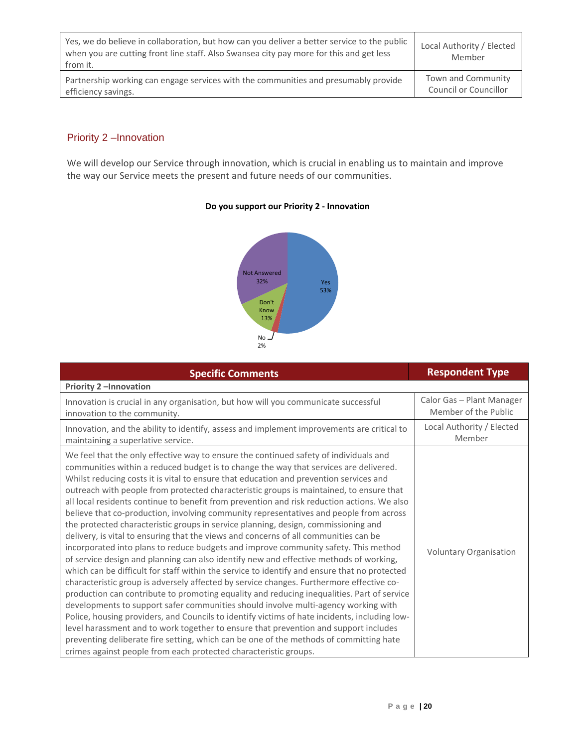| | |
|---|---|
| Yes, we do believe in collaboration, but how can you deliver a better service to the public when you are cutting front line staff. Also Swansea city pay more for this and get less from it. | Local Authority / Elected Member |
| Partnership working can engage services with the communities and presumably provide efficiency savings. | Town and Community Council or Councillor |

## Priority 2 –Innovation

We will develop our Service through innovation, which is crucial in enabling us to maintain and improve the way our Service meets the present and future needs of our communities.

**Do you support our Priority 2 - Innovation**

| Response | Percentage |
|---|---|
| Yes | 53% |
| No | 2% |
| Don't Know | 13% |
| Not Answered | 32% |

| Specific Comments | Respondent Type |
|---|---|
| **Priority 2 –Innovation** | |
| Innovation is crucial in any organisation, but how will you communicate successful innovation to the community. | Calor Gas – Plant Manager Member of the Public |
| Innovation, and the ability to identify, assess and implement improvements are critical to maintaining a superlative service. | Local Authority / Elected Member |
| We feel that the only effective way to ensure the continued safety of individuals and communities within a reduced budget is to change the way that services are delivered. Whilst reducing costs it is vital to ensure that education and prevention services and outreach with people from protected characteristic groups is maintained, to ensure that all local residents continue to benefit from prevention and risk reduction actions. We also believe that co-production, involving community representatives and people from across the protected characteristic groups in service planning, design, commissioning and delivery, is vital to ensuring that the views and concerns of all communities can be incorporated into plans to reduce budgets and improve community safety. This method of service design and planning can also identify new and effective methods of working, which can be difficult for staff within the service to identify and ensure that no protected characteristic group is adversely affected by service changes. Furthermore effective co-production can contribute to promoting equality and reducing inequalities. Part of service developments to support safer communities should involve multi-agency working with Police, housing providers, and Councils to identify victims of hate incidents, including low-level harassment and to work together to ensure that prevention and support includes preventing deliberate fire setting, which can be one of the methods of committing hate crimes against people from each protected characteristic groups. | Voluntary Organisation |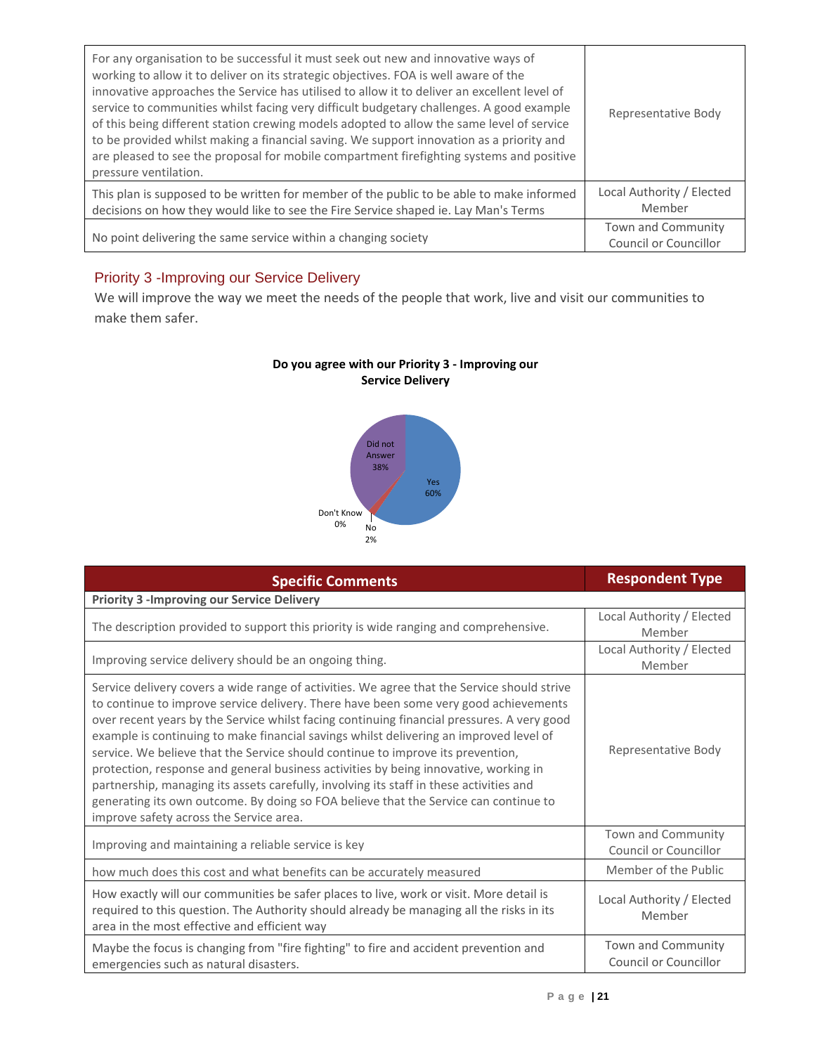| | |
|---|---|
| For any organisation to be successful it must seek out new and innovative ways of working to allow it to deliver on its strategic objectives. FOA is well aware of the innovative approaches the Service has utilised to allow it to deliver an excellent level of service to communities whilst facing very difficult budgetary challenges. A good example of this being different station crewing models adopted to allow the same level of service to be provided whilst making a financial saving. We support innovation as a priority and are pleased to see the proposal for mobile compartment firefighting systems and positive pressure ventilation. | Representative Body |
| This plan is supposed to be written for member of the public to be able to make informed decisions on how they would like to see the Fire Service shaped ie. Lay Man's Terms | Local Authority / Elected Member |
| No point delivering the same service within a changing society | Town and Community Council or Councillor |

## Priority 3 -Improving our Service Delivery

We will improve the way we meet the needs of the people that work, live and visit our communities to make them safer.

**Do you agree with our Priority 3 - Improving our Service Delivery**

| Response | Percentage |
|---|---|
| Yes | 60% |
| No | 2% |
| Don't Know | 0% |
| Did not Answer | 38% |

| Specific Comments | Respondent Type |
|---|---|
| **Priority 3 -Improving our Service Delivery** | |
| The description provided to support this priority is wide ranging and comprehensive. | Local Authority / Elected Member |
| Improving service delivery should be an ongoing thing. | Local Authority / Elected Member |
| Service delivery covers a wide range of activities. We agree that the Service should strive to continue to improve service delivery. There have been some very good achievements over recent years by the Service whilst facing continuing financial pressures. A very good example is continuing to make financial savings whilst delivering an improved level of service. We believe that the Service should continue to improve its prevention, protection, response and general business activities by being innovative, working in partnership, managing its assets carefully, involving its staff in these activities and generating its own outcome. By doing so FOA believe that the Service can continue to improve safety across the Service area. | Representative Body |
| Improving and maintaining a reliable service is key | Town and Community Council or Councillor |
| how much does this cost and what benefits can be accurately measured | Member of the Public |
| How exactly will our communities be safer places to live, work or visit. More detail is required to this question. The Authority should already be managing all the risks in its area in the most effective and efficient way | Local Authority / Elected Member |
| Maybe the focus is changing from "fire fighting" to fire and accident prevention and emergencies such as natural disasters. | Town and Community Council or Councillor |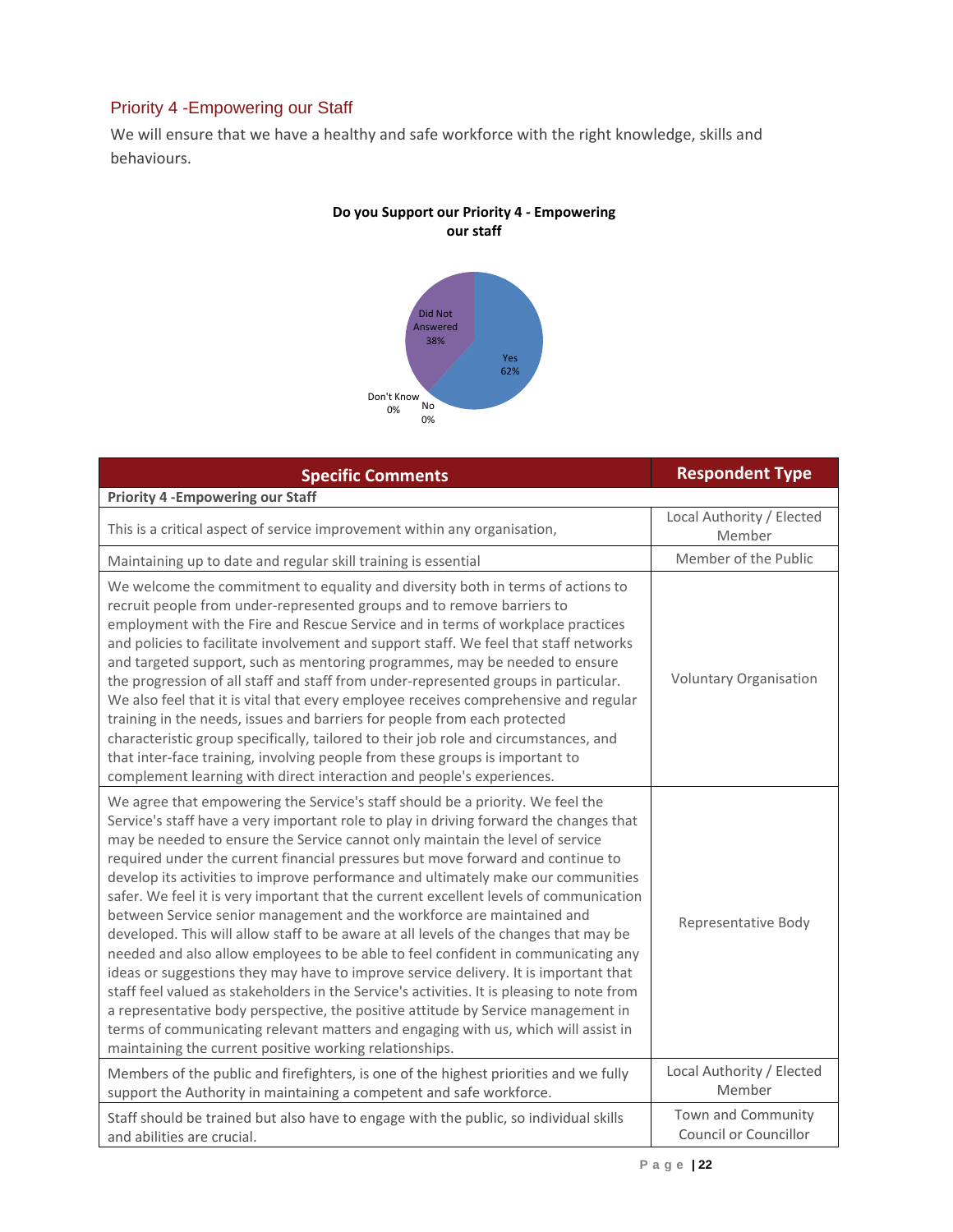## Priority 4 -Empowering our Staff

We will ensure that we have a healthy and safe workforce with the right knowledge, skills and behaviours.

**Do you Support our Priority 4 - Empowering our staff**

Did Not Answered 38%

Yes 62%

Don't Know 0%

No 0%

| Specific Comments | Respondent Type |
|---|---|
| **Priority 4 -Empowering our Staff** | |
| This is a critical aspect of service improvement within any organisation, | Local Authority / Elected Member |
| Maintaining up to date and regular skill training is essential | Member of the Public |
| We welcome the commitment to equality and diversity both in terms of actions to recruit people from under-represented groups and to remove barriers to employment with the Fire and Rescue Service and in terms of workplace practices and policies to facilitate involvement and support staff. We feel that staff networks and targeted support, such as mentoring programmes, may be needed to ensure the progression of all staff and staff from under-represented groups in particular. We also feel that it is vital that every employee receives comprehensive and regular training in the needs, issues and barriers for people from each protected characteristic group specifically, tailored to their job role and circumstances, and that inter-face training, involving people from these groups is important to complement learning with direct interaction and people's experiences. | Voluntary Organisation |
| We agree that empowering the Service's staff should be a priority. We feel the Service's staff have a very important role to play in driving forward the changes that may be needed to ensure the Service cannot only maintain the level of service required under the current financial pressures but move forward and continue to develop its activities to improve performance and ultimately make our communities safer. We feel it is very important that the current excellent levels of communication between Service senior management and the workforce are maintained and developed. This will allow staff to be aware at all levels of the changes that may be needed and also allow employees to be able to feel confident in communicating any ideas or suggestions they may have to improve service delivery. It is important that staff feel valued as stakeholders in the Service's activities. It is pleasing to note from a representative body perspective, the positive attitude by Service management in terms of communicating relevant matters and engaging with us, which will assist in maintaining the current positive working relationships. | Representative Body |
| Members of the public and firefighters, is one of the highest priorities and we fully support the Authority in maintaining a competent and safe workforce. | Local Authority / Elected Member |
| Staff should be trained but also have to engage with the public, so individual skills and abilities are crucial. | Town and Community Council or Councillor |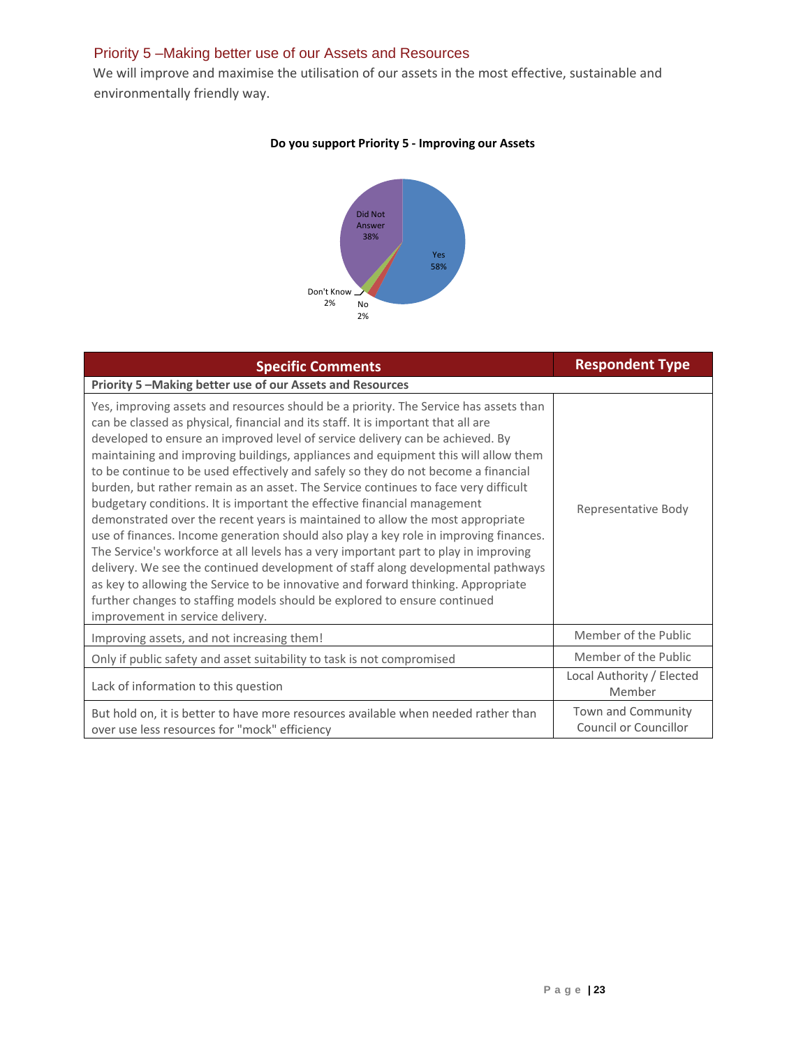## Priority 5 –Making better use of our Assets and Resources

We will improve and maximise the utilisation of our assets in the most effective, sustainable and environmentally friendly way.

**Do you support Priority 5 - Improving our Assets**

Did Not Answer 38%

Yes 58%

Don't Know 2%

No 2%

| Specific Comments | Respondent Type |
|---|---|
| **Priority 5 –Making better use of our Assets and Resources** | |
| Yes, improving assets and resources should be a priority. The Service has assets than can be classed as physical, financial and its staff. It is important that all are developed to ensure an improved level of service delivery can be achieved. By maintaining and improving buildings, appliances and equipment this will allow them to be continue to be used effectively and safely so they do not become a financial burden, but rather remain as an asset. The Service continues to face very difficult budgetary conditions. It is important the effective financial management demonstrated over the recent years is maintained to allow the most appropriate use of finances. Income generation should also play a key role in improving finances. The Service's workforce at all levels has a very important part to play in improving delivery. We see the continued development of staff along developmental pathways as key to allowing the Service to be innovative and forward thinking. Appropriate further changes to staffing models should be explored to ensure continued improvement in service delivery. | Representative Body |
| Improving assets, and not increasing them! | Member of the Public |
| Only if public safety and asset suitability to task is not compromised | Member of the Public |
| Lack of information to this question | Local Authority / Elected Member |
| But hold on, it is better to have more resources available when needed rather than over use less resources for "mock" efficiency | Town and Community Council or Councillor |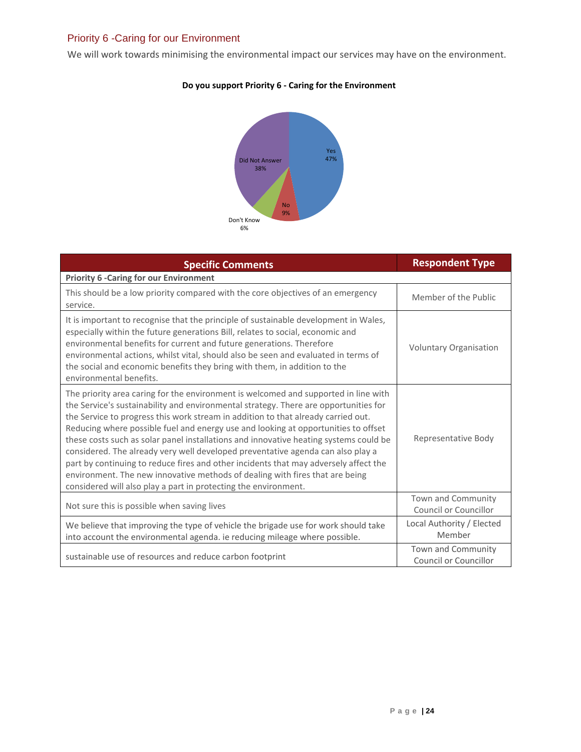## Priority 6 -Caring for our Environment

We will work towards minimising the environmental impact our services may have on the environment.

**Do you support Priority 6 - Caring for the Environment**

Yes 47%
No 9%
Don't Know 6%
Did Not Answer 38%

| Specific Comments | Respondent Type |
|---|---|
| **Priority 6 -Caring for our Environment** | |
| This should be a low priority compared with the core objectives of an emergency service. | Member of the Public |
| It is important to recognise that the principle of sustainable development in Wales, especially within the future generations Bill, relates to social, economic and environmental benefits for current and future generations. Therefore environmental actions, whilst vital, should also be seen and evaluated in terms of the social and economic benefits they bring with them, in addition to the environmental benefits. | Voluntary Organisation |
| The priority area caring for the environment is welcomed and supported in line with the Service's sustainability and environmental strategy. There are opportunities for the Service to progress this work stream in addition to that already carried out. Reducing where possible fuel and energy use and looking at opportunities to offset these costs such as solar panel installations and innovative heating systems could be considered. The already very well developed preventative agenda can also play a part by continuing to reduce fires and other incidents that may adversely affect the environment. The new innovative methods of dealing with fires that are being considered will also play a part in protecting the environment. | Representative Body |
| Not sure this is possible when saving lives | Town and Community Council or Councillor |
| We believe that improving the type of vehicle the brigade use for work should take into account the environmental agenda. ie reducing mileage where possible. | Local Authority / Elected Member |
| sustainable use of resources and reduce carbon footprint | Town and Community Council or Councillor |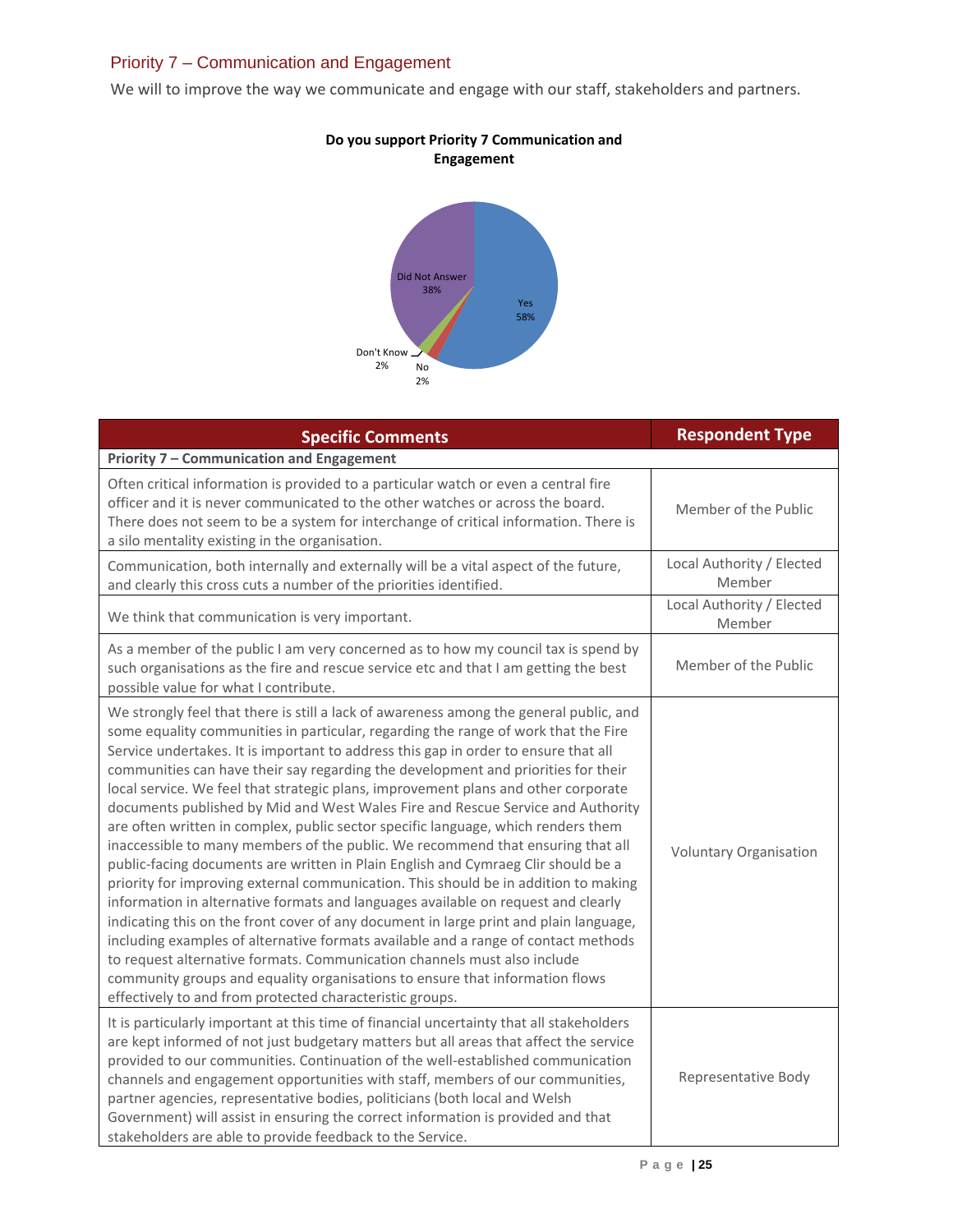## Priority 7 – Communication and Engagement

We will to improve the way we communicate and engage with our staff, stakeholders and partners.

**Do you support Priority 7 Communication and Engagement**

Yes 58%
No 2%
Don't Know 2%
Did Not Answer 38%

| Specific Comments | Respondent Type |
|---|---|
| **Priority 7 – Communication and Engagement** | |
| Often critical information is provided to a particular watch or even a central fire officer and it is never communicated to the other watches or across the board. There does not seem to be a system for interchange of critical information. There is a silo mentality existing in the organisation. | Member of the Public |
| Communication, both internally and externally will be a vital aspect of the future, and clearly this cross cuts a number of the priorities identified. | Local Authority / Elected Member |
| We think that communication is very important. | Local Authority / Elected Member |
| As a member of the public I am very concerned as to how my council tax is spend by such organisations as the fire and rescue service etc and that I am getting the best possible value for what I contribute. | Member of the Public |
| We strongly feel that there is still a lack of awareness among the general public, and some equality communities in particular, regarding the range of work that the Fire Service undertakes. It is important to address this gap in order to ensure that all communities can have their say regarding the development and priorities for their local service. We feel that strategic plans, improvement plans and other corporate documents published by Mid and West Wales Fire and Rescue Service and Authority are often written in complex, public sector specific language, which renders them inaccessible to many members of the public. We recommend that ensuring that all public-facing documents are written in Plain English and Cymraeg Clir should be a priority for improving external communication. This should be in addition to making information in alternative formats and languages available on request and clearly indicating this on the front cover of any document in large print and plain language, including examples of alternative formats available and a range of contact methods to request alternative formats. Communication channels must also include community groups and equality organisations to ensure that information flows effectively to and from protected characteristic groups. | Voluntary Organisation |
| It is particularly important at this time of financial uncertainty that all stakeholders are kept informed of not just budgetary matters but all areas that affect the service provided to our communities. Continuation of the well-established communication channels and engagement opportunities with staff, members of our communities, partner agencies, representative bodies, politicians (both local and Welsh Government) will assist in ensuring the correct information is provided and that stakeholders are able to provide feedback to the Service. | Representative Body |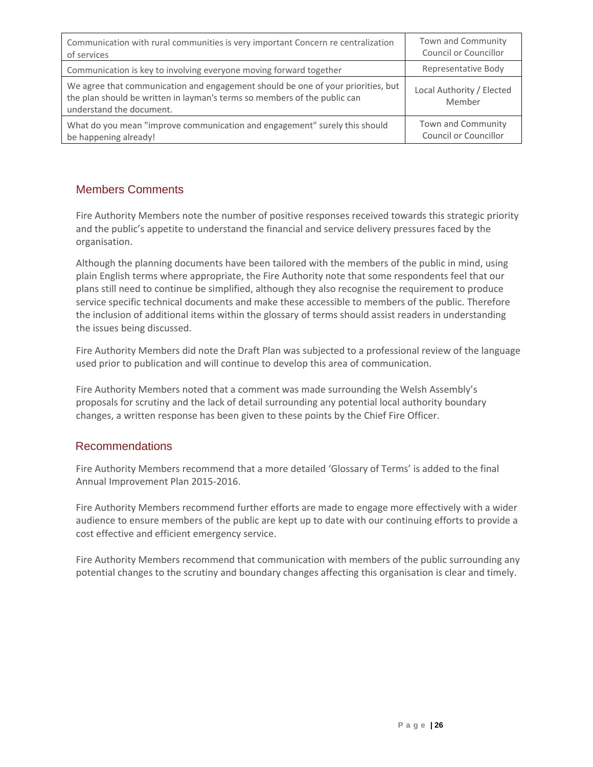| | |
|---|---|
| Communication with rural communities is very important Concern re centralization of services | Town and Community Council or Councillor |
| Communication is key to involving everyone moving forward together | Representative Body |
| We agree that communication and engagement should be one of your priorities, but the plan should be written in layman's terms so members of the public can understand the document. | Local Authority / Elected Member |
| What do you mean "improve communication and engagement" surely this should be happening already! | Town and Community Council or Councillor |

## Members Comments

Fire Authority Members note the number of positive responses received towards this strategic priority and the public's appetite to understand the financial and service delivery pressures faced by the organisation.

Although the planning documents have been tailored with the members of the public in mind, using plain English terms where appropriate, the Fire Authority note that some respondents feel that our plans still need to continue be simplified, although they also recognise the requirement to produce service specific technical documents and make these accessible to members of the public. Therefore the inclusion of additional items within the glossary of terms should assist readers in understanding the issues being discussed.

Fire Authority Members did note the Draft Plan was subjected to a professional review of the language used prior to publication and will continue to develop this area of communication.

Fire Authority Members noted that a comment was made surrounding the Welsh Assembly's proposals for scrutiny and the lack of detail surrounding any potential local authority boundary changes, a written response has been given to these points by the Chief Fire Officer.

## Recommendations

Fire Authority Members recommend that a more detailed 'Glossary of Terms' is added to the final Annual Improvement Plan 2015-2016.

Fire Authority Members recommend further efforts are made to engage more effectively with a wider audience to ensure members of the public are kept up to date with our continuing efforts to provide a cost effective and efficient emergency service.

Fire Authority Members recommend that communication with members of the public surrounding any potential changes to the scrutiny and boundary changes affecting this organisation is clear and timely.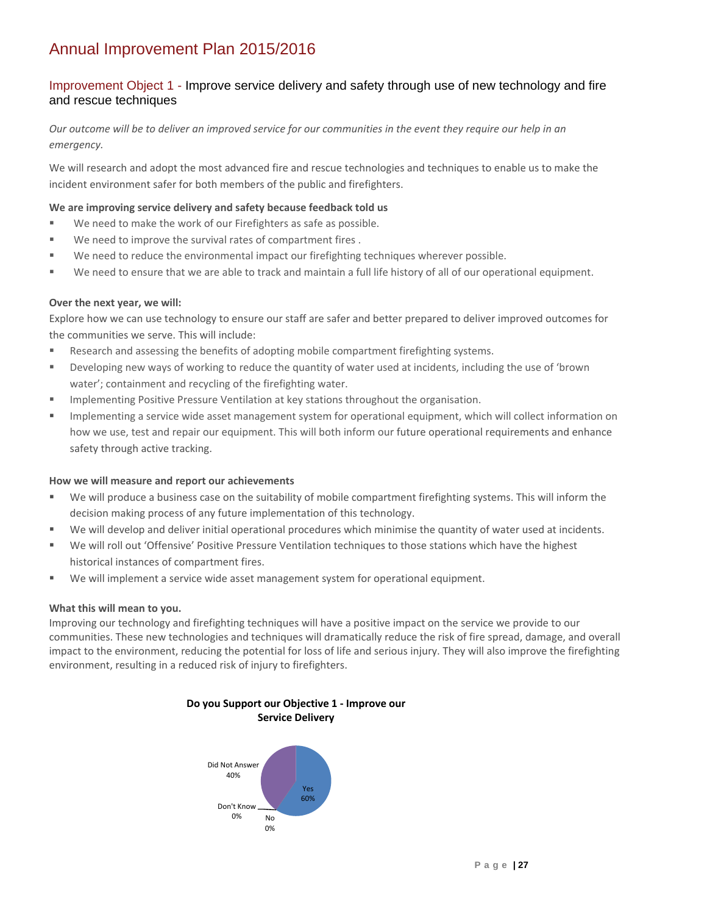# Annual Improvement Plan 2015/2016

## Improvement Object 1 - Improve service delivery and safety through use of new technology and fire and rescue techniques

*Our outcome will be to deliver an improved service for our communities in the event they require our help in an emergency.*

We will research and adopt the most advanced fire and rescue technologies and techniques to enable us to make the incident environment safer for both members of the public and firefighters.

**We are improving service delivery and safety because feedback told us**

- We need to make the work of our Firefighters as safe as possible.
- We need to improve the survival rates of compartment fires .
- We need to reduce the environmental impact our firefighting techniques wherever possible.
- We need to ensure that we are able to track and maintain a full life history of all of our operational equipment.

**Over the next year, we will:**

Explore how we can use technology to ensure our staff are safer and better prepared to deliver improved outcomes for the communities we serve. This will include:

- Research and assessing the benefits of adopting mobile compartment firefighting systems.
- Developing new ways of working to reduce the quantity of water used at incidents, including the use of 'brown water'; containment and recycling of the firefighting water.
- Implementing Positive Pressure Ventilation at key stations throughout the organisation.
- Implementing a service wide asset management system for operational equipment, which will collect information on how we use, test and repair our equipment. This will both inform our future operational requirements and enhance safety through active tracking.

**How we will measure and report our achievements**

- We will produce a business case on the suitability of mobile compartment firefighting systems. This will inform the decision making process of any future implementation of this technology.
- We will develop and deliver initial operational procedures which minimise the quantity of water used at incidents.
- We will roll out 'Offensive' Positive Pressure Ventilation techniques to those stations which have the highest historical instances of compartment fires.
- We will implement a service wide asset management system for operational equipment.

**What this will mean to you.**

Improving our technology and firefighting techniques will have a positive impact on the service we provide to our communities. These new technologies and techniques will dramatically reduce the risk of fire spread, damage, and overall impact to the environment, reducing the potential for loss of life and serious injury. They will also improve the firefighting environment, resulting in a reduced risk of injury to firefighters.

**Do you Support our Objective 1 - Improve our Service Delivery**

| Response | Percentage |
| --- | --- |
| Yes | 60% |
| No | 0% |
| Don't Know | 0% |
| Did Not Answer | 40% |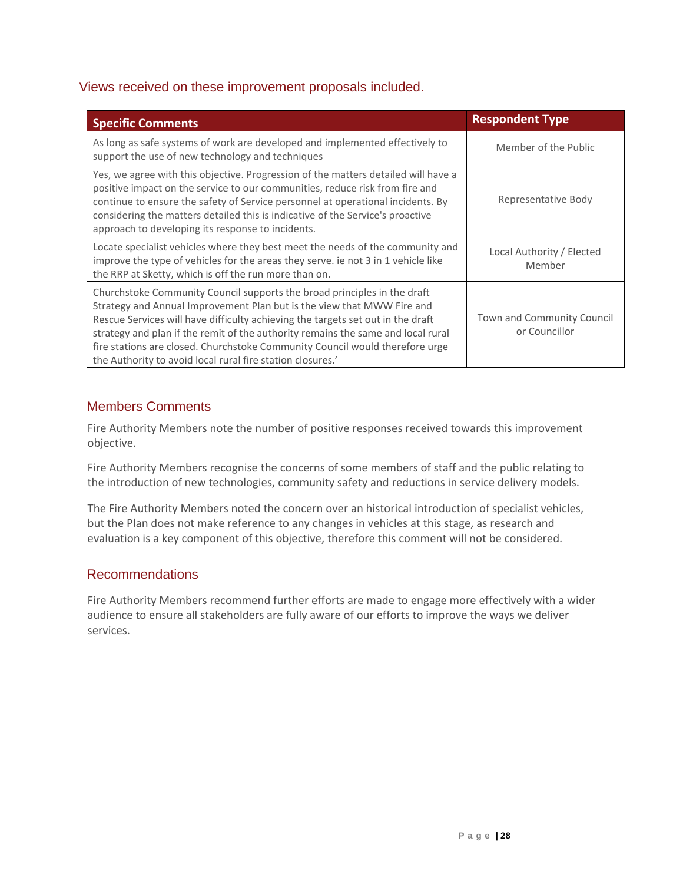## Views received on these improvement proposals included.

| Specific Comments | Respondent Type |
| --- | --- |
| As long as safe systems of work are developed and implemented effectively to support the use of new technology and techniques | Member of the Public |
| Yes, we agree with this objective. Progression of the matters detailed will have a positive impact on the service to our communities, reduce risk from fire and continue to ensure the safety of Service personnel at operational incidents. By considering the matters detailed this is indicative of the Service's proactive approach to developing its response to incidents. | Representative Body |
| Locate specialist vehicles where they best meet the needs of the community and improve the type of vehicles for the areas they serve. ie not 3 in 1 vehicle like the RRP at Sketty, which is off the run more than on. | Local Authority / Elected Member |
| Churchstoke Community Council supports the broad principles in the draft Strategy and Annual Improvement Plan but is the view that MWW Fire and Rescue Services will have difficulty achieving the targets set out in the draft strategy and plan if the remit of the authority remains the same and local rural fire stations are closed. Churchstoke Community Council would therefore urge the Authority to avoid local rural fire station closures.' | Town and Community Council or Councillor |

### Members Comments

Fire Authority Members note the number of positive responses received towards this improvement objective.

Fire Authority Members recognise the concerns of some members of staff and the public relating to the introduction of new technologies, community safety and reductions in service delivery models.

The Fire Authority Members noted the concern over an historical introduction of specialist vehicles, but the Plan does not make reference to any changes in vehicles at this stage, as research and evaluation is a key component of this objective, therefore this comment will not be considered.

### Recommendations

Fire Authority Members recommend further efforts are made to engage more effectively with a wider audience to ensure all stakeholders are fully aware of our efforts to improve the ways we deliver services.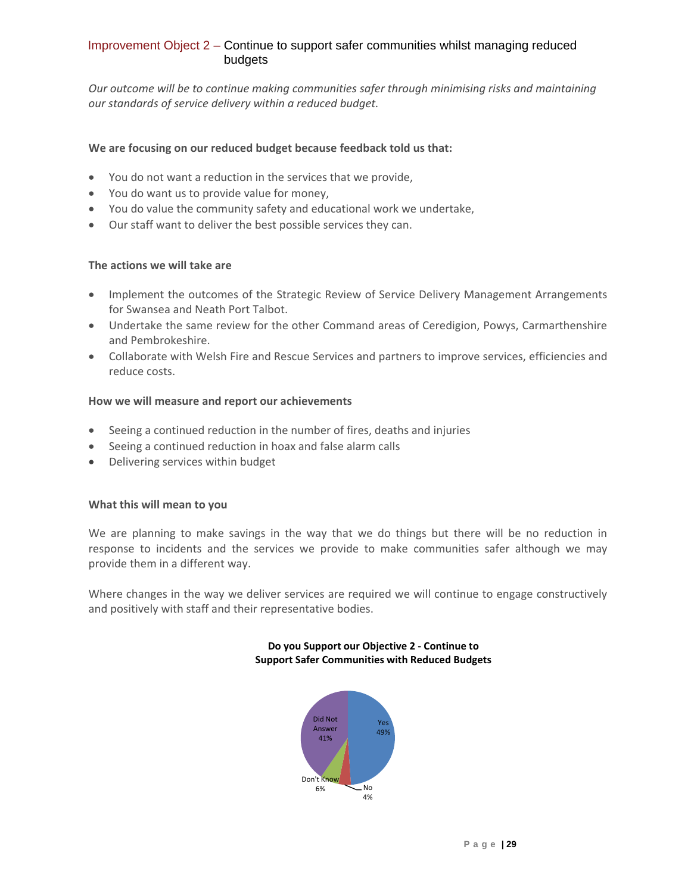## Improvement Object 2 – Continue to support safer communities whilst managing reduced budgets

*Our outcome will be to continue making communities safer through minimising risks and maintaining our standards of service delivery within a reduced budget.*

**We are focusing on our reduced budget because feedback told us that:**

- You do not want a reduction in the services that we provide,
- You do want us to provide value for money,
- You do value the community safety and educational work we undertake,
- Our staff want to deliver the best possible services they can.

**The actions we will take are**

- Implement the outcomes of the Strategic Review of Service Delivery Management Arrangements for Swansea and Neath Port Talbot.
- Undertake the same review for the other Command areas of Ceredigion, Powys, Carmarthenshire and Pembrokeshire.
- Collaborate with Welsh Fire and Rescue Services and partners to improve services, efficiencies and reduce costs.

**How we will measure and report our achievements**

- Seeing a continued reduction in the number of fires, deaths and injuries
- Seeing a continued reduction in hoax and false alarm calls
- Delivering services within budget

**What this will mean to you**

We are planning to make savings in the way that we do things but there will be no reduction in response to incidents and the services we provide to make communities safer although we may provide them in a different way.

Where changes in the way we deliver services are required we will continue to engage constructively and positively with staff and their representative bodies.

**Do you Support our Objective 2 - Continue to Support Safer Communities with Reduced Budgets**

| Response | Percentage |
|---|---|
| Yes | 49% |
| No | 4% |
| Don't Know | 6% |
| Did Not Answer | 41% |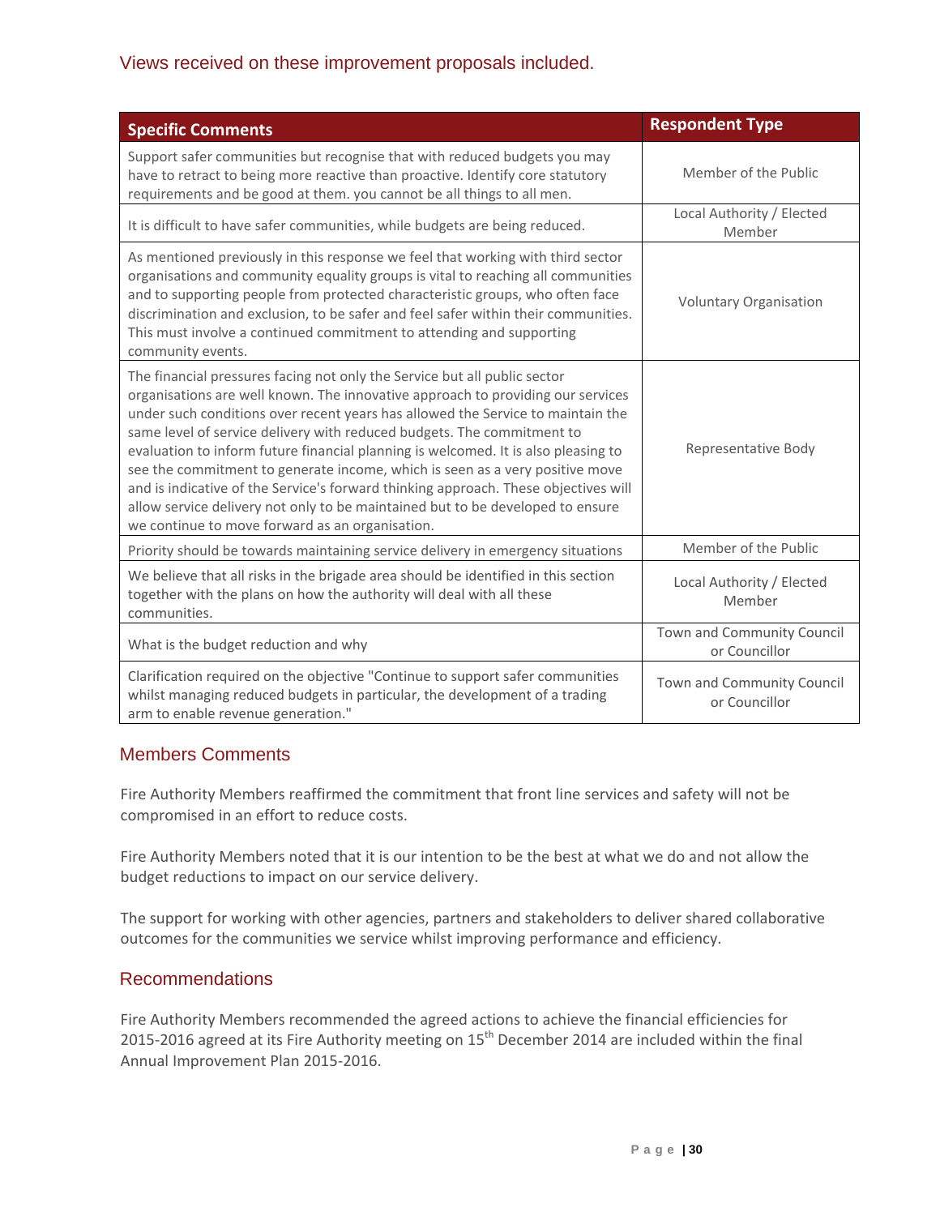## Views received on these improvement proposals included.

| Specific Comments | Respondent Type |
| --- | --- |
| Support safer communities but recognise that with reduced budgets you may have to retract to being more reactive than proactive. Identify core statutory requirements and be good at them. you cannot be all things to all men. | Member of the Public |
| It is difficult to have safer communities, while budgets are being reduced. | Local Authority / Elected Member |
| As mentioned previously in this response we feel that working with third sector organisations and community equality groups is vital to reaching all communities and to supporting people from protected characteristic groups, who often face discrimination and exclusion, to be safer and feel safer within their communities. This must involve a continued commitment to attending and supporting community events. | Voluntary Organisation |
| The financial pressures facing not only the Service but all public sector organisations are well known. The innovative approach to providing our services under such conditions over recent years has allowed the Service to maintain the same level of service delivery with reduced budgets. The commitment to evaluation to inform future financial planning is welcomed. It is also pleasing to see the commitment to generate income, which is seen as a very positive move and is indicative of the Service's forward thinking approach. These objectives will allow service delivery not only to be maintained but to be developed to ensure we continue to move forward as an organisation. | Representative Body |
| Priority should be towards maintaining service delivery in emergency situations | Member of the Public |
| We believe that all risks in the brigade area should be identified in this section together with the plans on how the authority will deal with all these communities. | Local Authority / Elected Member |
| What is the budget reduction and why | Town and Community Council or Councillor |
| Clarification required on the objective "Continue to support safer communities whilst managing reduced budgets in particular, the development of a trading arm to enable revenue generation." | Town and Community Council or Councillor |

## Members Comments

Fire Authority Members reaffirmed the commitment that front line services and safety will not be compromised in an effort to reduce costs.

Fire Authority Members noted that it is our intention to be the best at what we do and not allow the budget reductions to impact on our service delivery.

The support for working with other agencies, partners and stakeholders to deliver shared collaborative outcomes for the communities we service whilst improving performance and efficiency.

## Recommendations

Fire Authority Members recommended the agreed actions to achieve the financial efficiencies for 2015-2016 agreed at its Fire Authority meeting on 15th December 2014 are included within the final Annual Improvement Plan 2015-2016.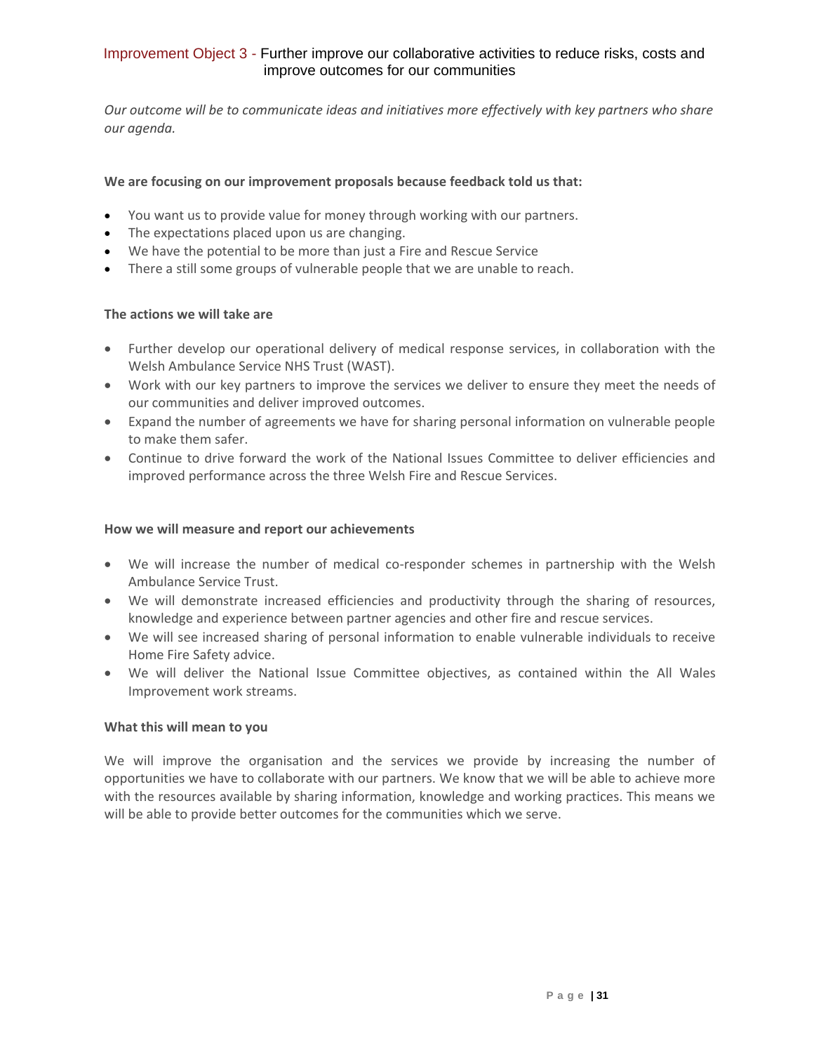## Improvement Object 3 - Further improve our collaborative activities to reduce risks, costs and improve outcomes for our communities

*Our outcome will be to communicate ideas and initiatives more effectively with key partners who share our agenda.*

**We are focusing on our improvement proposals because feedback told us that:**

- You want us to provide value for money through working with our partners.
- The expectations placed upon us are changing.
- We have the potential to be more than just a Fire and Rescue Service
- There a still some groups of vulnerable people that we are unable to reach.

**The actions we will take are**

- Further develop our operational delivery of medical response services, in collaboration with the Welsh Ambulance Service NHS Trust (WAST).
- Work with our key partners to improve the services we deliver to ensure they meet the needs of our communities and deliver improved outcomes.
- Expand the number of agreements we have for sharing personal information on vulnerable people to make them safer.
- Continue to drive forward the work of the National Issues Committee to deliver efficiencies and improved performance across the three Welsh Fire and Rescue Services.

**How we will measure and report our achievements**

- We will increase the number of medical co-responder schemes in partnership with the Welsh Ambulance Service Trust.
- We will demonstrate increased efficiencies and productivity through the sharing of resources, knowledge and experience between partner agencies and other fire and rescue services.
- We will see increased sharing of personal information to enable vulnerable individuals to receive Home Fire Safety advice.
- We will deliver the National Issue Committee objectives, as contained within the All Wales Improvement work streams.

**What this will mean to you**

We will improve the organisation and the services we provide by increasing the number of opportunities we have to collaborate with our partners. We know that we will be able to achieve more with the resources available by sharing information, knowledge and working practices. This means we will be able to provide better outcomes for the communities which we serve.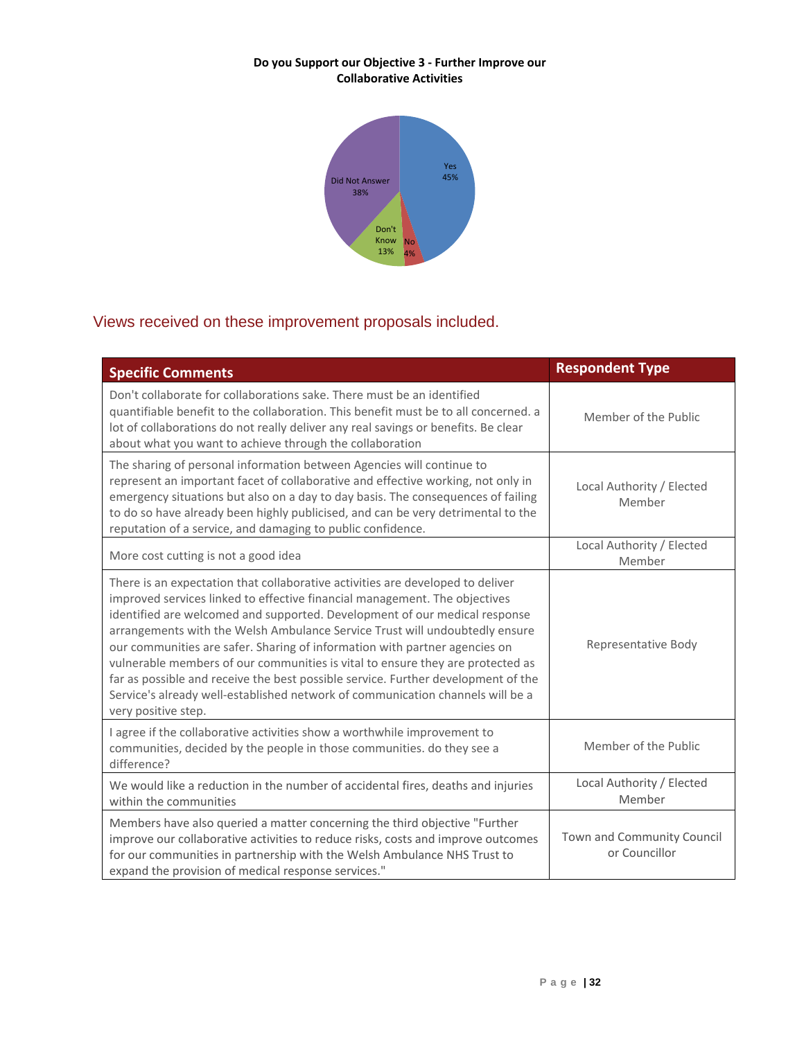**Do you Support our Objective 3 - Further Improve our Collaborative Activities**

Yes 45%

No 4%

Don't Know 13%

Did Not Answer 38%

## Views received on these improvement proposals included.

| Specific Comments | Respondent Type |
|---|---|
| Don't collaborate for collaborations sake. There must be an identified quantifiable benefit to the collaboration. This benefit must be to all concerned. a lot of collaborations do not really deliver any real savings or benefits. Be clear about what you want to achieve through the collaboration | Member of the Public |
| The sharing of personal information between Agencies will continue to represent an important facet of collaborative and effective working, not only in emergency situations but also on a day to day basis. The consequences of failing to do so have already been highly publicised, and can be very detrimental to the reputation of a service, and damaging to public confidence. | Local Authority / Elected Member |
| More cost cutting is not a good idea | Local Authority / Elected Member |
| There is an expectation that collaborative activities are developed to deliver improved services linked to effective financial management. The objectives identified are welcomed and supported. Development of our medical response arrangements with the Welsh Ambulance Service Trust will undoubtedly ensure our communities are safer. Sharing of information with partner agencies on vulnerable members of our communities is vital to ensure they are protected as far as possible and receive the best possible service. Further development of the Service's already well-established network of communication channels will be a very positive step. | Representative Body |
| I agree if the collaborative activities show a worthwhile improvement to communities, decided by the people in those communities. do they see a difference? | Member of the Public |
| We would like a reduction in the number of accidental fires, deaths and injuries within the communities | Local Authority / Elected Member |
| Members have also queried a matter concerning the third objective "Further improve our collaborative activities to reduce risks, costs and improve outcomes for our communities in partnership with the Welsh Ambulance NHS Trust to expand the provision of medical response services." | Town and Community Council or Councillor |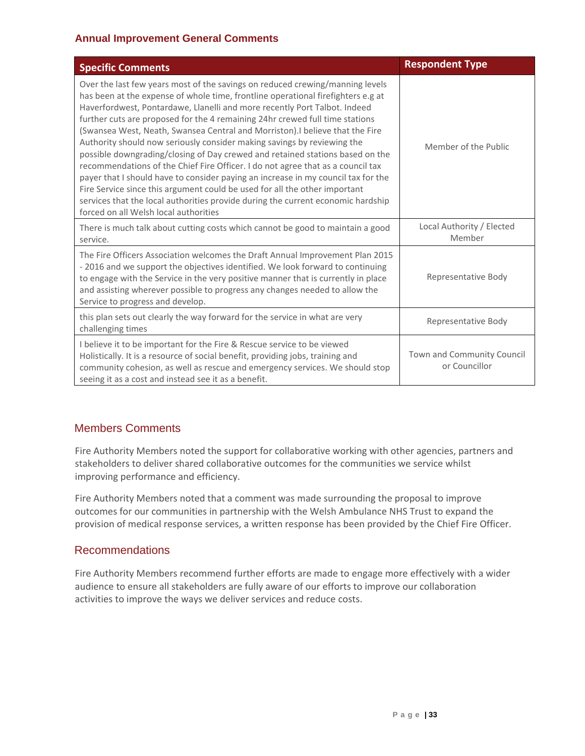## Annual Improvement General Comments

| Specific Comments | Respondent Type |
|---|---|
| Over the last few years most of the savings on reduced crewing/manning levels has been at the expense of whole time, frontline operational firefighters e.g at Haverfordwest, Pontardawe, Llanelli and more recently Port Talbot. Indeed further cuts are proposed for the 4 remaining 24hr crewed full time stations (Swansea West, Neath, Swansea Central and Morriston).I believe that the Fire Authority should now seriously consider making savings by reviewing the possible downgrading/closing of Day crewed and retained stations based on the recommendations of the Chief Fire Officer. I do not agree that as a council tax payer that I should have to consider paying an increase in my council tax for the Fire Service since this argument could be used for all the other important services that the local authorities provide during the current economic hardship forced on all Welsh local authorities | Member of the Public |
| There is much talk about cutting costs which cannot be good to maintain a good service. | Local Authority / Elected Member |
| The Fire Officers Association welcomes the Draft Annual Improvement Plan 2015 - 2016 and we support the objectives identified. We look forward to continuing to engage with the Service in the very positive manner that is currently in place and assisting wherever possible to progress any changes needed to allow the Service to progress and develop. | Representative Body |
| this plan sets out clearly the way forward for the service in what are very challenging times | Representative Body |
| I believe it to be important for the Fire & Rescue service to be viewed Holistically. It is a resource of social benefit, providing jobs, training and community cohesion, as well as rescue and emergency services. We should stop seeing it as a cost and instead see it as a benefit. | Town and Community Council or Councillor |

## Members Comments

Fire Authority Members noted the support for collaborative working with other agencies, partners and stakeholders to deliver shared collaborative outcomes for the communities we service whilst improving performance and efficiency.

Fire Authority Members noted that a comment was made surrounding the proposal to improve outcomes for our communities in partnership with the Welsh Ambulance NHS Trust to expand the provision of medical response services, a written response has been provided by the Chief Fire Officer.

## Recommendations

Fire Authority Members recommend further efforts are made to engage more effectively with a wider audience to ensure all stakeholders are fully aware of our efforts to improve our collaboration activities to improve the ways we deliver services and reduce costs.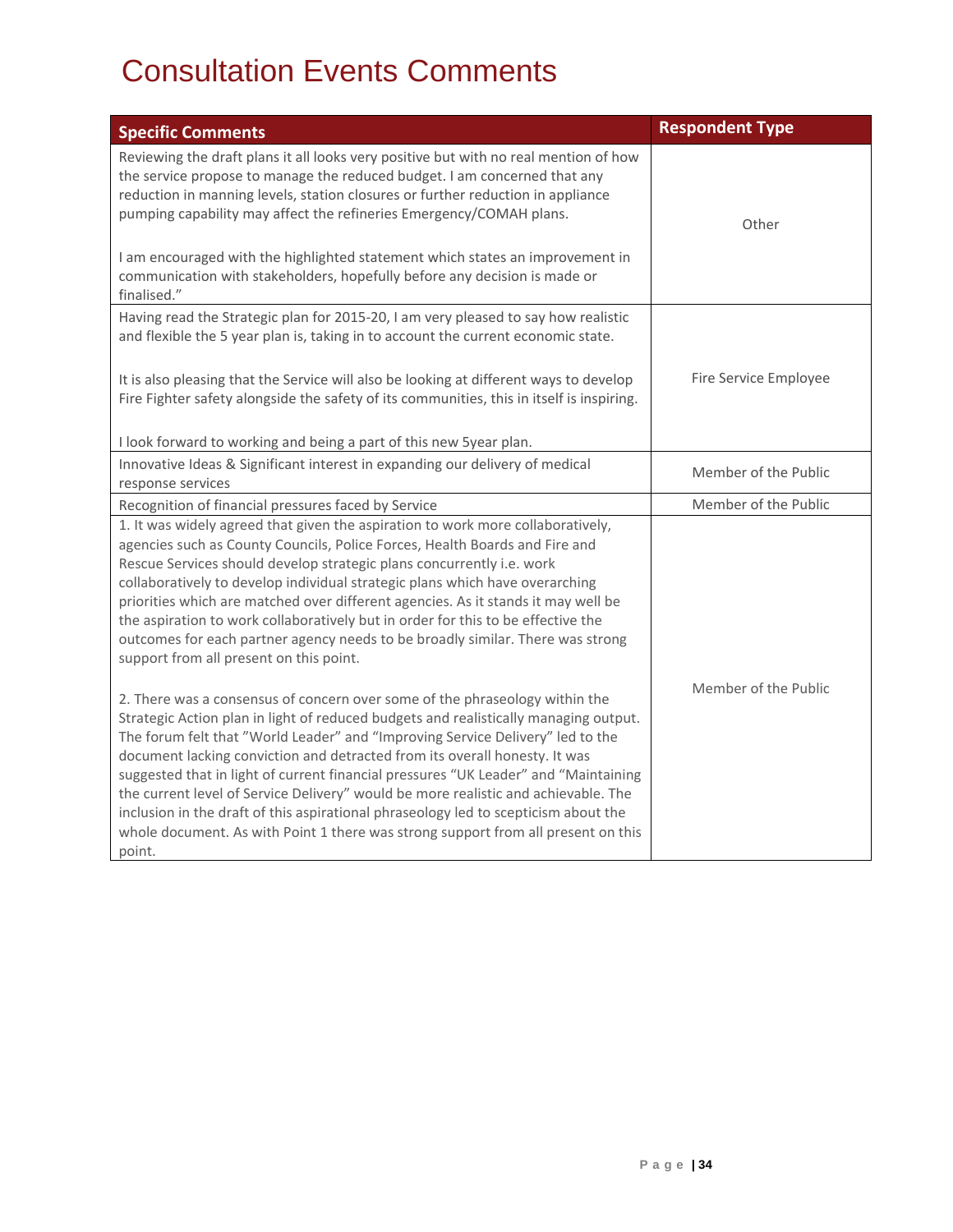# Consultation Events Comments

| Specific Comments | Respondent Type |
|---|---|
| Reviewing the draft plans it all looks very positive but with no real mention of how the service propose to manage the reduced budget. I am concerned that any reduction in manning levels, station closures or further reduction in appliance pumping capability may affect the refineries Emergency/COMAH plans.<br><br>I am encouraged with the highlighted statement which states an improvement in communication with stakeholders, hopefully before any decision is made or finalised." | Other |
| Having read the Strategic plan for 2015-20, I am very pleased to say how realistic and flexible the 5 year plan is, taking in to account the current economic state.<br><br>It is also pleasing that the Service will also be looking at different ways to develop Fire Fighter safety alongside the safety of its communities, this in itself is inspiring.<br><br>I look forward to working and being a part of this new 5year plan. | Fire Service Employee |
| Innovative Ideas & Significant interest in expanding our delivery of medical response services | Member of the Public |
| Recognition of financial pressures faced by Service | Member of the Public |
| 1. It was widely agreed that given the aspiration to work more collaboratively, agencies such as County Councils, Police Forces, Health Boards and Fire and Rescue Services should develop strategic plans concurrently i.e. work collaboratively to develop individual strategic plans which have overarching priorities which are matched over different agencies. As it stands it may well be the aspiration to work collaboratively but in order for this to be effective the outcomes for each partner agency needs to be broadly similar. There was strong support from all present on this point.<br><br>2. There was a consensus of concern over some of the phraseology within the Strategic Action plan in light of reduced budgets and realistically managing output. The forum felt that "World Leader" and "Improving Service Delivery" led to the document lacking conviction and detracted from its overall honesty. It was suggested that in light of current financial pressures "UK Leader" and "Maintaining the current level of Service Delivery" would be more realistic and achievable. The inclusion in the draft of this aspirational phraseology led to scepticism about the whole document. As with Point 1 there was strong support from all present on this point. | Member of the Public |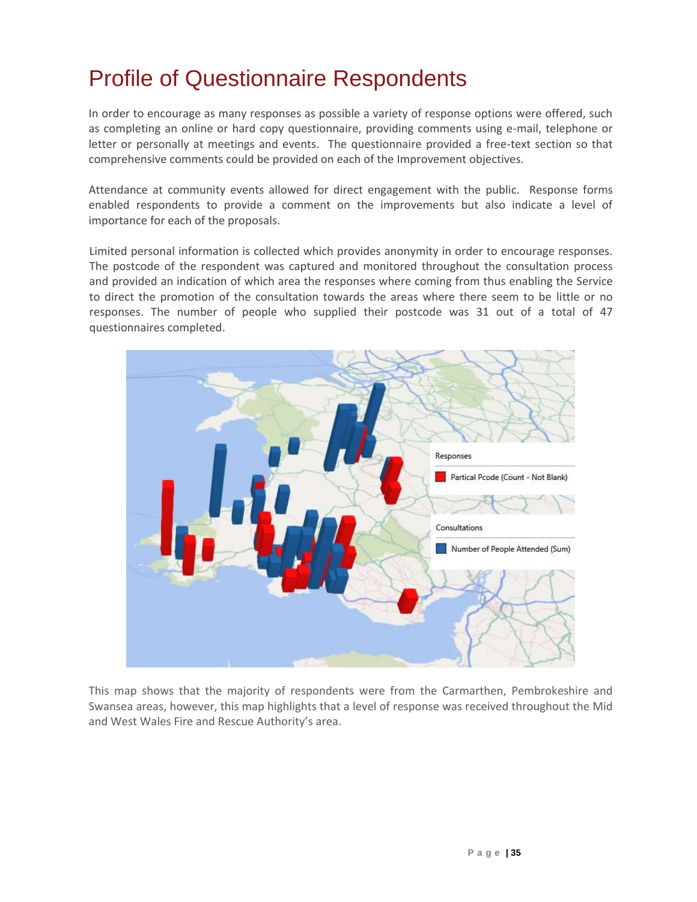# Profile of Questionnaire Respondents

In order to encourage as many responses as possible a variety of response options were offered, such as completing an online or hard copy questionnaire, providing comments using e-mail, telephone or letter or personally at meetings and events. The questionnaire provided a free-text section so that comprehensive comments could be provided on each of the Improvement objectives.

Attendance at community events allowed for direct engagement with the public. Response forms enabled respondents to provide a comment on the improvements but also indicate a level of importance for each of the proposals.

Limited personal information is collected which provides anonymity in order to encourage responses. The postcode of the respondent was captured and monitored throughout the consultation process and provided an indication of which area the responses where coming from thus enabling the Service to direct the promotion of the consultation towards the areas where there seem to be little or no responses. The number of people who supplied their postcode was 31 out of a total of 47 questionnaires completed.

Responses

Partical Pcode (Count - Not Blank)

Consultations

Number of People Attended (Sum)

This map shows that the majority of respondents were from the Carmarthen, Pembrokeshire and Swansea areas, however, this map highlights that a level of response was received throughout the Mid and West Wales Fire and Rescue Authority's area.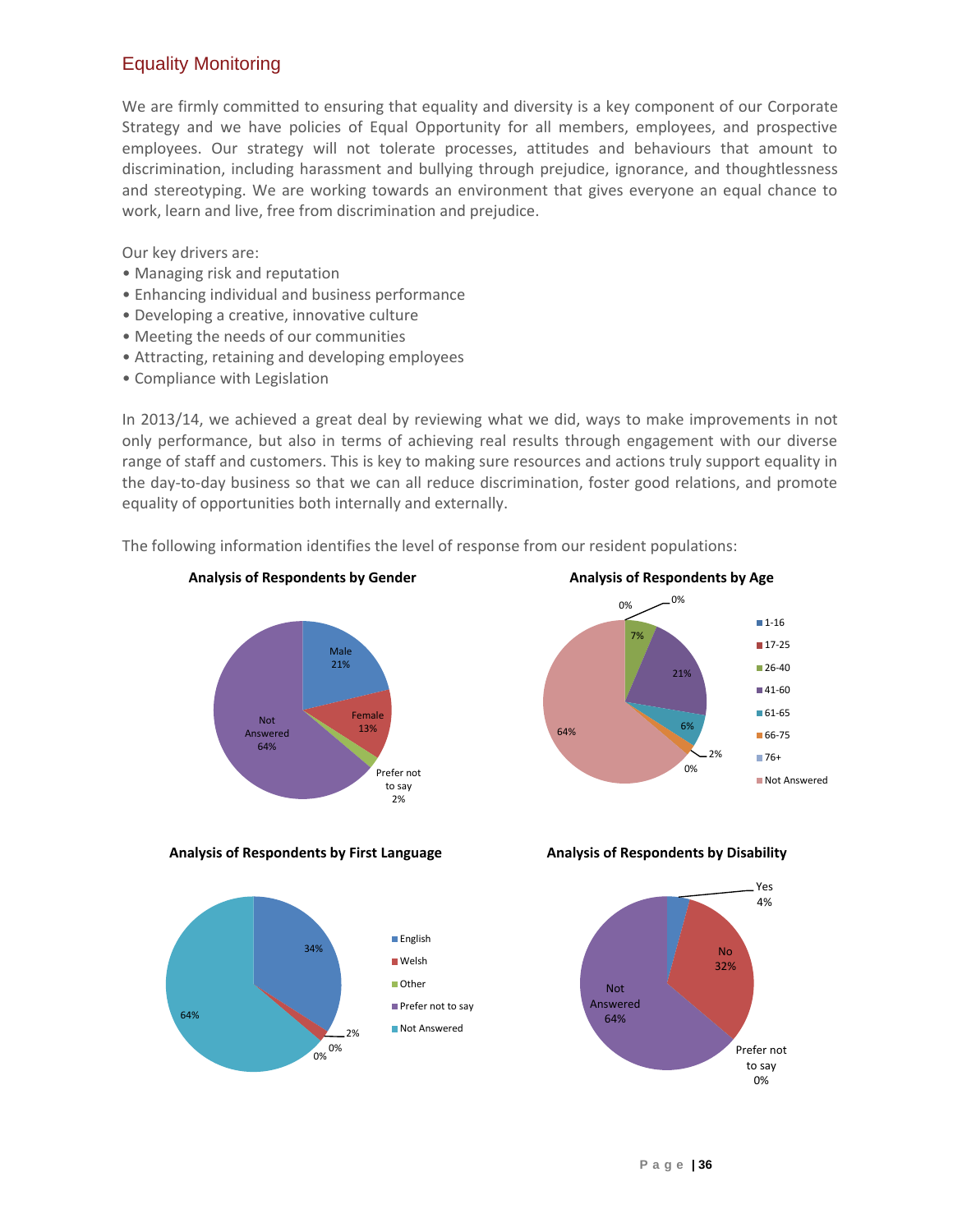## Equality Monitoring

We are firmly committed to ensuring that equality and diversity is a key component of our Corporate Strategy and we have policies of Equal Opportunity for all members, employees, and prospective employees. Our strategy will not tolerate processes, attitudes and behaviours that amount to discrimination, including harassment and bullying through prejudice, ignorance, and thoughtlessness and stereotyping. We are working towards an environment that gives everyone an equal chance to work, learn and live, free from discrimination and prejudice.

Our key drivers are:

- Managing risk and reputation
- Enhancing individual and business performance
- Developing a creative, innovative culture
- Meeting the needs of our communities
- Attracting, retaining and developing employees
- Compliance with Legislation

In 2013/14, we achieved a great deal by reviewing what we did, ways to make improvements in not only performance, but also in terms of achieving real results through engagement with our diverse range of staff and customers. This is key to making sure resources and actions truly support equality in the day-to-day business so that we can all reduce discrimination, foster good relations, and promote equality of opportunities both internally and externally.

The following information identifies the level of response from our resident populations:

**Analysis of Respondents by Gender**

| Gender | % |
|---|---|
| Male | 21% |
| Female | 13% |
| Prefer not to say | 2% |
| Not Answered | 64% |

**Analysis of Respondents by Age**

| Age | % |
|---|---|
| 1-16 | 0% |
| 17-25 | 0% |
| 26-40 | 7% |
| 41-60 | 21% |
| 61-65 | 6% |
| 66-75 | 2% |
| 76+ | 0% |
| Not Answered | 64% |

**Analysis of Respondents by First Language**

| First Language | % |
|---|---|
| English | 34% |
| Welsh | 2% |
| Other | 0% |
| Prefer not to say | 0% |
| Not Answered | 64% |

**Analysis of Respondents by Disability**

| Disability | % |
|---|---|
| Yes | 4% |
| No | 32% |
| Prefer not to say | 0% |
| Not Answered | 64% |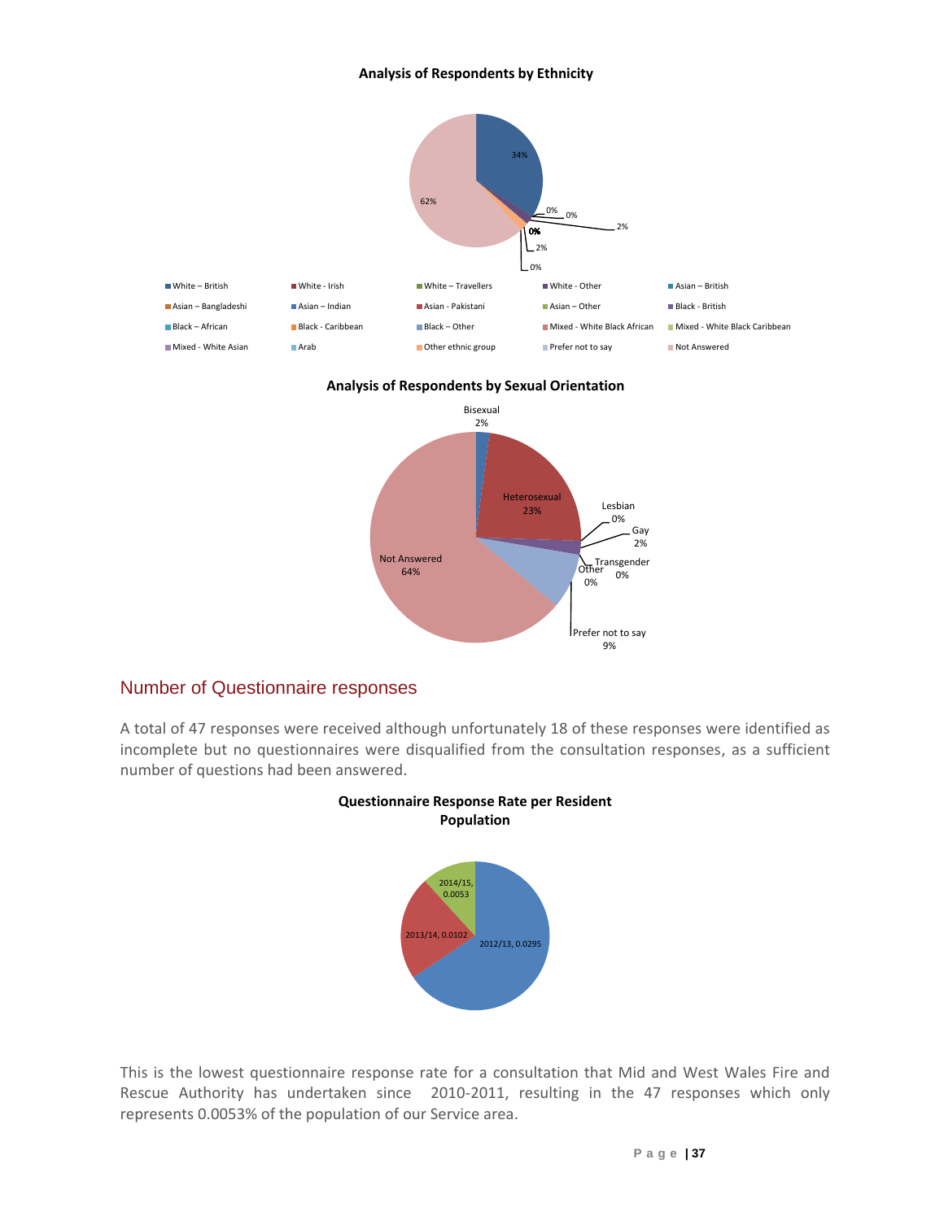**Analysis of Respondents by Ethnicity**

**Analysis of Respondents by Sexual Orientation**

## Number of Questionnaire responses

A total of 47 responses were received although unfortunately 18 of these responses were identified as incomplete but no questionnaires were disqualified from the consultation responses, as a sufficient number of questions had been answered.

**Questionnaire Response Rate per Resident Population**

This is the lowest questionnaire response rate for a consultation that Mid and West Wales Fire and Rescue Authority has undertaken since 2010-2011, resulting in the 47 responses which only represents 0.0053% of the population of our Service area.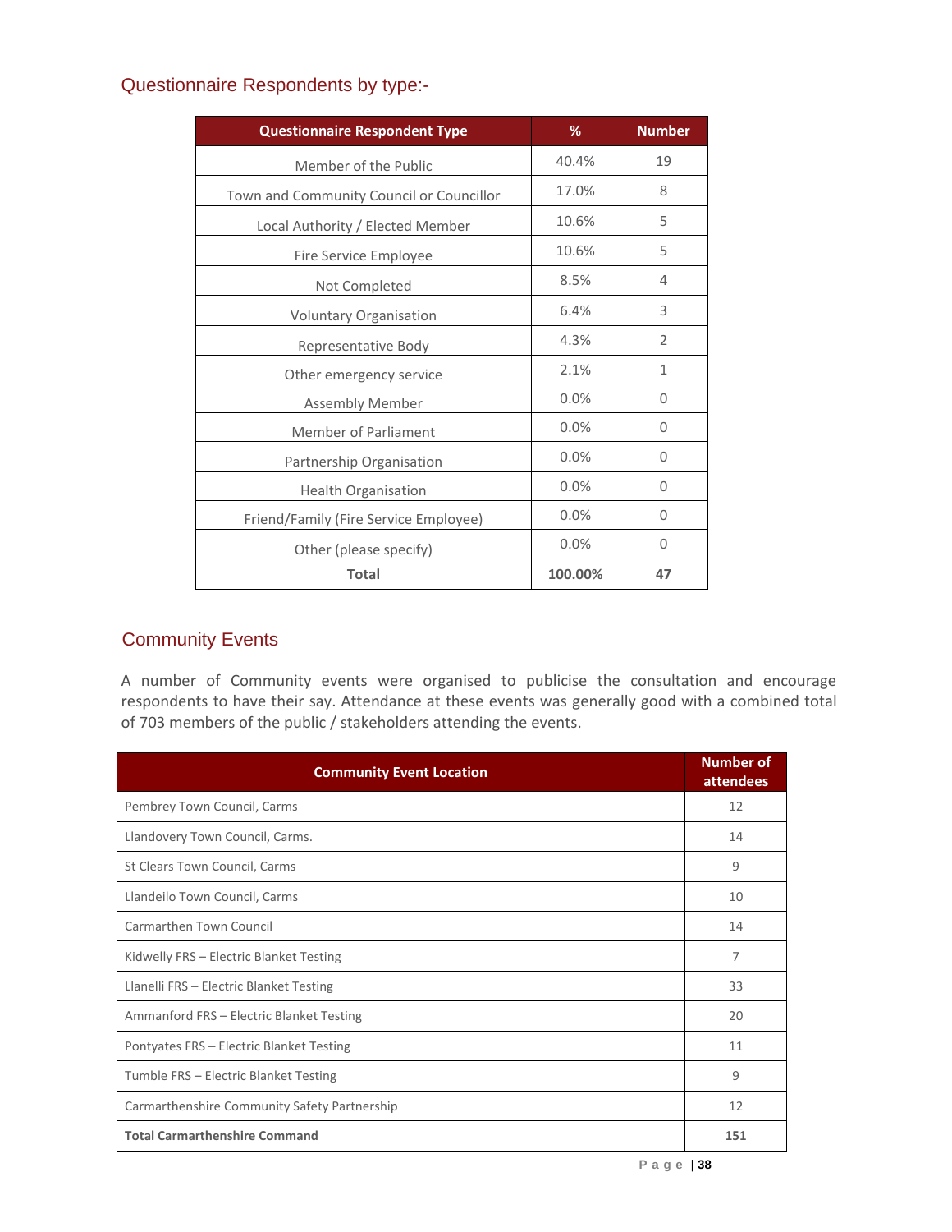## Questionnaire Respondents by type:-

| Questionnaire Respondent Type | % | Number |
|---|---|---|
| Member of the Public | 40.4% | 19 |
| Town and Community Council or Councillor | 17.0% | 8 |
| Local Authority / Elected Member | 10.6% | 5 |
| Fire Service Employee | 10.6% | 5 |
| Not Completed | 8.5% | 4 |
| Voluntary Organisation | 6.4% | 3 |
| Representative Body | 4.3% | 2 |
| Other emergency service | 2.1% | 1 |
| Assembly Member | 0.0% | 0 |
| Member of Parliament | 0.0% | 0 |
| Partnership Organisation | 0.0% | 0 |
| Health Organisation | 0.0% | 0 |
| Friend/Family (Fire Service Employee) | 0.0% | 0 |
| Other (please specify) | 0.0% | 0 |
| **Total** | **100.00%** | **47** |

## Community Events

A number of Community events were organised to publicise the consultation and encourage respondents to have their say. Attendance at these events was generally good with a combined total of 703 members of the public / stakeholders attending the events.

| Community Event Location | Number of attendees |
|---|---|
| Pembrey Town Council, Carms | 12 |
| Llandovery Town Council, Carms. | 14 |
| St Clears Town Council, Carms | 9 |
| Llandeilo Town Council, Carms | 10 |
| Carmarthen Town Council | 14 |
| Kidwelly FRS – Electric Blanket Testing | 7 |
| Llanelli FRS – Electric Blanket Testing | 33 |
| Ammanford FRS – Electric Blanket Testing | 20 |
| Pontyates FRS – Electric Blanket Testing | 11 |
| Tumble FRS – Electric Blanket Testing | 9 |
| Carmarthenshire Community Safety Partnership | 12 |
| **Total Carmarthenshire Command** | **151** |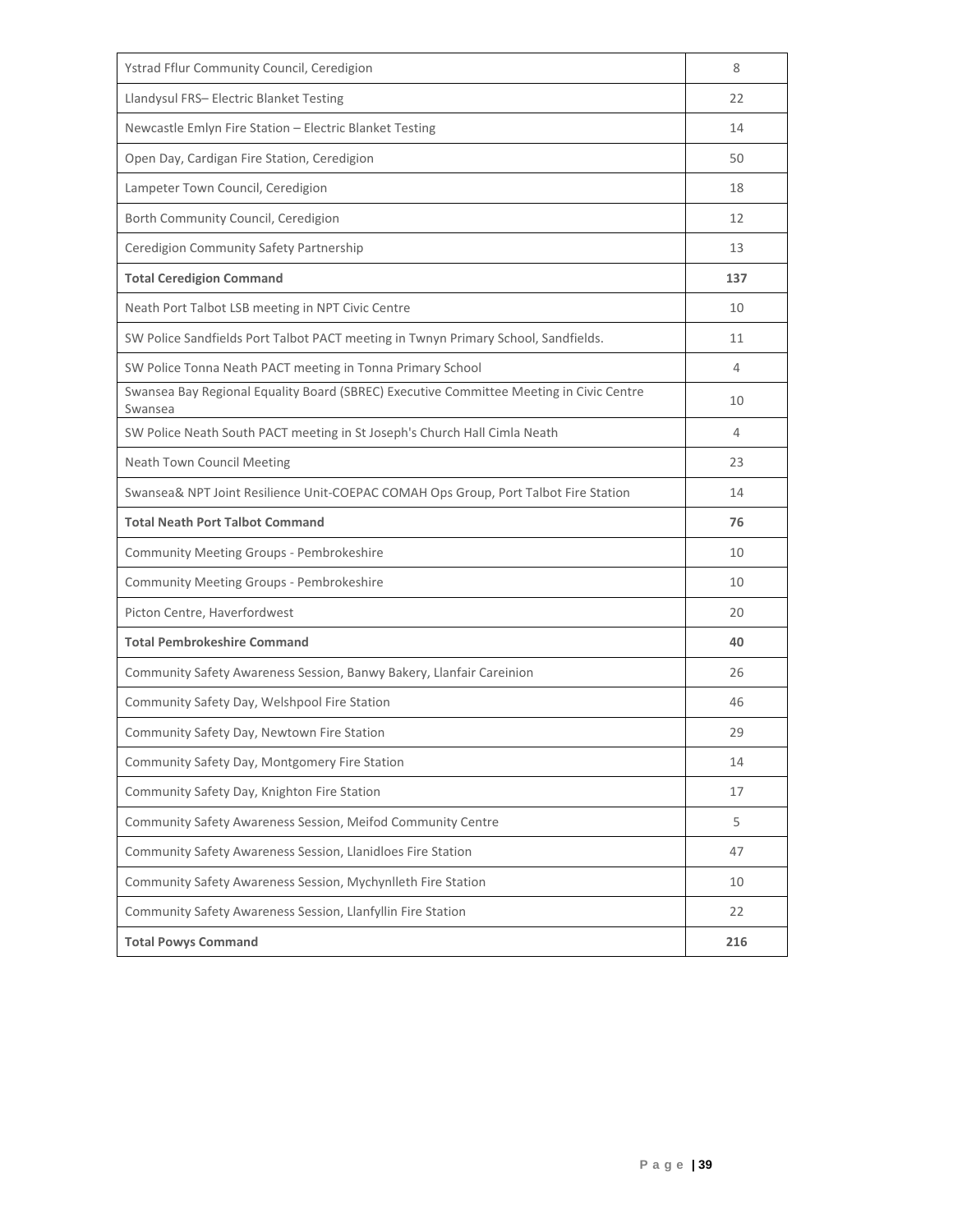| Ystrad Fflur Community Council, Ceredigion | 8 |
|---|---|
| Llandysul FRS– Electric Blanket Testing | 22 |
| Newcastle Emlyn Fire Station – Electric Blanket Testing | 14 |
| Open Day, Cardigan Fire Station, Ceredigion | 50 |
| Lampeter Town Council, Ceredigion | 18 |
| Borth Community Council, Ceredigion | 12 |
| Ceredigion Community Safety Partnership | 13 |
| **Total Ceredigion Command** | **137** |
| Neath Port Talbot LSB meeting in NPT Civic Centre | 10 |
| SW Police Sandfields Port Talbot PACT meeting in Twnyn Primary School, Sandfields. | 11 |
| SW Police Tonna Neath PACT meeting in Tonna Primary School | 4 |
| Swansea Bay Regional Equality Board (SBREC) Executive Committee Meeting in Civic Centre Swansea | 10 |
| SW Police Neath South PACT meeting in St Joseph's Church Hall Cimla Neath | 4 |
| Neath Town Council Meeting | 23 |
| Swansea& NPT Joint Resilience Unit-COEPAC COMAH Ops Group, Port Talbot Fire Station | 14 |
| **Total Neath Port Talbot Command** | **76** |
| Community Meeting Groups - Pembrokeshire | 10 |
| Community Meeting Groups - Pembrokeshire | 10 |
| Picton Centre, Haverfordwest | 20 |
| **Total Pembrokeshire Command** | **40** |
| Community Safety Awareness Session, Banwy Bakery, Llanfair Careinion | 26 |
| Community Safety Day, Welshpool Fire Station | 46 |
| Community Safety Day, Newtown Fire Station | 29 |
| Community Safety Day, Montgomery Fire Station | 14 |
| Community Safety Day, Knighton Fire Station | 17 |
| Community Safety Awareness Session, Meifod Community Centre | 5 |
| Community Safety Awareness Session, Llanidloes Fire Station | 47 |
| Community Safety Awareness Session, Mychynlleth Fire Station | 10 |
| Community Safety Awareness Session, Llanfyllin Fire Station | 22 |
| **Total Powys Command** | **216** |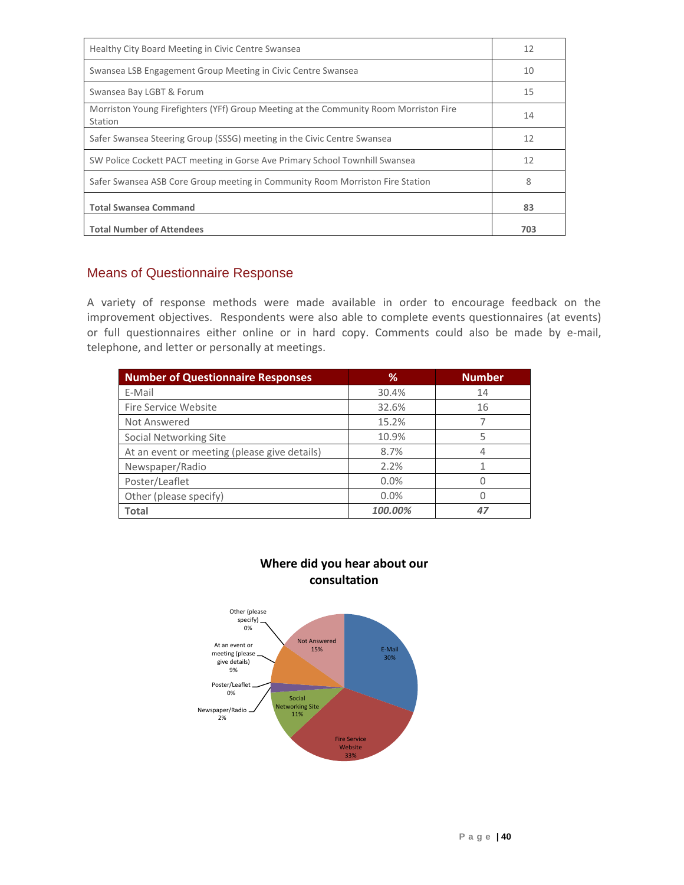| | |
|---|---|
| Healthy City Board Meeting in Civic Centre Swansea | 12 |
| Swansea LSB Engagement Group Meeting in Civic Centre Swansea | 10 |
| Swansea Bay LGBT & Forum | 15 |
| Morriston Young Firefighters (YFf) Group Meeting at the Community Room Morriston Fire Station | 14 |
| Safer Swansea Steering Group (SSSG) meeting in the Civic Centre Swansea | 12 |
| SW Police Cockett PACT meeting in Gorse Ave Primary School Townhill Swansea | 12 |
| Safer Swansea ASB Core Group meeting in Community Room Morriston Fire Station | 8 |
| **Total Swansea Command** | **83** |
| **Total Number of Attendees** | **703** |

## Means of Questionnaire Response

A variety of response methods were made available in order to encourage feedback on the improvement objectives. Respondents were also able to complete events questionnaires (at events) or full questionnaires either online or in hard copy. Comments could also be made by e-mail, telephone, and letter or personally at meetings.

| Number of Questionnaire Responses | % | Number |
|---|---|---|
| E-Mail | 30.4% | 14 |
| Fire Service Website | 32.6% | 16 |
| Not Answered | 15.2% | 7 |
| Social Networking Site | 10.9% | 5 |
| At an event or meeting (please give details) | 8.7% | 4 |
| Newspaper/Radio | 2.2% | 1 |
| Poster/Leaflet | 0.0% | 0 |
| Other (please specify) | 0.0% | 0 |
| **Total** | ***100.00%*** | ***47*** |

**Where did you hear about our consultation**

| Category | % |
|---|---|
| E-Mail | 30% |
| Fire Service Website | 33% |
| Social Networking Site | 11% |
| Newspaper/Radio | 2% |
| Poster/Leaflet | 0% |
| At an event or meeting (please give details) | 9% |
| Other (please specify) | 0% |
| Not Answered | 15% |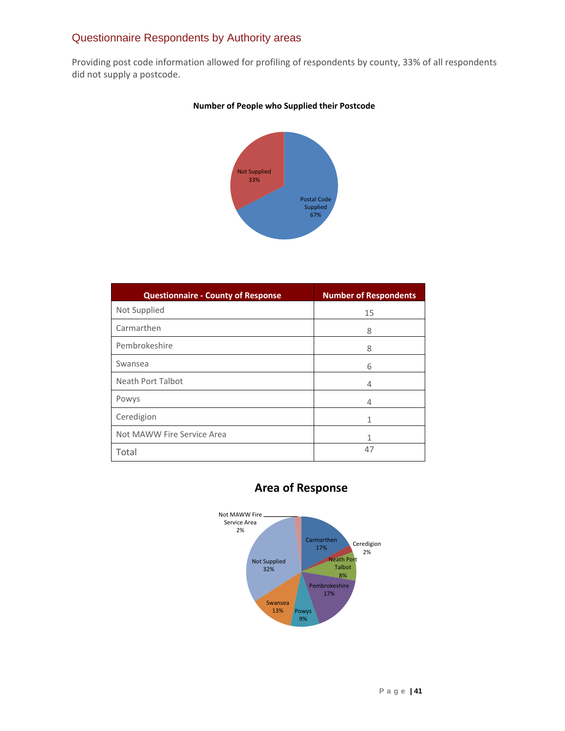## Questionnaire Respondents by Authority areas

Providing post code information allowed for profiling of respondents by county, 33% of all respondents did not supply a postcode.

**Number of People who Supplied their Postcode**

Not Supplied 33%

Postal Code Supplied 67%

| Questionnaire - County of Response | Number of Respondents |
|---|---|
| Not Supplied | 15 |
| Carmarthen | 8 |
| Pembrokeshire | 8 |
| Swansea | 6 |
| Neath Port Talbot | 4 |
| Powys | 4 |
| Ceredigion | 1 |
| Not MAWW Fire Service Area | 1 |
| Total | 47 |

**Area of Response**

Not MAWW Fire Service Area 2%

Carmarthen 17%

Ceredigion 2%

Neath Port Talbot 8%

Pembrokeshire 17%

Powys 9%

Swansea 13%

Not Supplied 32%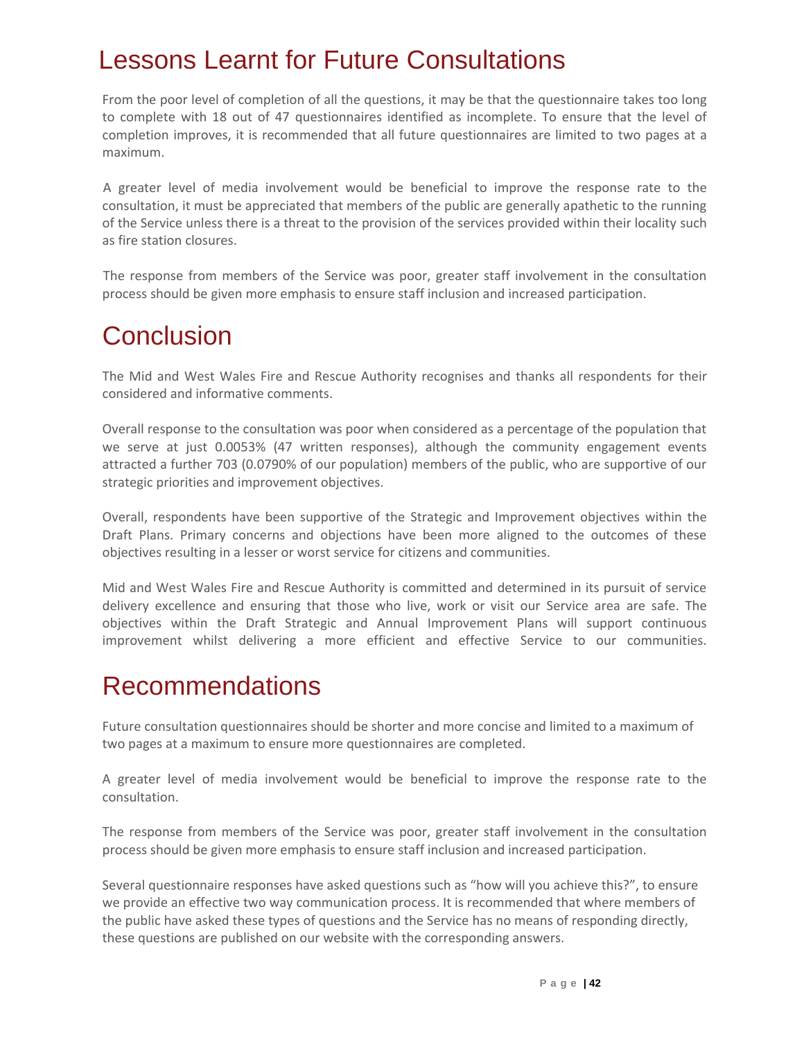# Lessons Learnt for Future Consultations

From the poor level of completion of all the questions, it may be that the questionnaire takes too long to complete with 18 out of 47 questionnaires identified as incomplete. To ensure that the level of completion improves, it is recommended that all future questionnaires are limited to two pages at a maximum.

A greater level of media involvement would be beneficial to improve the response rate to the consultation, it must be appreciated that members of the public are generally apathetic to the running of the Service unless there is a threat to the provision of the services provided within their locality such as fire station closures.

The response from members of the Service was poor, greater staff involvement in the consultation process should be given more emphasis to ensure staff inclusion and increased participation.

# Conclusion

The Mid and West Wales Fire and Rescue Authority recognises and thanks all respondents for their considered and informative comments.

Overall response to the consultation was poor when considered as a percentage of the population that we serve at just 0.0053% (47 written responses), although the community engagement events attracted a further 703 (0.0790% of our population) members of the public, who are supportive of our strategic priorities and improvement objectives.

Overall, respondents have been supportive of the Strategic and Improvement objectives within the Draft Plans. Primary concerns and objections have been more aligned to the outcomes of these objectives resulting in a lesser or worst service for citizens and communities.

Mid and West Wales Fire and Rescue Authority is committed and determined in its pursuit of service delivery excellence and ensuring that those who live, work or visit our Service area are safe. The objectives within the Draft Strategic and Annual Improvement Plans will support continuous improvement whilst delivering a more efficient and effective Service to our communities.

# Recommendations

Future consultation questionnaires should be shorter and more concise and limited to a maximum of two pages at a maximum to ensure more questionnaires are completed.

A greater level of media involvement would be beneficial to improve the response rate to the consultation.

The response from members of the Service was poor, greater staff involvement in the consultation process should be given more emphasis to ensure staff inclusion and increased participation.

Several questionnaire responses have asked questions such as "how will you achieve this?", to ensure we provide an effective two way communication process. It is recommended that where members of the public have asked these types of questions and the Service has no means of responding directly, these questions are published on our website with the corresponding answers.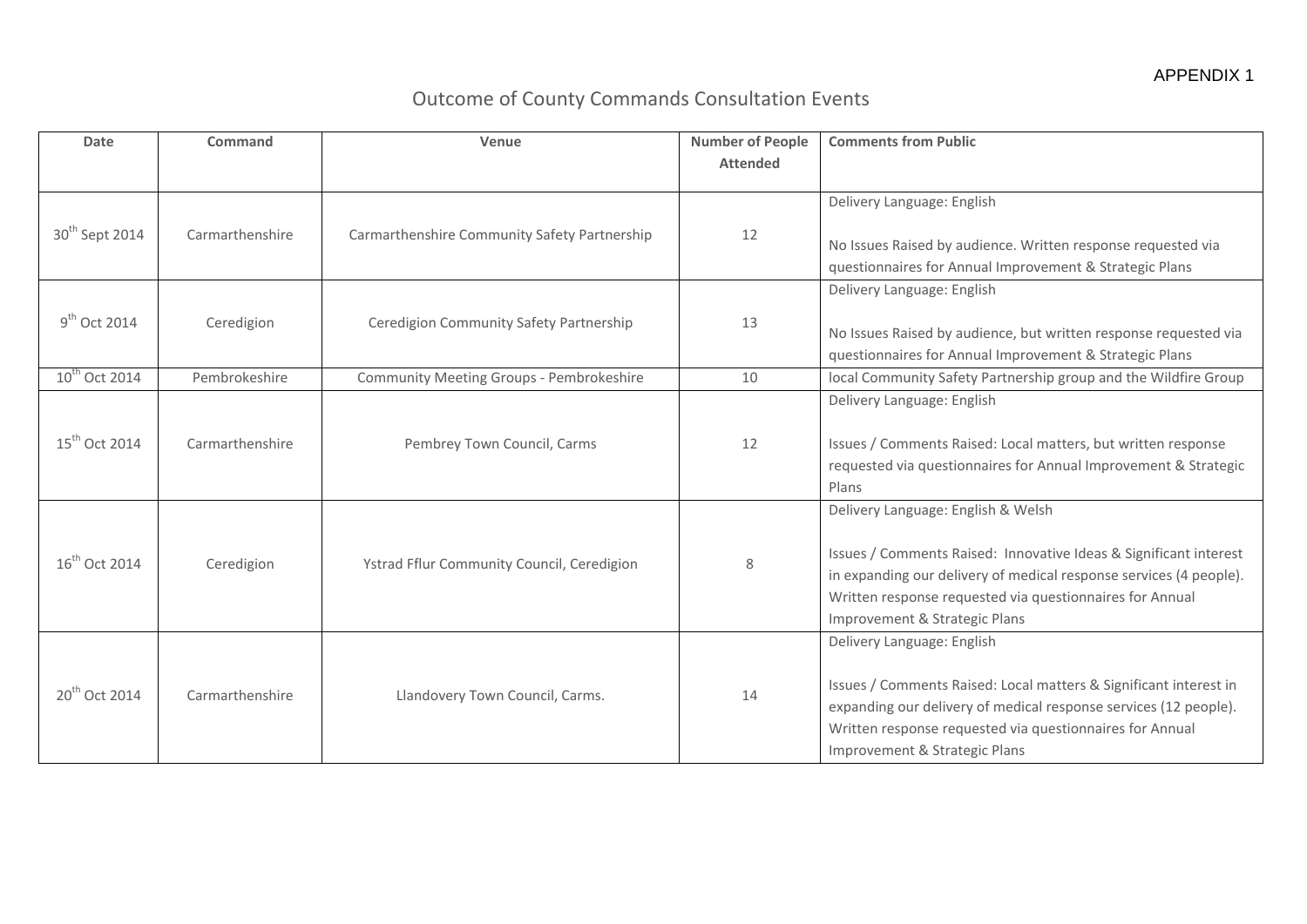APPENDIX 1

# Outcome of County Commands Consultation Events

| Date | Command | Venue | Number of People Attended | Comments from Public |
|---|---|---|---|---|
| 30th Sept 2014 | Carmarthenshire | Carmarthenshire Community Safety Partnership | 12 | Delivery Language: English<br><br>No Issues Raised by audience. Written response requested via questionnaires for Annual Improvement & Strategic Plans |
| 9th Oct 2014 | Ceredigion | Ceredigion Community Safety Partnership | 13 | Delivery Language: English<br><br>No Issues Raised by audience, but written response requested via questionnaires for Annual Improvement & Strategic Plans |
| 10th Oct 2014 | Pembrokeshire | Community Meeting Groups - Pembrokeshire | 10 | local Community Safety Partnership group and the Wildfire Group |
| 15th Oct 2014 | Carmarthenshire | Pembrey Town Council, Carms | 12 | Delivery Language: English<br><br>Issues / Comments Raised: Local matters, but written response requested via questionnaires for Annual Improvement & Strategic Plans |
| 16th Oct 2014 | Ceredigion | Ystrad Fflur Community Council, Ceredigion | 8 | Delivery Language: English & Welsh<br><br>Issues / Comments Raised: Innovative Ideas & Significant interest in expanding our delivery of medical response services (4 people). Written response requested via questionnaires for Annual Improvement & Strategic Plans |
| 20th Oct 2014 | Carmarthenshire | Llandovery Town Council, Carms. | 14 | Delivery Language: English<br><br>Issues / Comments Raised: Local matters & Significant interest in expanding our delivery of medical response services (12 people). Written response requested via questionnaires for Annual Improvement & Strategic Plans |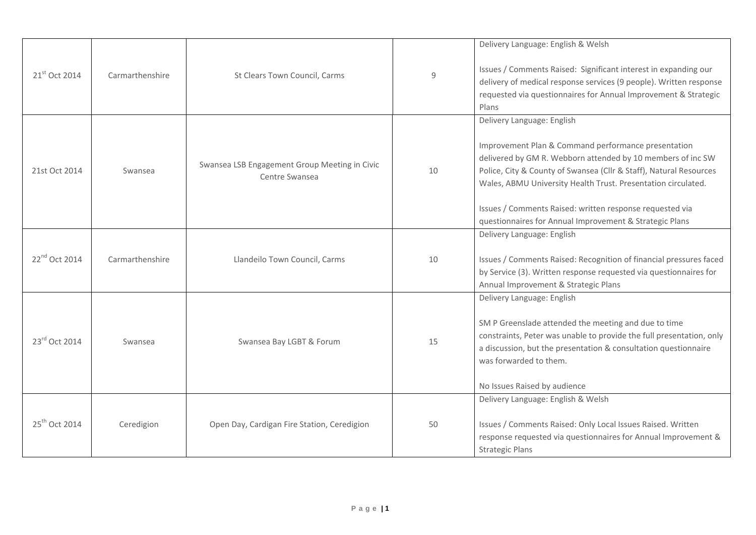| | | | | |
|---|---|---|---|---|
| 21st Oct 2014 | Carmarthenshire | St Clears Town Council, Carms | 9 | Delivery Language: English & Welsh<br><br>Issues / Comments Raised: Significant interest in expanding our delivery of medical response services (9 people). Written response requested via questionnaires for Annual Improvement & Strategic Plans |
| 21st Oct 2014 | Swansea | Swansea LSB Engagement Group Meeting in Civic Centre Swansea | 10 | Delivery Language: English<br><br>Improvement Plan & Command performance presentation delivered by GM R. Webborn attended by 10 members of inc SW Police, City & County of Swansea (Cllr & Staff), Natural Resources Wales, ABMU University Health Trust. Presentation circulated.<br><br>Issues / Comments Raised: written response requested via questionnaires for Annual Improvement & Strategic Plans |
| 22nd Oct 2014 | Carmarthenshire | Llandeilo Town Council, Carms | 10 | Delivery Language: English<br><br>Issues / Comments Raised: Recognition of financial pressures faced by Service (3). Written response requested via questionnaires for Annual Improvement & Strategic Plans |
| 23rd Oct 2014 | Swansea | Swansea Bay LGBT & Forum | 15 | Delivery Language: English<br><br>SM P Greenslade attended the meeting and due to time constraints, Peter was unable to provide the full presentation, only a discussion, but the presentation & consultation questionnaire was forwarded to them.<br><br>No Issues Raised by audience |
| 25th Oct 2014 | Ceredigion | Open Day, Cardigan Fire Station, Ceredigion | 50 | Delivery Language: English & Welsh<br><br>Issues / Comments Raised: Only Local Issues Raised. Written response requested via questionnaires for Annual Improvement & Strategic Plans |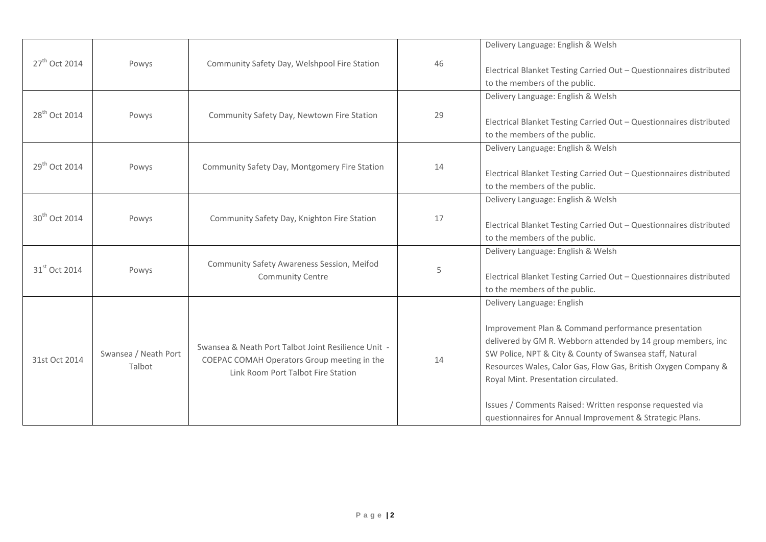| | | | | |
|---|---|---|---|---|
| 27th Oct 2014 | Powys | Community Safety Day, Welshpool Fire Station | 46 | Delivery Language: English & Welsh<br><br>Electrical Blanket Testing Carried Out – Questionnaires distributed to the members of the public. |
| 28th Oct 2014 | Powys | Community Safety Day, Newtown Fire Station | 29 | Delivery Language: English & Welsh<br><br>Electrical Blanket Testing Carried Out – Questionnaires distributed to the members of the public. |
| 29th Oct 2014 | Powys | Community Safety Day, Montgomery Fire Station | 14 | Delivery Language: English & Welsh<br><br>Electrical Blanket Testing Carried Out – Questionnaires distributed to the members of the public. |
| 30th Oct 2014 | Powys | Community Safety Day, Knighton Fire Station | 17 | Delivery Language: English & Welsh<br><br>Electrical Blanket Testing Carried Out – Questionnaires distributed to the members of the public. |
| 31st Oct 2014 | Powys | Community Safety Awareness Session, Meifod Community Centre | 5 | Delivery Language: English & Welsh<br><br>Electrical Blanket Testing Carried Out – Questionnaires distributed to the members of the public. |
| 31st Oct 2014 | Swansea / Neath Port Talbot | Swansea & Neath Port Talbot Joint Resilience Unit - COEPAC COMAH Operators Group meeting in the Link Room Port Talbot Fire Station | 14 | Delivery Language: English<br><br>Improvement Plan & Command performance presentation delivered by GM R. Webborn attended by 14 group members, inc SW Police, NPT & City & County of Swansea staff, Natural Resources Wales, Calor Gas, Flow Gas, British Oxygen Company & Royal Mint. Presentation circulated.<br><br>Issues / Comments Raised: Written response requested via questionnaires for Annual Improvement & Strategic Plans. |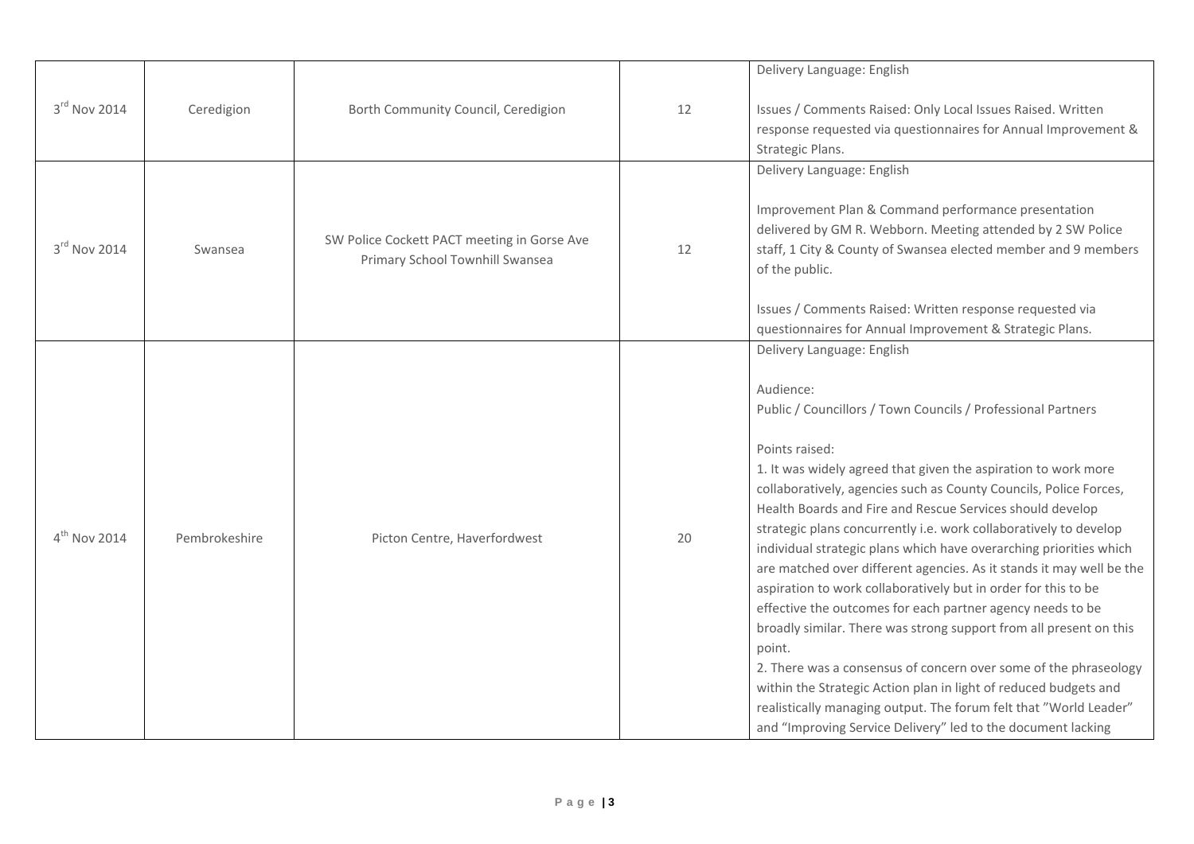| | | | | |
|---|---|---|---|---|
| 3rd Nov 2014 | Ceredigion | Borth Community Council, Ceredigion | 12 | Delivery Language: English<br><br>Issues / Comments Raised: Only Local Issues Raised. Written response requested via questionnaires for Annual Improvement & Strategic Plans. |
| 3rd Nov 2014 | Swansea | SW Police Cockett PACT meeting in Gorse Ave Primary School Townhill Swansea | 12 | Delivery Language: English<br><br>Improvement Plan & Command performance presentation delivered by GM R. Webborn. Meeting attended by 2 SW Police staff, 1 City & County of Swansea elected member and 9 members of the public.<br><br>Issues / Comments Raised: Written response requested via questionnaires for Annual Improvement & Strategic Plans. |
| 4th Nov 2014 | Pembrokeshire | Picton Centre, Haverfordwest | 20 | Delivery Language: English<br><br>Audience:<br>Public / Councillors / Town Councils / Professional Partners<br><br>Points raised:<br>1. It was widely agreed that given the aspiration to work more collaboratively, agencies such as County Councils, Police Forces, Health Boards and Fire and Rescue Services should develop strategic plans concurrently i.e. work collaboratively to develop individual strategic plans which have overarching priorities which are matched over different agencies. As it stands it may well be the aspiration to work collaboratively but in order for this to be effective the outcomes for each partner agency needs to be broadly similar. There was strong support from all present on this point.<br>2. There was a consensus of concern over some of the phraseology within the Strategic Action plan in light of reduced budgets and realistically managing output. The forum felt that "World Leader" and "Improving Service Delivery" led to the document lacking |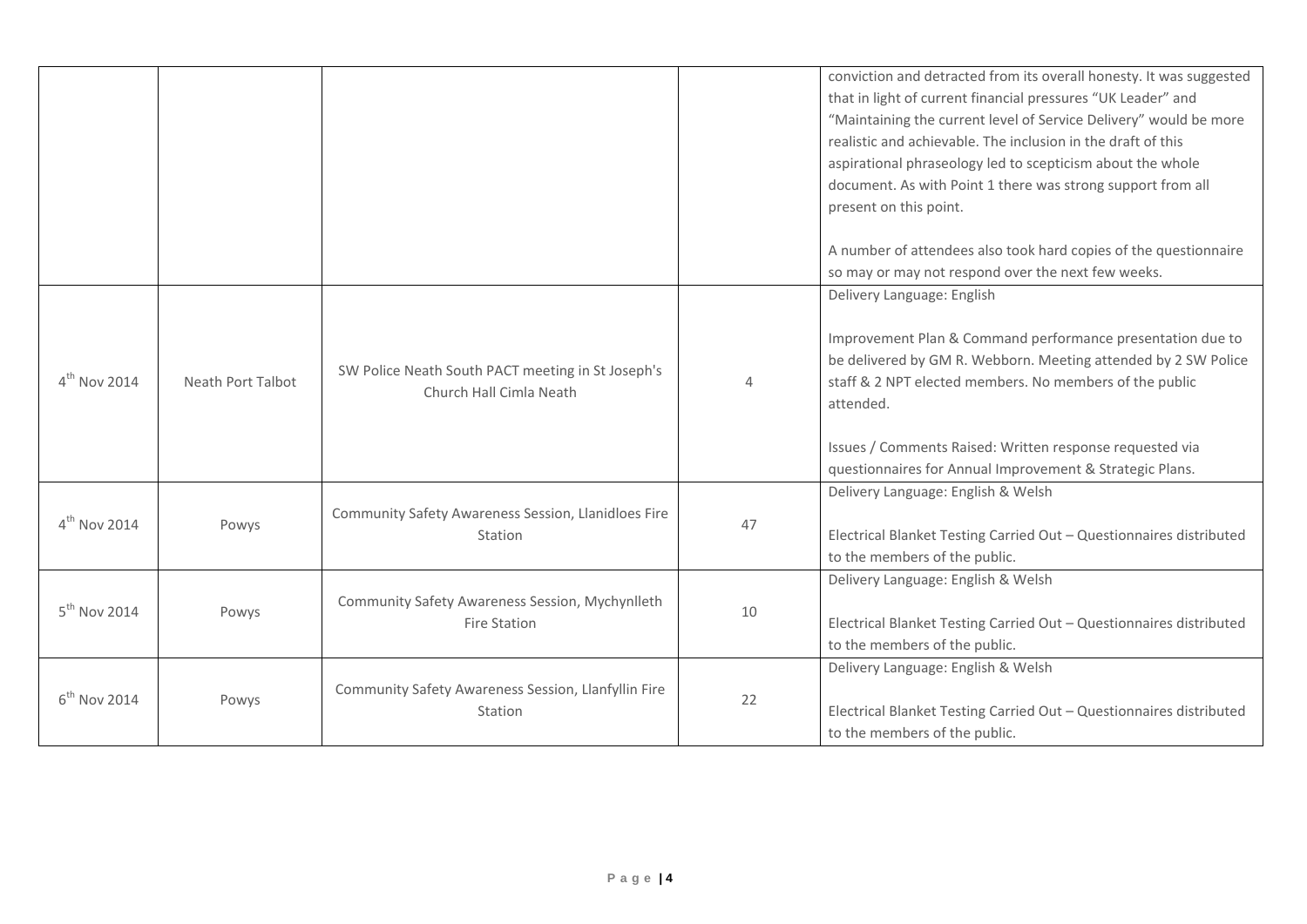| | | | | |
|---|---|---|---|---|
| | | | | conviction and detracted from its overall honesty. It was suggested that in light of current financial pressures "UK Leader" and "Maintaining the current level of Service Delivery" would be more realistic and achievable. The inclusion in the draft of this aspirational phraseology led to scepticism about the whole document. As with Point 1 there was strong support from all present on this point.<br><br>A number of attendees also took hard copies of the questionnaire so may or may not respond over the next few weeks. |
| 4th Nov 2014 | Neath Port Talbot | SW Police Neath South PACT meeting in St Joseph's Church Hall Cimla Neath | 4 | Delivery Language: English<br><br>Improvement Plan & Command performance presentation due to be delivered by GM R. Webborn. Meeting attended by 2 SW Police staff & 2 NPT elected members. No members of the public attended.<br><br>Issues / Comments Raised: Written response requested via questionnaires for Annual Improvement & Strategic Plans. |
| 4th Nov 2014 | Powys | Community Safety Awareness Session, Llanidloes Fire Station | 47 | Delivery Language: English & Welsh<br><br>Electrical Blanket Testing Carried Out – Questionnaires distributed to the members of the public. |
| 5th Nov 2014 | Powys | Community Safety Awareness Session, Mychynlleth Fire Station | 10 | Delivery Language: English & Welsh<br><br>Electrical Blanket Testing Carried Out – Questionnaires distributed to the members of the public. |
| 6th Nov 2014 | Powys | Community Safety Awareness Session, Llanfyllin Fire Station | 22 | Delivery Language: English & Welsh<br><br>Electrical Blanket Testing Carried Out – Questionnaires distributed to the members of the public. |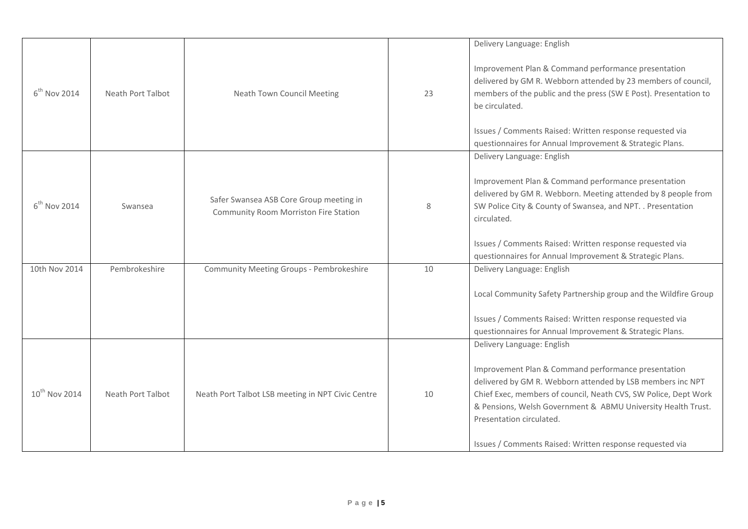| | | | | |
|---|---|---|---|---|
| 6th Nov 2014 | Neath Port Talbot | Neath Town Council Meeting | 23 | Delivery Language: English<br><br>Improvement Plan & Command performance presentation delivered by GM R. Webborn attended by 23 members of council, members of the public and the press (SW E Post). Presentation to be circulated.<br><br>Issues / Comments Raised: Written response requested via questionnaires for Annual Improvement & Strategic Plans. |
| 6th Nov 2014 | Swansea | Safer Swansea ASB Core Group meeting in Community Room Morriston Fire Station | 8 | Delivery Language: English<br><br>Improvement Plan & Command performance presentation delivered by GM R. Webborn. Meeting attended by 8 people from SW Police City & County of Swansea, and NPT. . Presentation circulated.<br><br>Issues / Comments Raised: Written response requested via questionnaires for Annual Improvement & Strategic Plans. |
| 10th Nov 2014 | Pembrokeshire | Community Meeting Groups - Pembrokeshire | 10 | Delivery Language: English<br><br>Local Community Safety Partnership group and the Wildfire Group<br><br>Issues / Comments Raised: Written response requested via questionnaires for Annual Improvement & Strategic Plans. |
| 10th Nov 2014 | Neath Port Talbot | Neath Port Talbot LSB meeting in NPT Civic Centre | 10 | Delivery Language: English<br><br>Improvement Plan & Command performance presentation delivered by GM R. Webborn attended by LSB members inc NPT Chief Exec, members of council, Neath CVS, SW Police, Dept Work & Pensions, Welsh Government & ABMU University Health Trust. Presentation circulated.<br><br>Issues / Comments Raised: Written response requested via |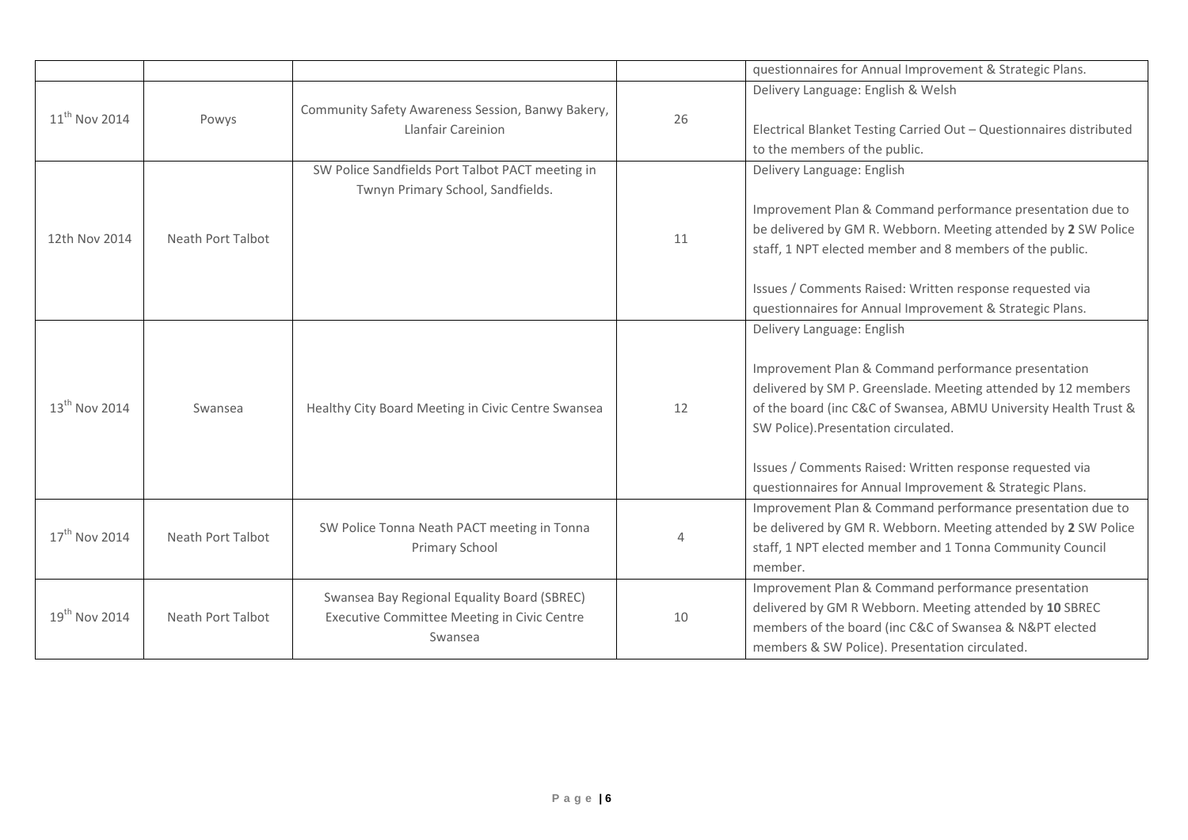| | | | | |
|---|---|---|---|---|
| | | | | questionnaires for Annual Improvement & Strategic Plans. |
| 11[th] Nov 2014 | Powys | Community Safety Awareness Session, Banwy Bakery, Llanfair Careinion | 26 | Delivery Language: English & Welsh<br><br>Electrical Blanket Testing Carried Out – Questionnaires distributed to the members of the public. |
| 12th Nov 2014 | Neath Port Talbot | SW Police Sandfields Port Talbot PACT meeting in Twnyn Primary School, Sandfields. | 11 | Delivery Language: English<br><br>Improvement Plan & Command performance presentation due to be delivered by GM R. Webborn. Meeting attended by **2** SW Police staff, 1 NPT elected member and 8 members of the public.<br><br>Issues / Comments Raised: Written response requested via questionnaires for Annual Improvement & Strategic Plans. |
| 13[th] Nov 2014 | Swansea | Healthy City Board Meeting in Civic Centre Swansea | 12 | Delivery Language: English<br><br>Improvement Plan & Command performance presentation delivered by SM P. Greenslade. Meeting attended by 12 members of the board (inc C&C of Swansea, ABMU University Health Trust & SW Police).Presentation circulated.<br><br>Issues / Comments Raised: Written response requested via questionnaires for Annual Improvement & Strategic Plans. |
| 17[th] Nov 2014 | Neath Port Talbot | SW Police Tonna Neath PACT meeting in Tonna Primary School | 4 | Improvement Plan & Command performance presentation due to be delivered by GM R. Webborn. Meeting attended by **2** SW Police staff, 1 NPT elected member and 1 Tonna Community Council member. |
| 19[th] Nov 2014 | Neath Port Talbot | Swansea Bay Regional Equality Board (SBREC) Executive Committee Meeting in Civic Centre Swansea | 10 | Improvement Plan & Command performance presentation delivered by GM R Webborn. Meeting attended by **10** SBREC members of the board (inc C&C of Swansea & N&PT elected members & SW Police). Presentation circulated. |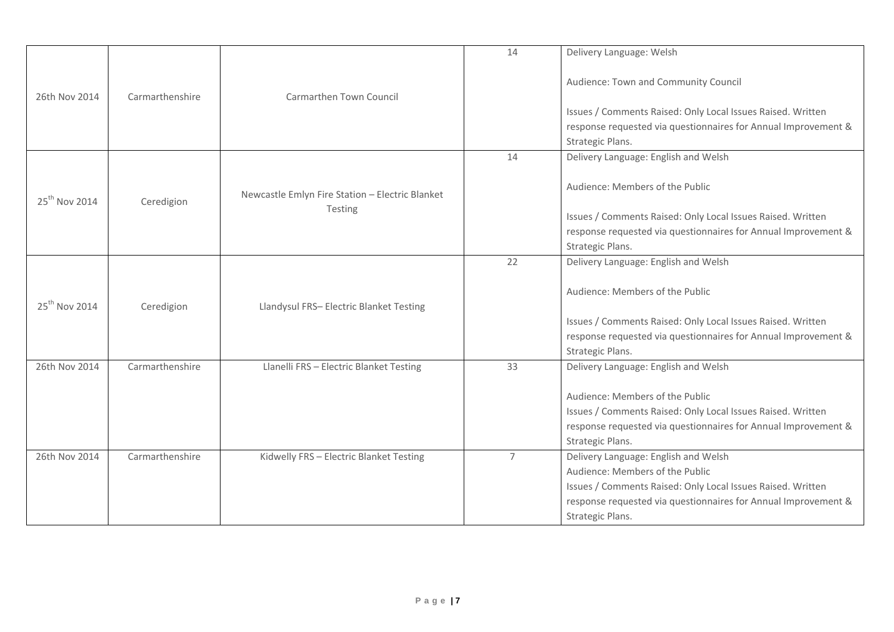| | | | | |
|---|---|---|---|---|
| 26th Nov 2014 | Carmarthenshire | Carmarthen Town Council | 14 | Delivery Language: Welsh<br><br>Audience: Town and Community Council<br><br>Issues / Comments Raised: Only Local Issues Raised. Written response requested via questionnaires for Annual Improvement & Strategic Plans. |
| 25th Nov 2014 | Ceredigion | Newcastle Emlyn Fire Station – Electric Blanket Testing | 14 | Delivery Language: English and Welsh<br><br>Audience: Members of the Public<br><br>Issues / Comments Raised: Only Local Issues Raised. Written response requested via questionnaires for Annual Improvement & Strategic Plans. |
| 25th Nov 2014 | Ceredigion | Llandysul FRS– Electric Blanket Testing | 22 | Delivery Language: English and Welsh<br><br>Audience: Members of the Public<br><br>Issues / Comments Raised: Only Local Issues Raised. Written response requested via questionnaires for Annual Improvement & Strategic Plans. |
| 26th Nov 2014 | Carmarthenshire | Llanelli FRS – Electric Blanket Testing | 33 | Delivery Language: English and Welsh<br><br>Audience: Members of the Public<br>Issues / Comments Raised: Only Local Issues Raised. Written response requested via questionnaires for Annual Improvement & Strategic Plans. |
| 26th Nov 2014 | Carmarthenshire | Kidwelly FRS – Electric Blanket Testing | 7 | Delivery Language: English and Welsh<br>Audience: Members of the Public<br>Issues / Comments Raised: Only Local Issues Raised. Written response requested via questionnaires for Annual Improvement & Strategic Plans. |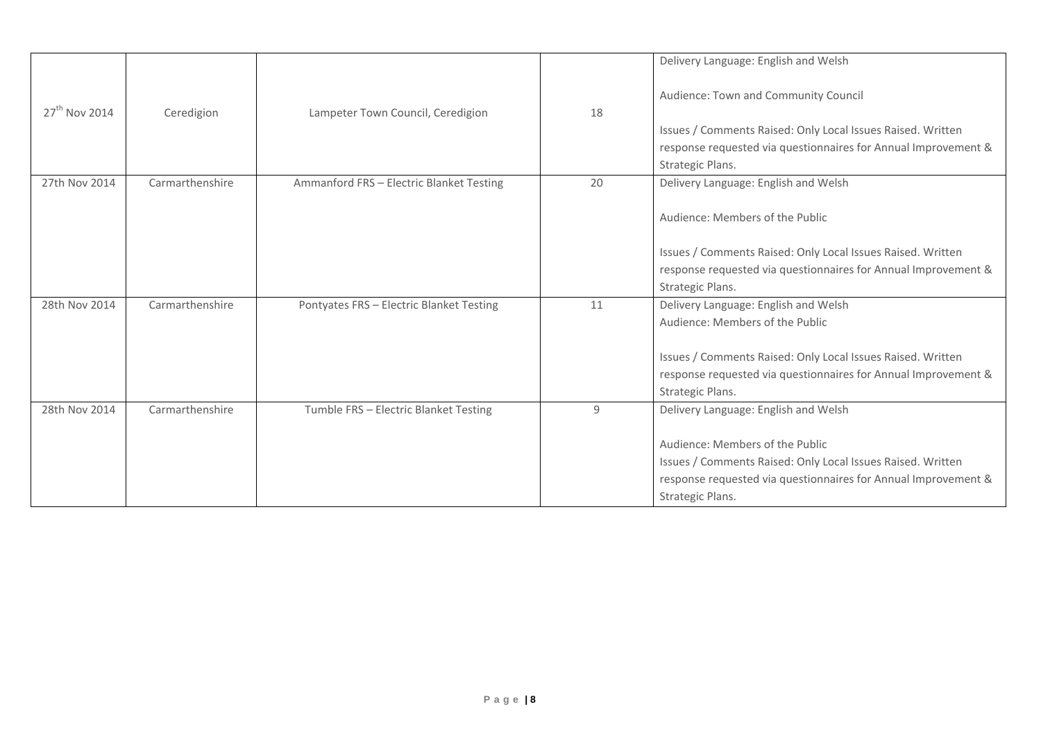| | | | | |
|---|---|---|---|---|
| 27th Nov 2014 | Ceredigion | Lampeter Town Council, Ceredigion | 18 | Delivery Language: English and Welsh<br><br>Audience: Town and Community Council<br><br>Issues / Comments Raised: Only Local Issues Raised. Written response requested via questionnaires for Annual Improvement & Strategic Plans. |
| 27th Nov 2014 | Carmarthenshire | Ammanford FRS – Electric Blanket Testing | 20 | Delivery Language: English and Welsh<br><br>Audience: Members of the Public<br><br>Issues / Comments Raised: Only Local Issues Raised. Written response requested via questionnaires for Annual Improvement & Strategic Plans. |
| 28th Nov 2014 | Carmarthenshire | Pontyates FRS – Electric Blanket Testing | 11 | Delivery Language: English and Welsh<br>Audience: Members of the Public<br><br>Issues / Comments Raised: Only Local Issues Raised. Written response requested via questionnaires for Annual Improvement & Strategic Plans. |
| 28th Nov 2014 | Carmarthenshire | Tumble FRS – Electric Blanket Testing | 9 | Delivery Language: English and Welsh<br><br>Audience: Members of the Public<br>Issues / Comments Raised: Only Local Issues Raised. Written response requested via questionnaires for Annual Improvement & Strategic Plans. |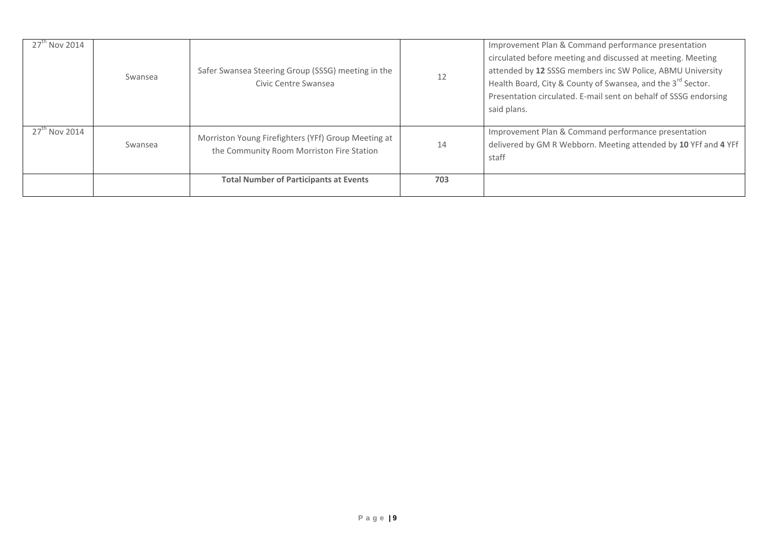| | | | | |
|---|---|---|---|---|
| 27th Nov 2014 | Swansea | Safer Swansea Steering Group (SSSG) meeting in the Civic Centre Swansea | 12 | Improvement Plan & Command performance presentation circulated before meeting and discussed at meeting. Meeting attended by **12** SSSG members inc SW Police, ABMU University Health Board, City & County of Swansea, and the 3rd Sector. Presentation circulated. E-mail sent on behalf of SSSG endorsing said plans. |
| 27th Nov 2014 | Swansea | Morriston Young Firefighters (YFf) Group Meeting at the Community Room Morriston Fire Station | 14 | Improvement Plan & Command performance presentation delivered by GM R Webborn. Meeting attended by **10** YFf and **4** YFf staff |
| | | **Total Number of Participants at Events** | **703** | |